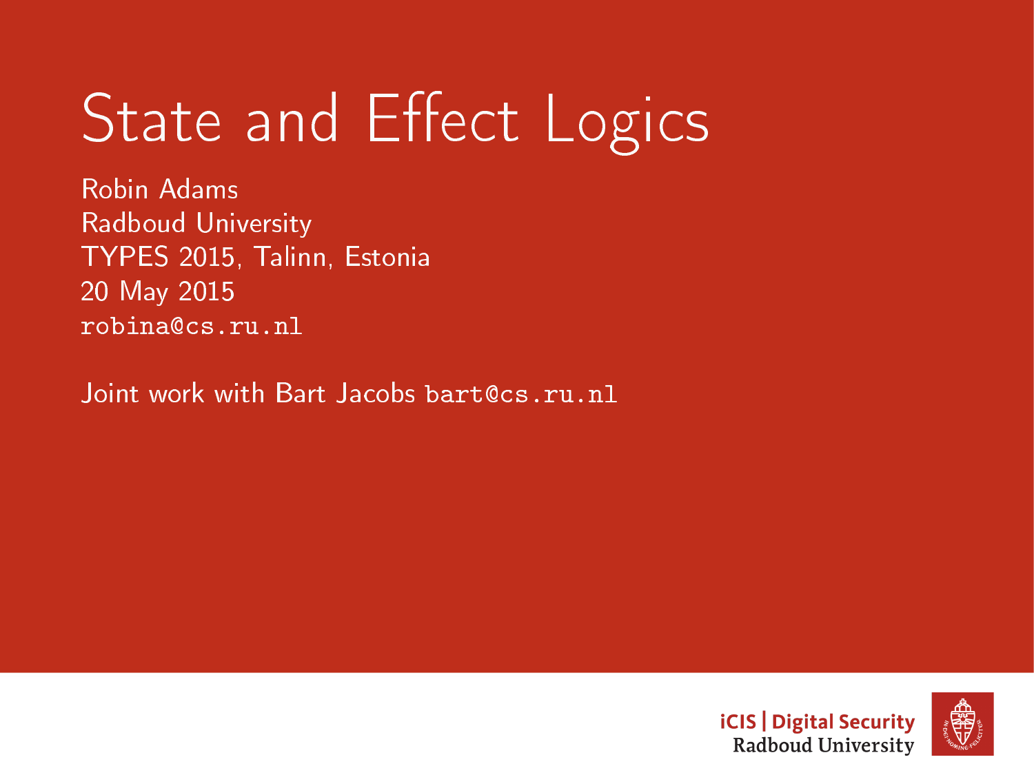# State and Effect Logics

Robin Adams
Radboud University
TYPES 2015, Talinn, Estonia
20 May 2015
robina@cs.ru.nl

Joint work with Bart Jacobs bart@cs.ru.nl

iCIS | Digital Security
Radboud University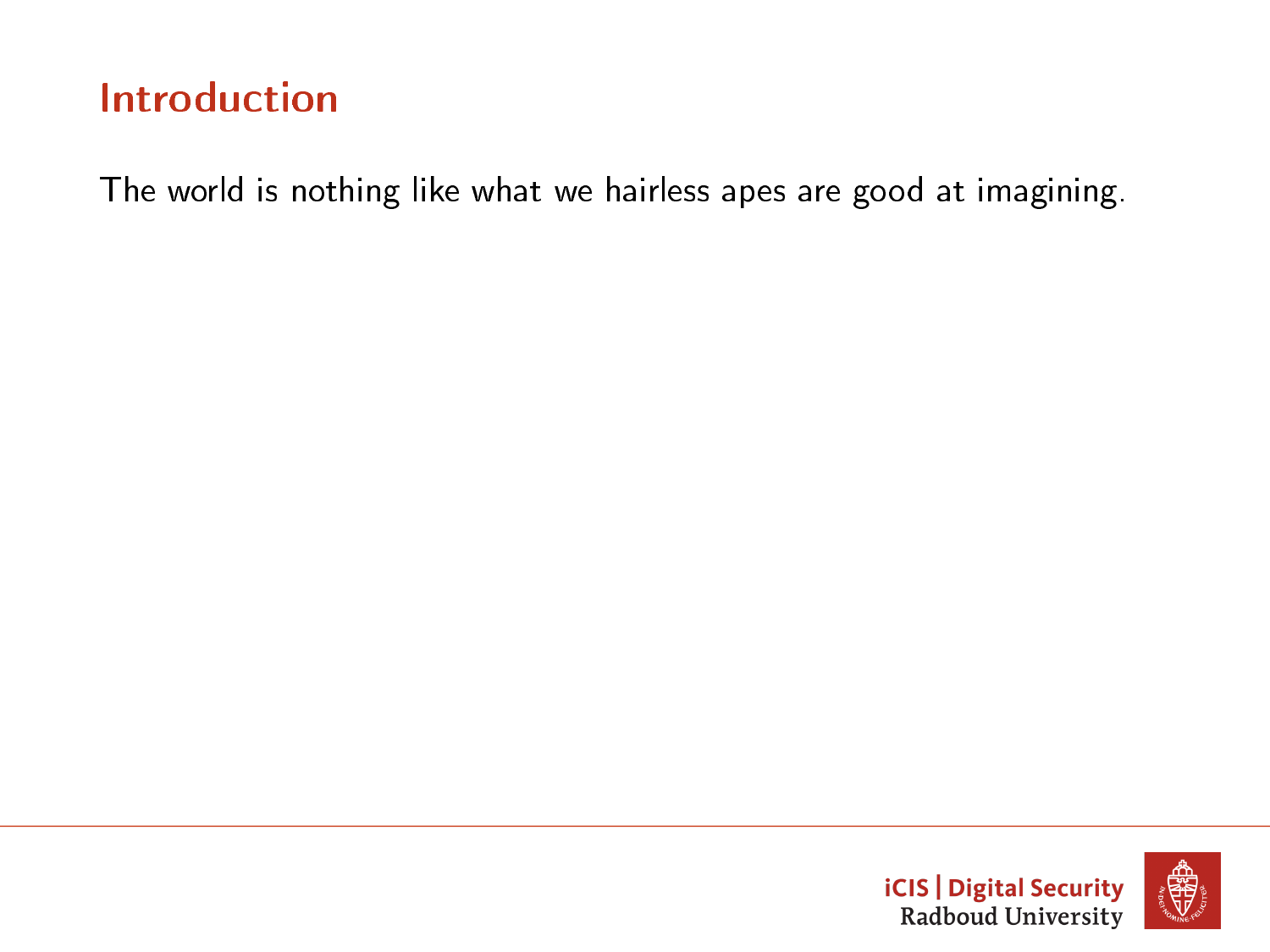# Introduction

The world is nothing like what we hairless apes are good at imagining.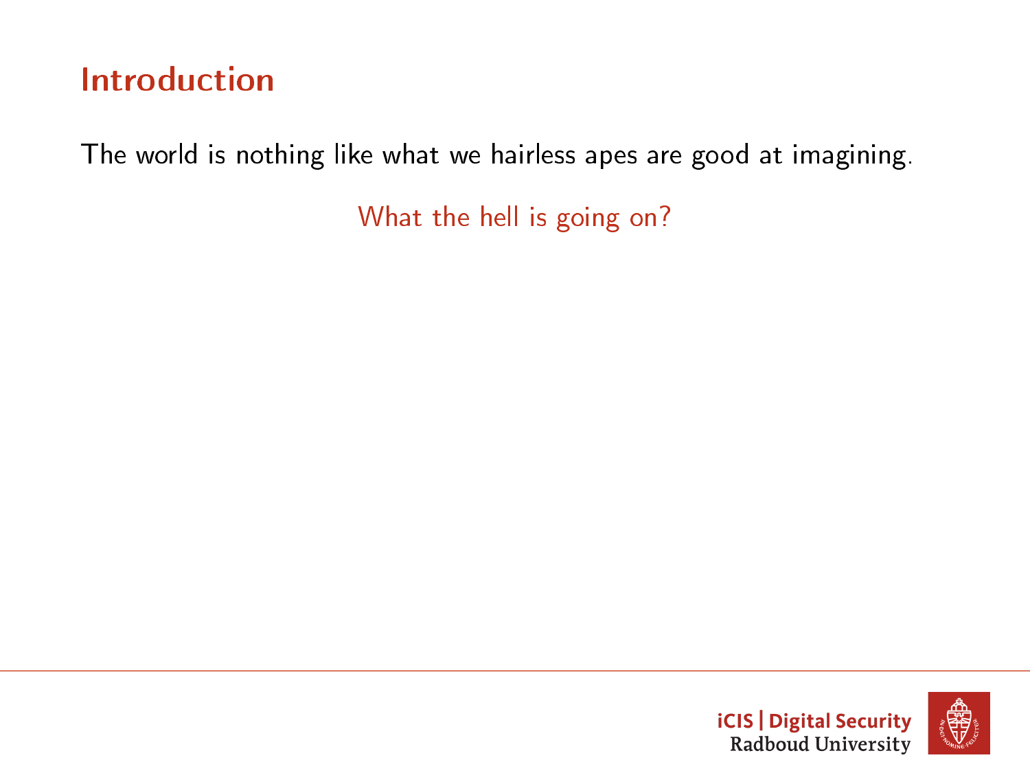# Introduction

The world is nothing like what we hairless apes are good at imagining.

What the hell is going on?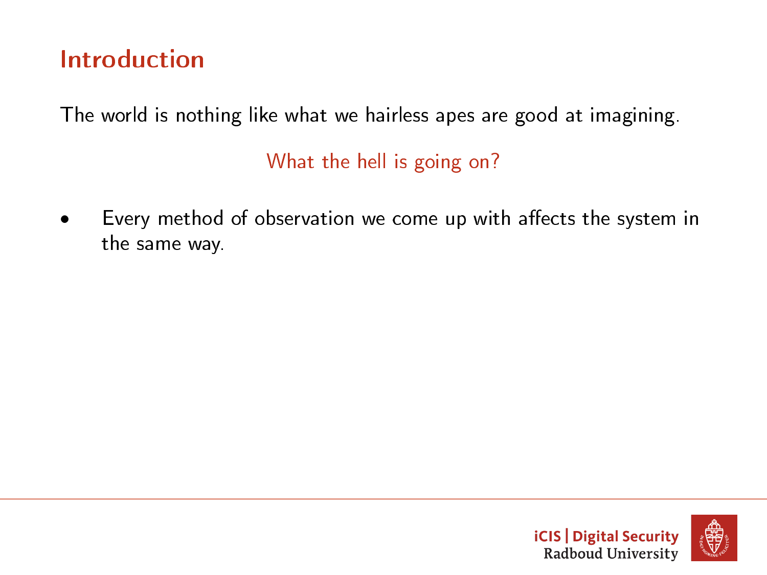## Introduction

The world is nothing like what we hairless apes are good at imagining.

What the hell is going on?

- Every method of observation we come up with affects the system in the same way.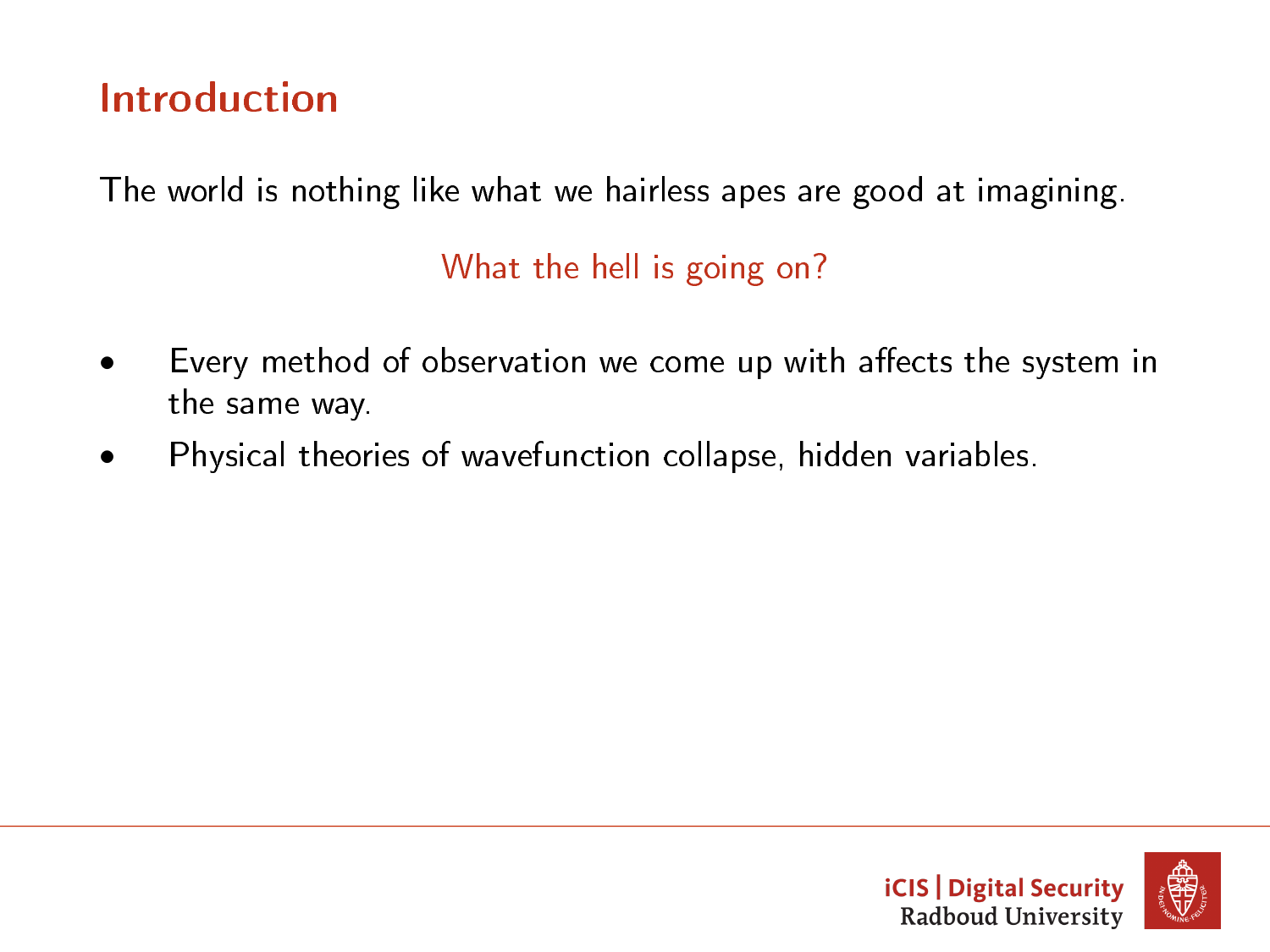# Introduction

The world is nothing like what we hairless apes are good at imagining.

What the hell is going on?

- Every method of observation we come up with affects the system in the same way.
- Physical theories of wavefunction collapse, hidden variables.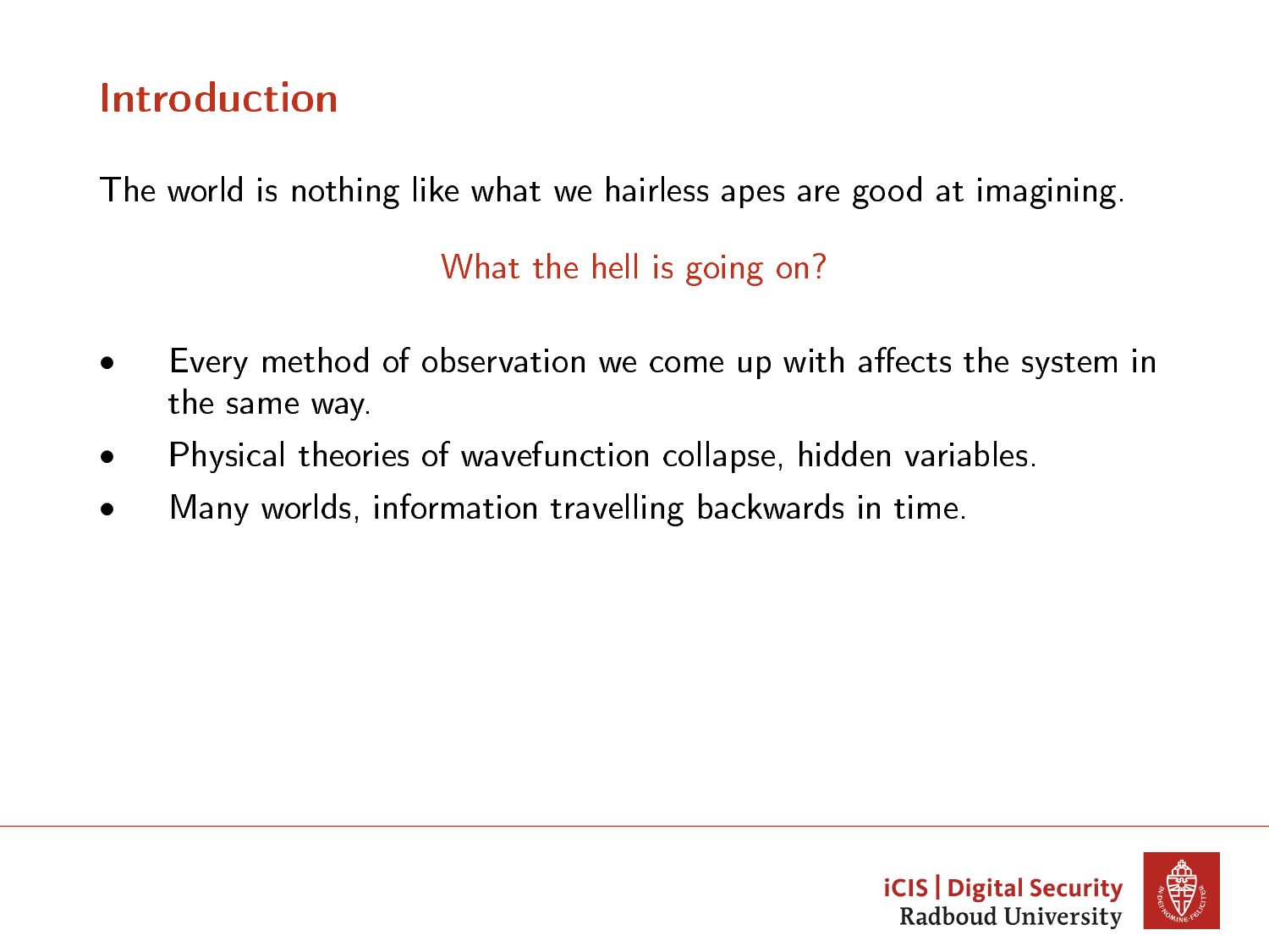# Introduction

The world is nothing like what we hairless apes are good at imagining.

What the hell is going on?

- Every method of observation we come up with affects the system in the same way.
- Physical theories of wavefunction collapse, hidden variables.
- Many worlds, information travelling backwards in time.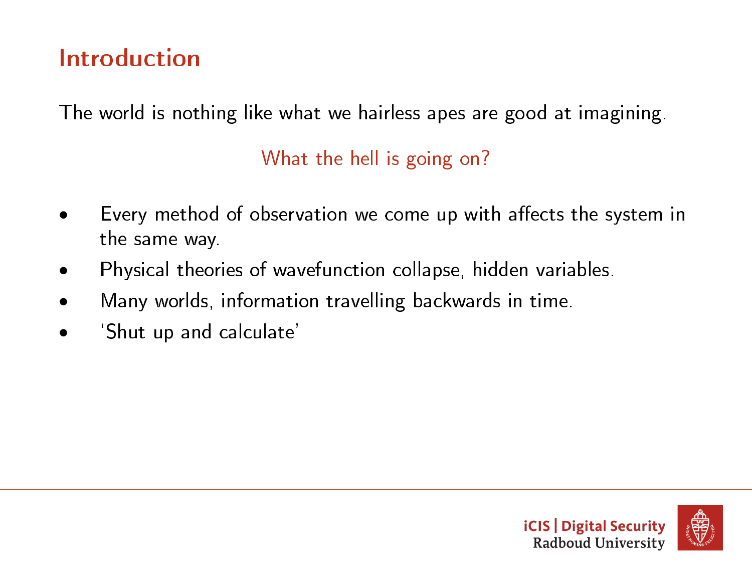# Introduction

The world is nothing like what we hairless apes are good at imagining.

What the hell is going on?

- Every method of observation we come up with affects the system in the same way.
- Physical theories of wavefunction collapse, hidden variables.
- Many worlds, information travelling backwards in time.
- 'Shut up and calculate'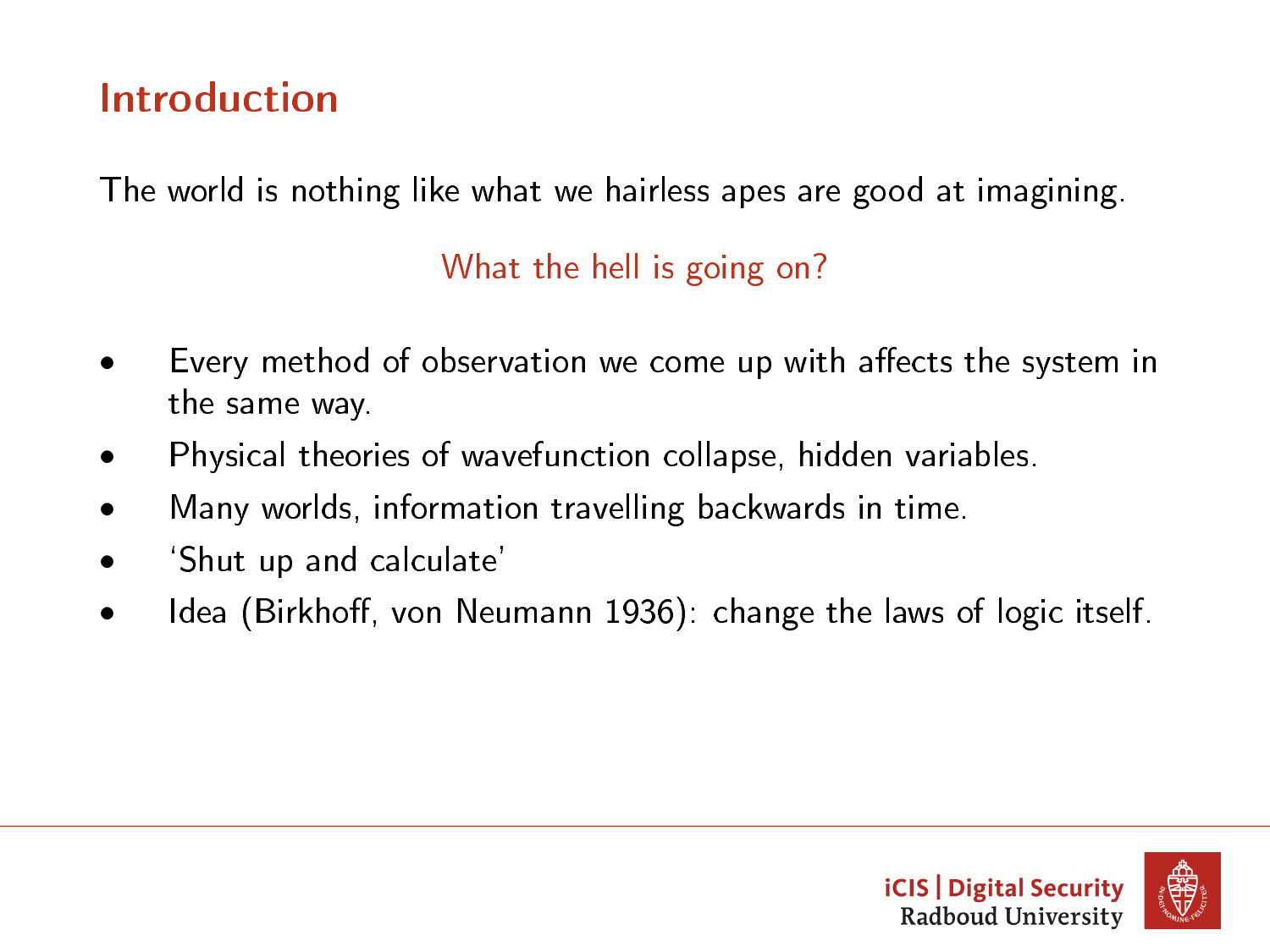# Introduction

The world is nothing like what we hairless apes are good at imagining.

What the hell is going on?

- Every method of observation we come up with affects the system in the same way.
- Physical theories of wavefunction collapse, hidden variables.
- Many worlds, information travelling backwards in time.
- 'Shut up and calculate'
- Idea (Birkhoff, von Neumann 1936): change the laws of logic itself.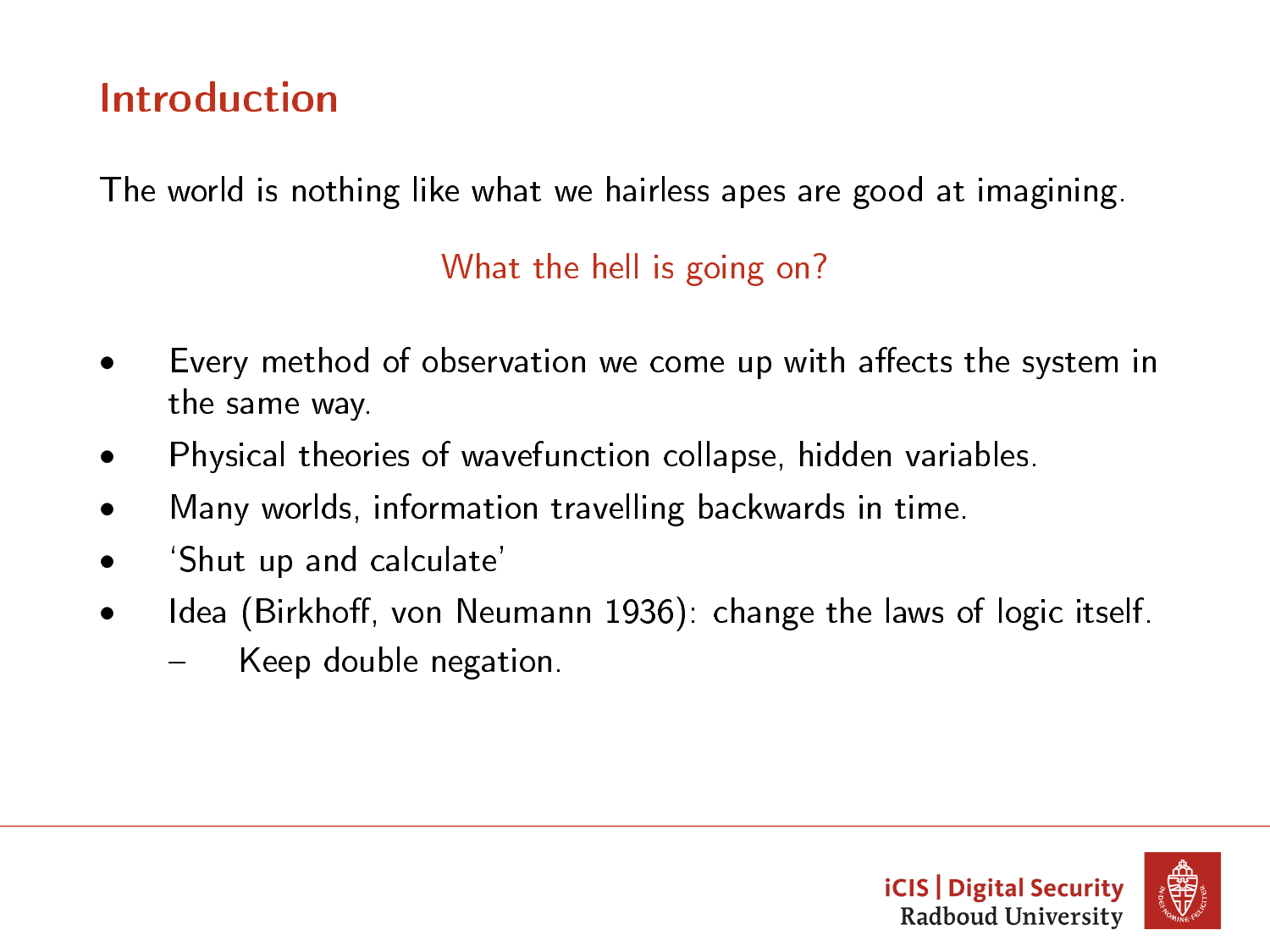## Introduction

The world is nothing like what we hairless apes are good at imagining.

What the hell is going on?

- Every method of observation we come up with affects the system in the same way.
- Physical theories of wavefunction collapse, hidden variables.
- Many worlds, information travelling backwards in time.
- 'Shut up and calculate'
- Idea (Birkhoff, von Neumann 1936): change the laws of logic itself.
  - Keep double negation.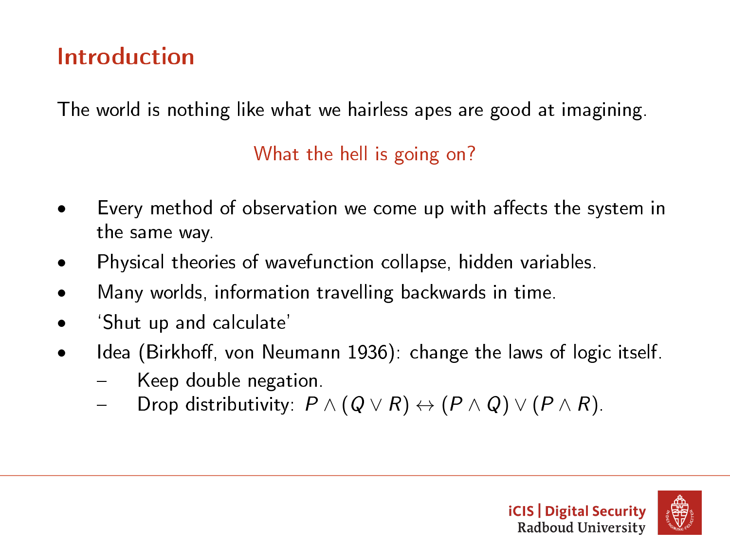# Introduction

The world is nothing like what we hairless apes are good at imagining.

What the hell is going on?

- Every method of observation we come up with affects the system in the same way.
- Physical theories of wavefunction collapse, hidden variables.
- Many worlds, information travelling backwards in time.
- 'Shut up and calculate'
- Idea (Birkhoff, von Neumann 1936): change the laws of logic itself.
  - Keep double negation.
  - Drop distributivity: $P \wedge (Q \vee R) \leftrightarrow (P \wedge Q) \vee (P \wedge R)$.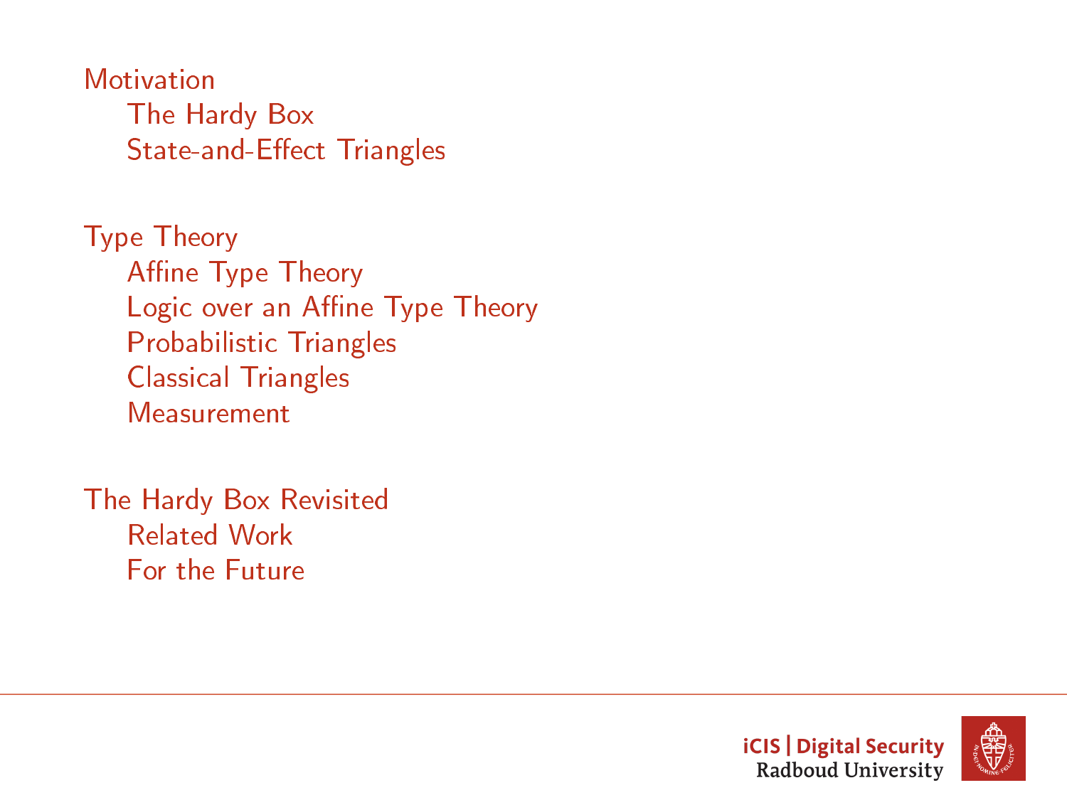- Motivation
    - The Hardy Box
    - State-and-Effect Triangles

- Type Theory
    - Affine Type Theory
    - Logic over an Affine Type Theory
    - Probabilistic Triangles
    - Classical Triangles
    - Measurement

- The Hardy Box Revisited
    - Related Work
    - For the Future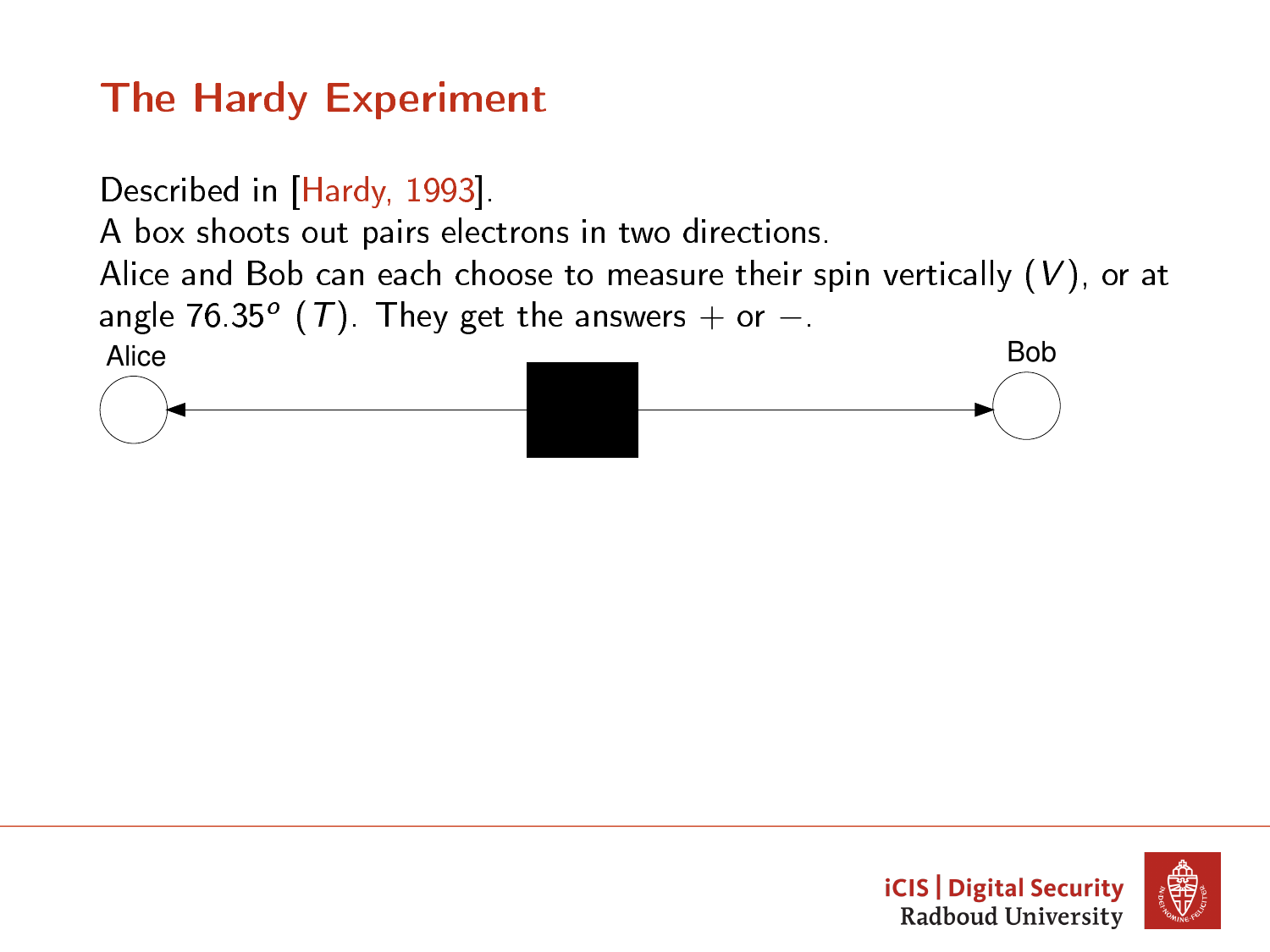# The Hardy Experiment

Described in [Hardy, 1993].
A box shoots out pairs electrons in two directions.
Alice and Bob can each choose to measure their spin vertically ($V$), or at angle $76.35^o$ ($T$). They get the answers $+$ or $-$.

Alice

Bob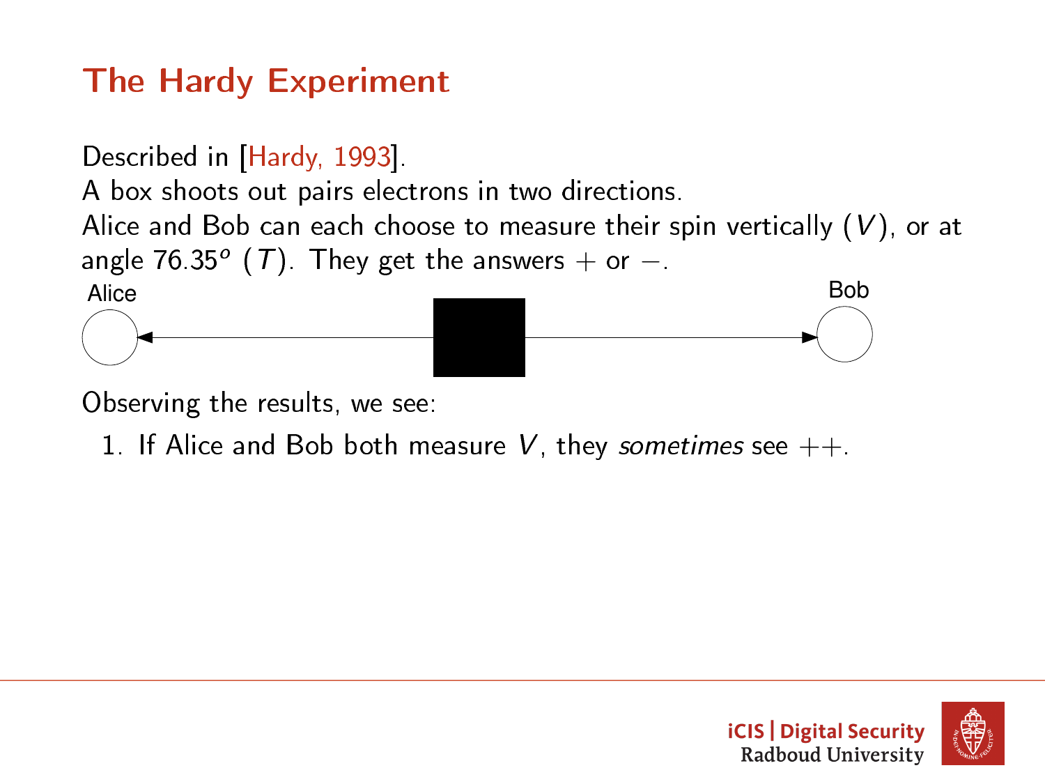# The Hardy Experiment

Described in [Hardy, 1993].
A box shoots out pairs electrons in two directions.
Alice and Bob can each choose to measure their spin vertically ($V$), or at angle $76.35^o$ ($T$). They get the answers $+$ or $-$.

Alice

Bob

Observing the results, we see:

1. If Alice and Bob both measure $V$, they *sometimes* see $++$.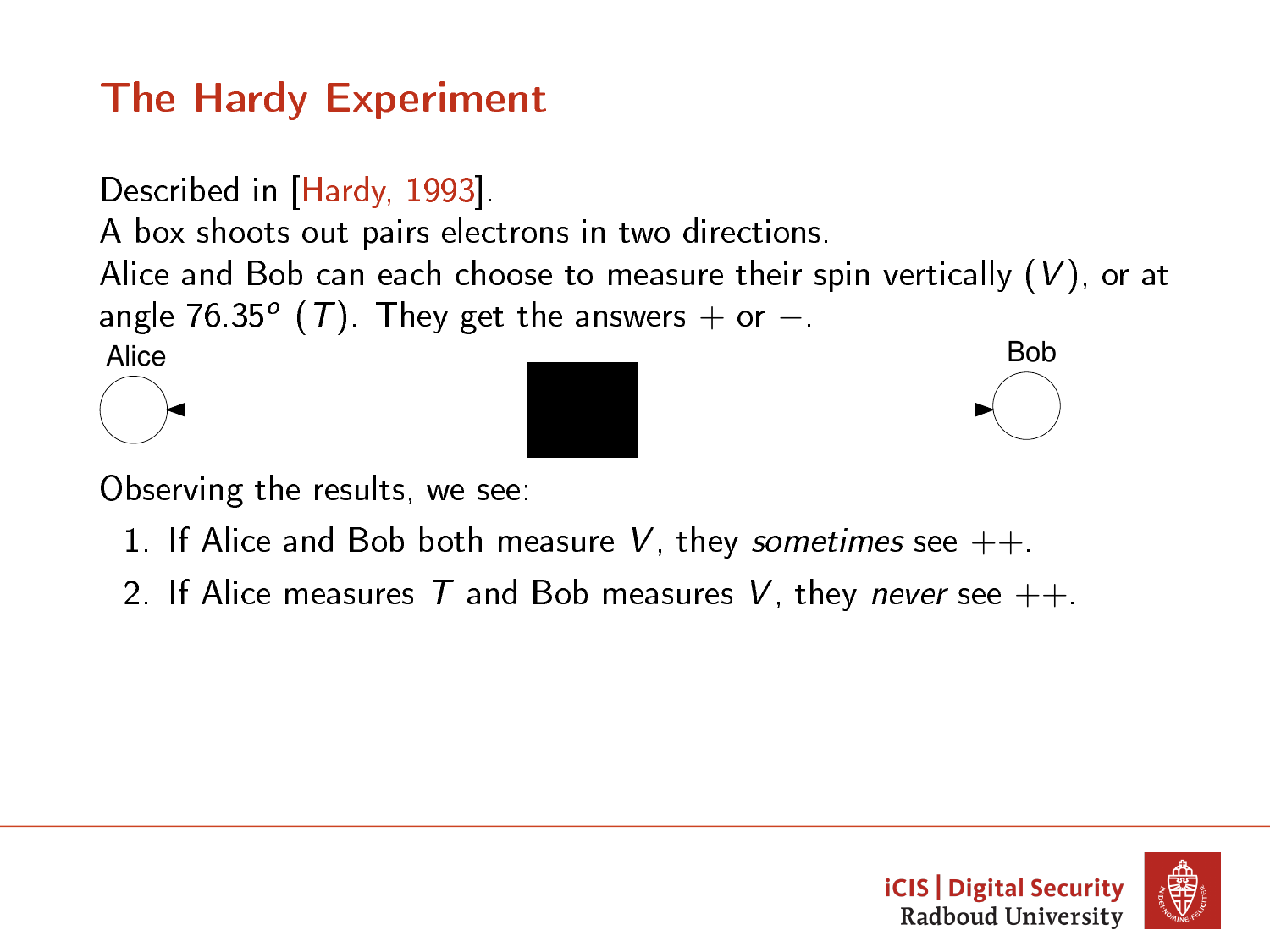# The Hardy Experiment

Described in [Hardy, 1993].
A box shoots out pairs electrons in two directions.
Alice and Bob can each choose to measure their spin vertically ($V$), or at angle $76.35^o$ ($T$). They get the answers $+$ or $-$.

Alice

Bob

Observing the results, we see:

1. If Alice and Bob both measure $V$, they *sometimes* see $++$.
2. If Alice measures $T$ and Bob measures $V$, they *never* see $++$.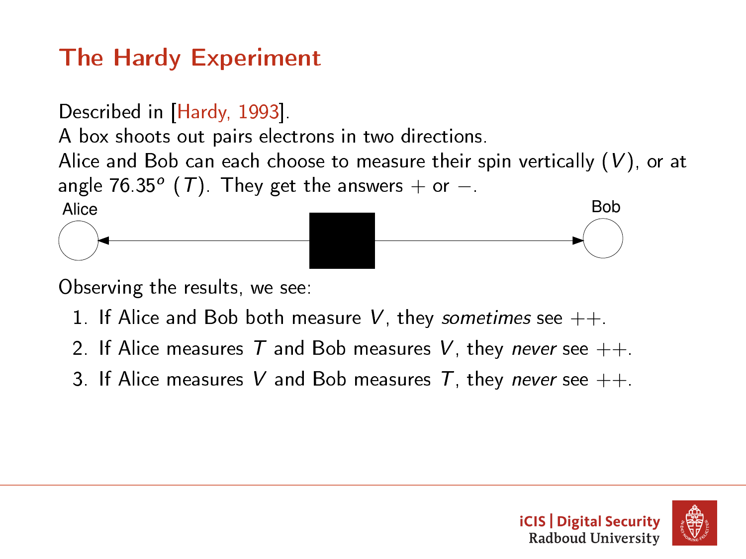# The Hardy Experiment

Described in [Hardy, 1993].
A box shoots out pairs electrons in two directions.
Alice and Bob can each choose to measure their spin vertically ($V$), or at angle $76.35^o$ ($T$). They get the answers $+$ or $-$.

Alice — Bob

Observing the results, we see:

1. If Alice and Bob both measure $V$, they *sometimes* see $++$.
2. If Alice measures $T$ and Bob measures $V$, they *never* see $++$.
3. If Alice measures $V$ and Bob measures $T$, they *never* see $++$.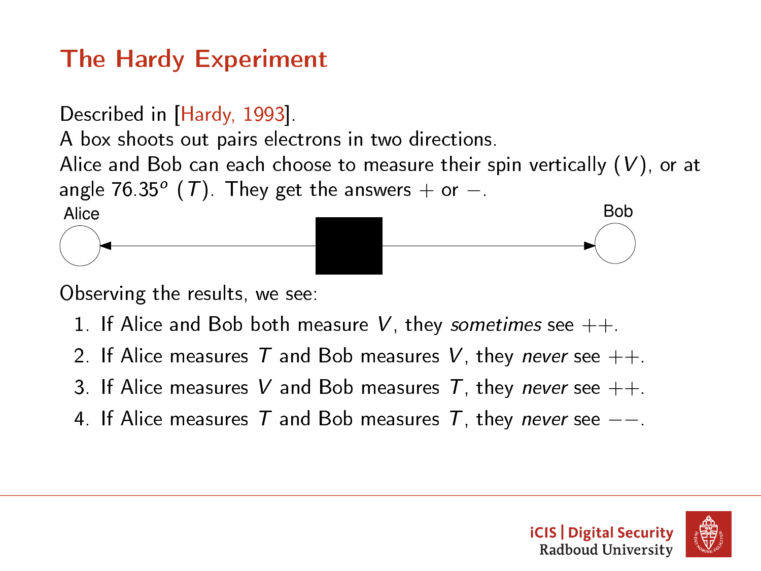# The Hardy Experiment

Described in [Hardy, 1993].
A box shoots out pairs electrons in two directions.
Alice and Bob can each choose to measure their spin vertically ($V$), or at angle $76.35^o$ ($T$). They get the answers $+$ or $-$.

Alice

Bob

Observing the results, we see:

1. If Alice and Bob both measure $V$, they *sometimes* see $++$.
2. If Alice measures $T$ and Bob measures $V$, they *never* see $++$.
3. If Alice measures $V$ and Bob measures $T$, they *never* see $++$.
4. If Alice measures $T$ and Bob measures $T$, they *never* see $--$.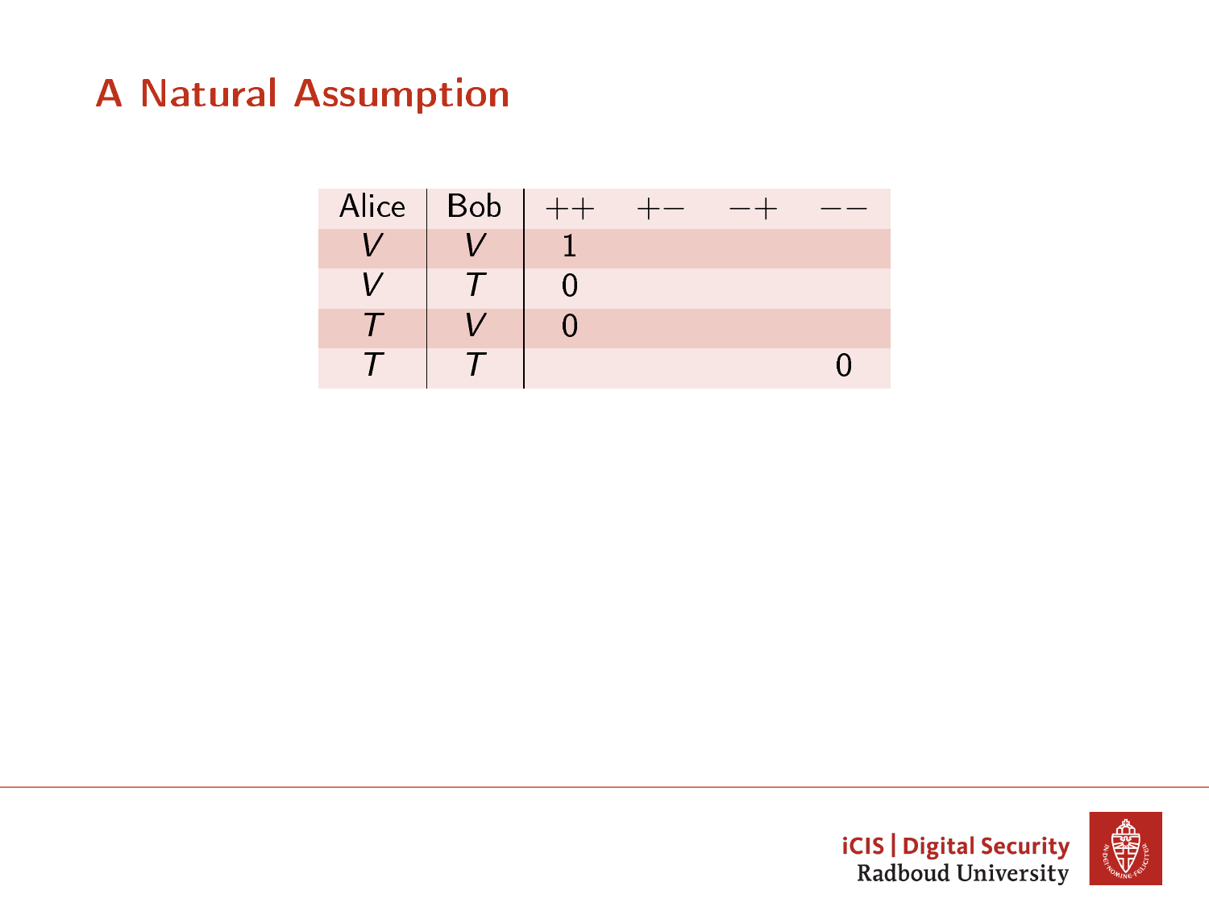# A Natural Assumption

| Alice | Bob | $++$ | $+-$ | $-+$ | $--$ |
|---|---|---|---|---|---|
| $V$ | $V$ | 1 | | | |
| $V$ | $T$ | 0 | | | |
| $T$ | $V$ | 0 | | | |
| $T$ | $T$ | | | | 0 |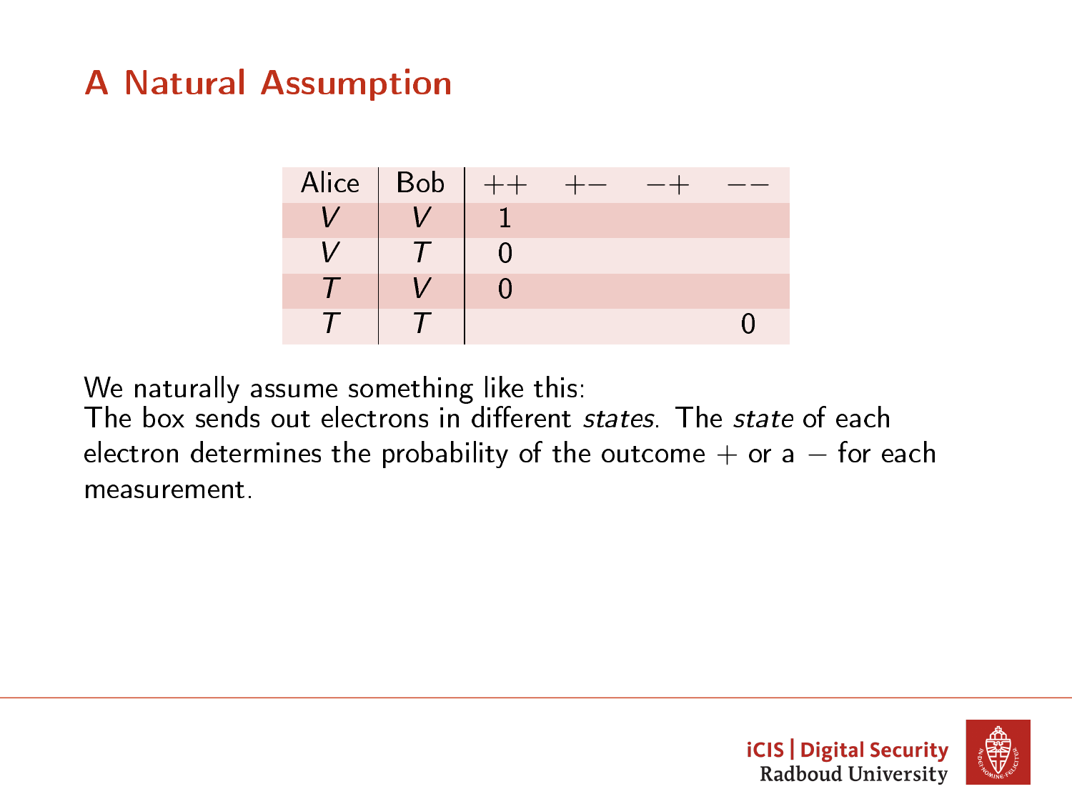## A Natural Assumption

| Alice | Bob | $++$ | $+-$ | $-+$ | $--$ |
|---|---|---|---|---|---|
| $V$ | $V$ | 1 | | | |
| $V$ | $T$ | 0 | | | |
| $T$ | $V$ | 0 | | | |
| $T$ | $T$ | | | | 0 |

We naturally assume something like this:
The box sends out electrons in different *states*. The *state* of each electron determines the probability of the outcome $+$ or a $-$ for each measurement.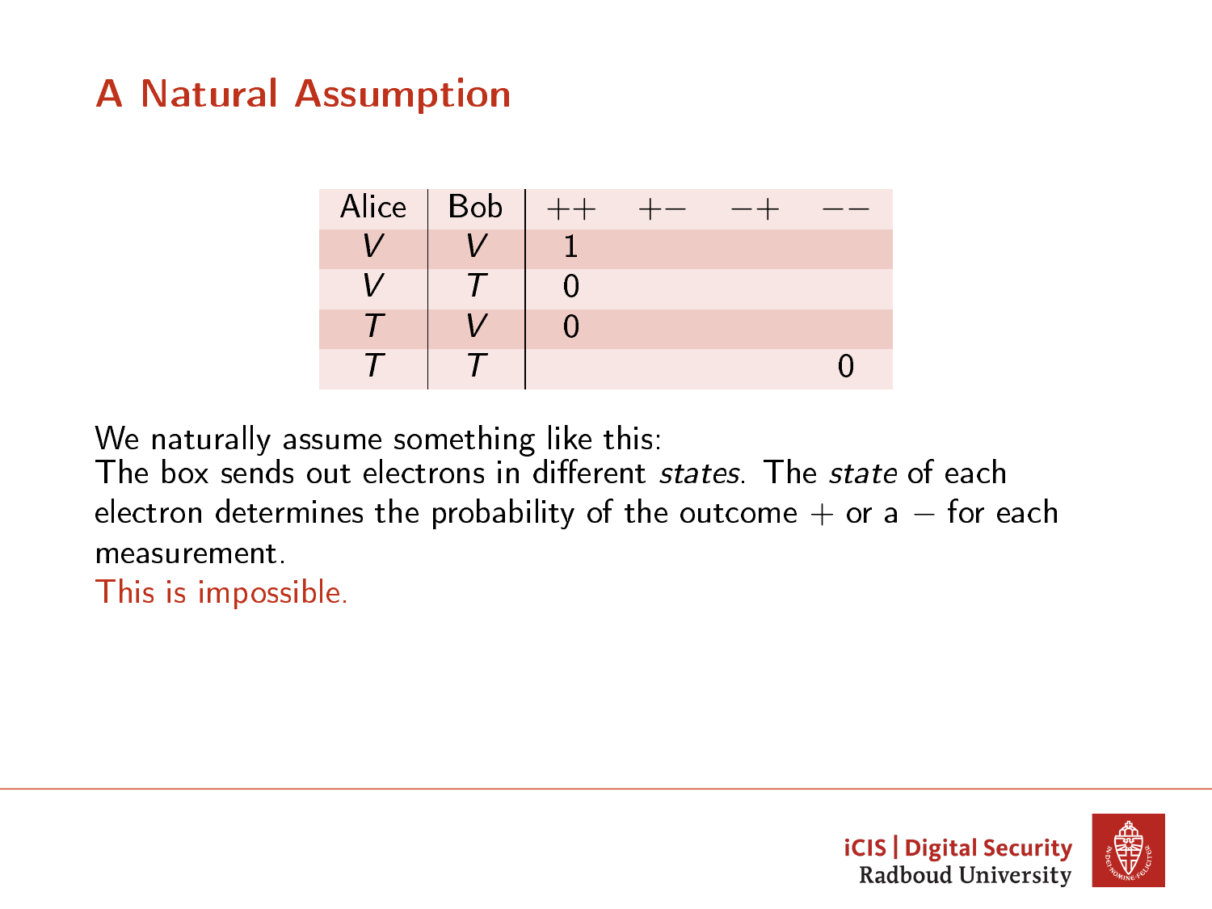# A Natural Assumption

| Alice | Bob | $++$ | $+-$ | $-+$ | $--$ |
|---|---|---|---|---|---|
| $V$ | $V$ | 1 | | | |
| $V$ | $T$ | 0 | | | |
| $T$ | $V$ | 0 | | | |
| $T$ | $T$ | | | | 0 |

We naturally assume something like this:
The box sends out electrons in different *states*. The *state* of each electron determines the probability of the outcome $+$ or a $-$ for each measurement.
This is impossible.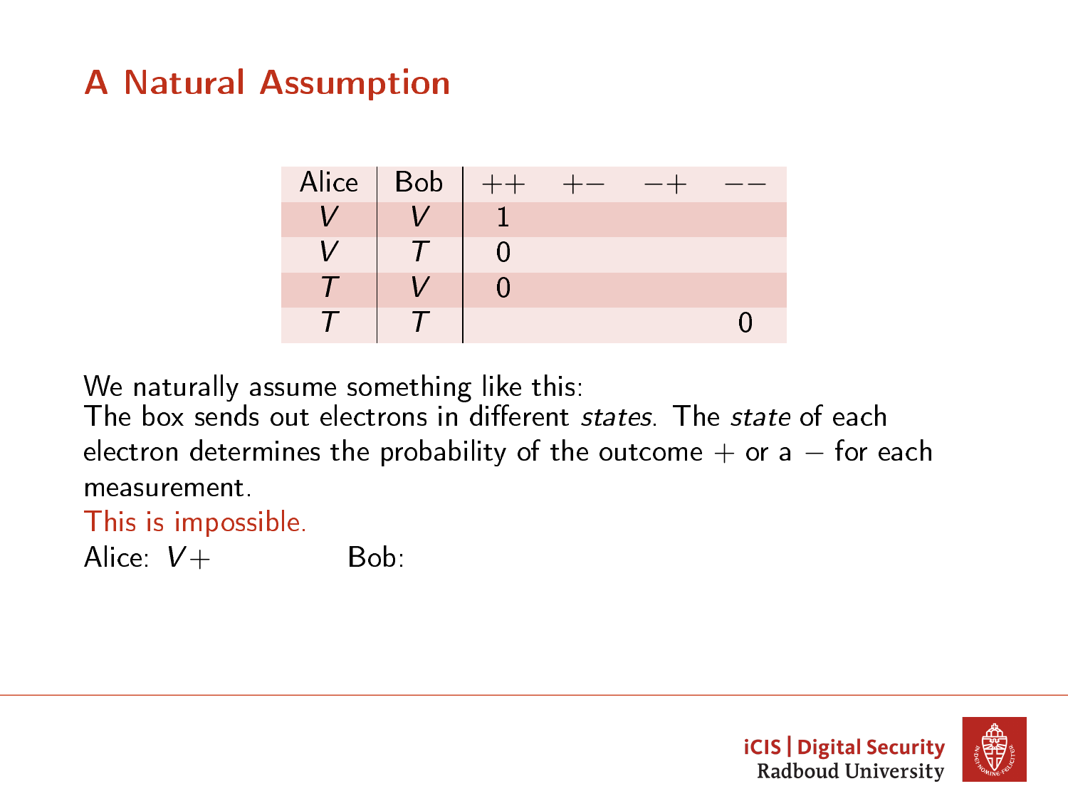# A Natural Assumption

| Alice | Bob | ++ | +− | −+ | −− |
|---|---|---|---|---|---|
| $V$ | $V$ | 1 | | | |
| $V$ | $T$ | 0 | | | |
| $T$ | $V$ | 0 | | | |
| $T$ | $T$ | | | | 0 |

We naturally assume something like this:
The box sends out electrons in different *states*. The *state* of each electron determines the probability of the outcome + or a − for each measurement.

This is impossible.

Alice: $V+$ Bob: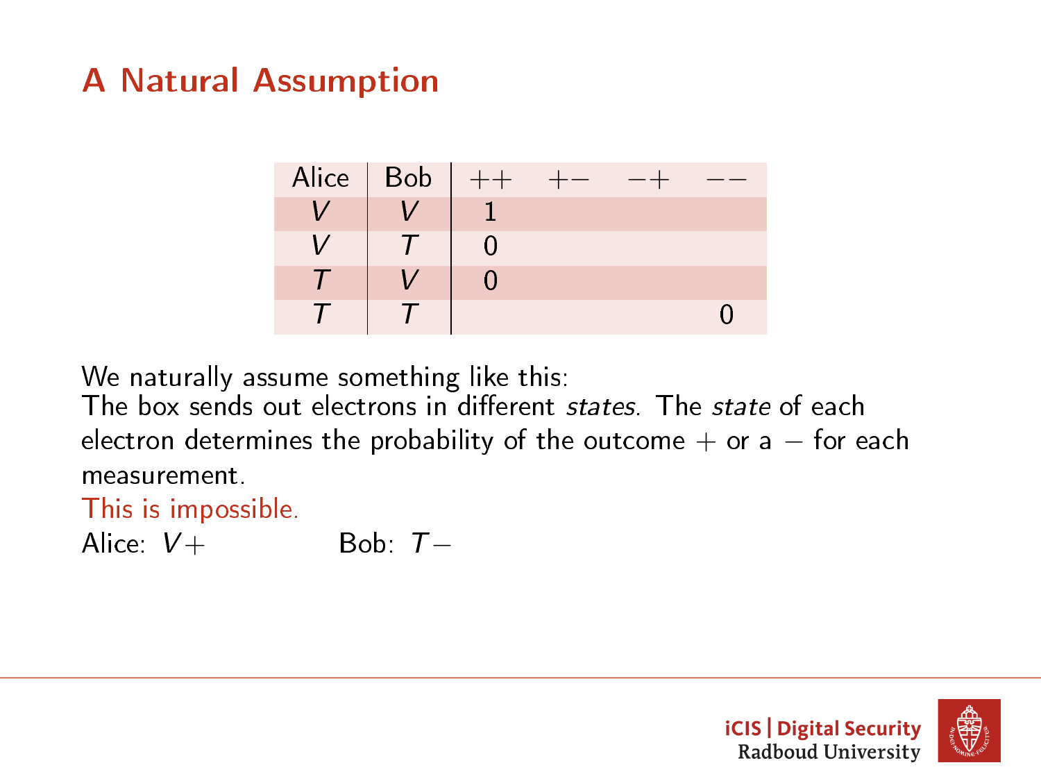# A Natural Assumption

| Alice | Bob | $++$ | $+-$ | $-+$ | $--$ |
|---|---|---|---|---|---|
| $V$ | $V$ | 1 | | | |
| $V$ | $T$ | 0 | | | |
| $T$ | $V$ | 0 | | | |
| $T$ | $T$ | | | | 0 |

We naturally assume something like this:
The box sends out electrons in different *states*. The *state* of each electron determines the probability of the outcome $+$ or a $-$ for each measurement.

This is impossible.

Alice: $V+$ Bob: $T-$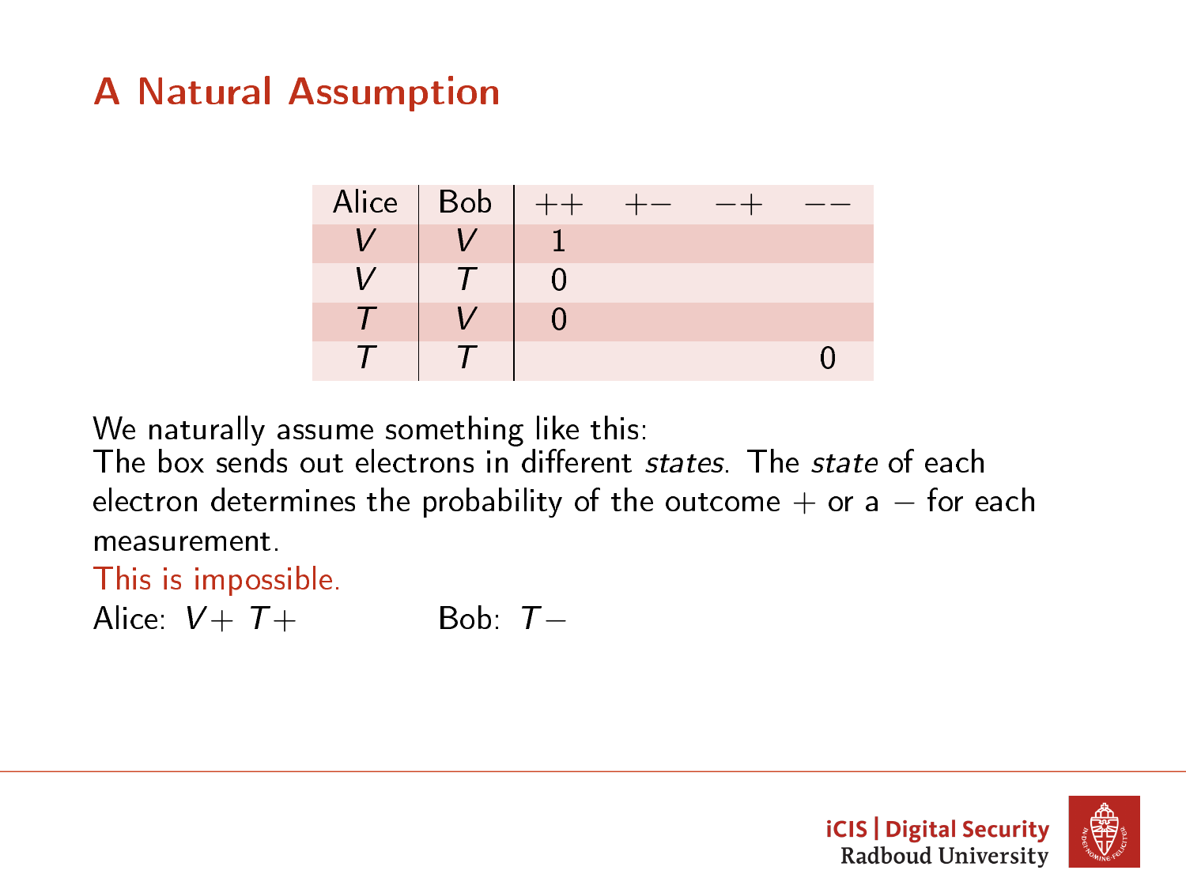# A Natural Assumption

| Alice | Bob | $++$ | $+-$ | $-+$ | $--$ |
|---|---|---|---|---|---|
| $V$ | $V$ | 1 | | | |
| $V$ | $T$ | 0 | | | |
| $T$ | $V$ | 0 | | | |
| $T$ | $T$ | | | | 0 |

We naturally assume something like this:
The box sends out electrons in different *states*. The *state* of each electron determines the probability of the outcome $+$ or a $-$ for each measurement.

This is impossible.

Alice: $V+$ $T+$ Bob: $T-$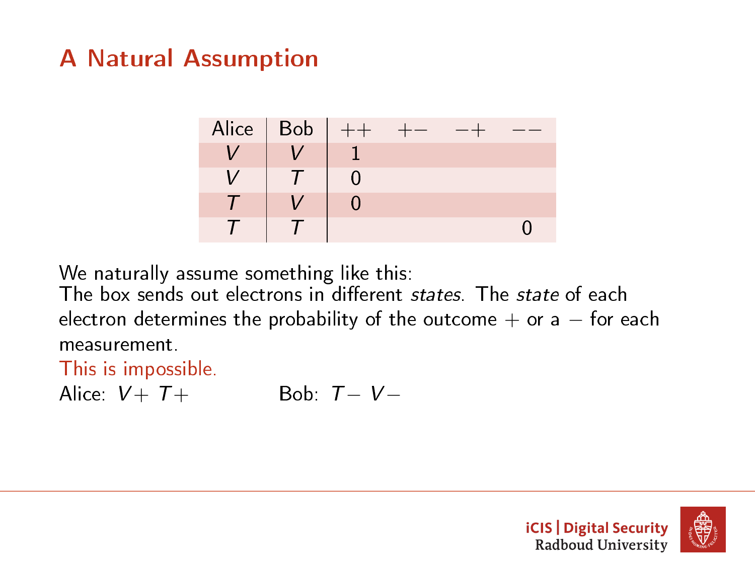# A Natural Assumption

| Alice | Bob | ++ | +− | −+ | −− |
|---|---|---|---|---|---|
| $V$ | $V$ | 1 | | | |
| $V$ | $T$ | 0 | | | |
| $T$ | $V$ | 0 | | | |
| $T$ | $T$ | | | | 0 |

We naturally assume something like this:
The box sends out electrons in different *states*. The *state* of each electron determines the probability of the outcome $+$ or a $-$ for each measurement.

This is impossible.

Alice: $V+$ $T+$ Bob: $T-$ $V-$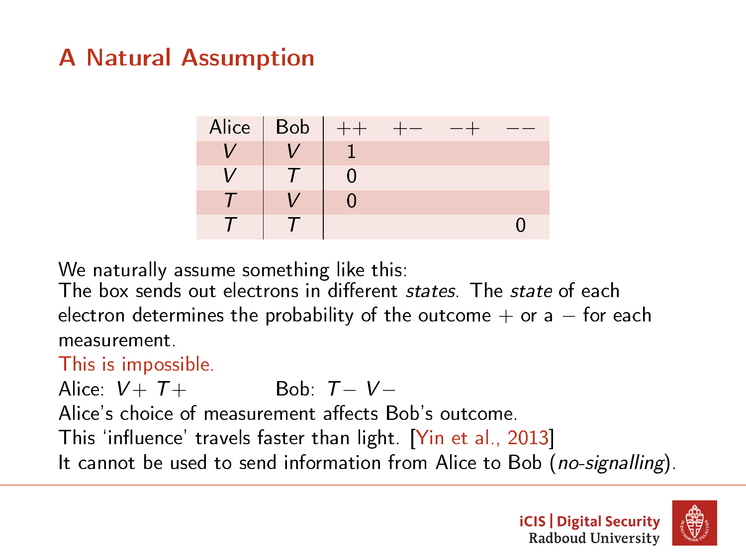# A Natural Assumption

| Alice | Bob | $++$ | $+-$ | $-+$ | $--$ |
|---|---|---|---|---|---|
| $V$ | $V$ | 1 | | | |
| $V$ | $T$ | 0 | | | |
| $T$ | $V$ | 0 | | | |
| $T$ | $T$ | | | | 0 |

We naturally assume something like this:
The box sends out electrons in different *states*. The *state* of each electron determines the probability of the outcome $+$ or a $-$ for each measurement.

This is impossible.

Alice: $V+$ $T+$ Bob: $T-$ $V-$

Alice's choice of measurement affects Bob's outcome.

This 'influence' travels faster than light. [Yin et al., 2013]

It cannot be used to send information from Alice to Bob (*no-signalling*).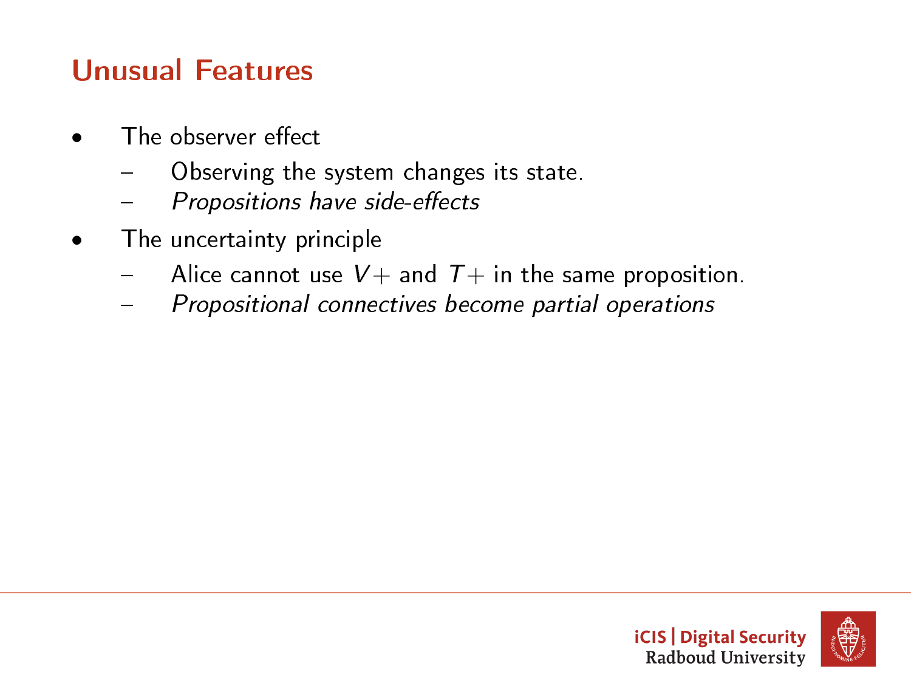# Unusual Features

- The observer effect
  - Observing the system changes its state.
  - *Propositions have side-effects*
- The uncertainty principle
  - Alice cannot use $V+$ and $T+$ in the same proposition.
  - *Propositional connectives become partial operations*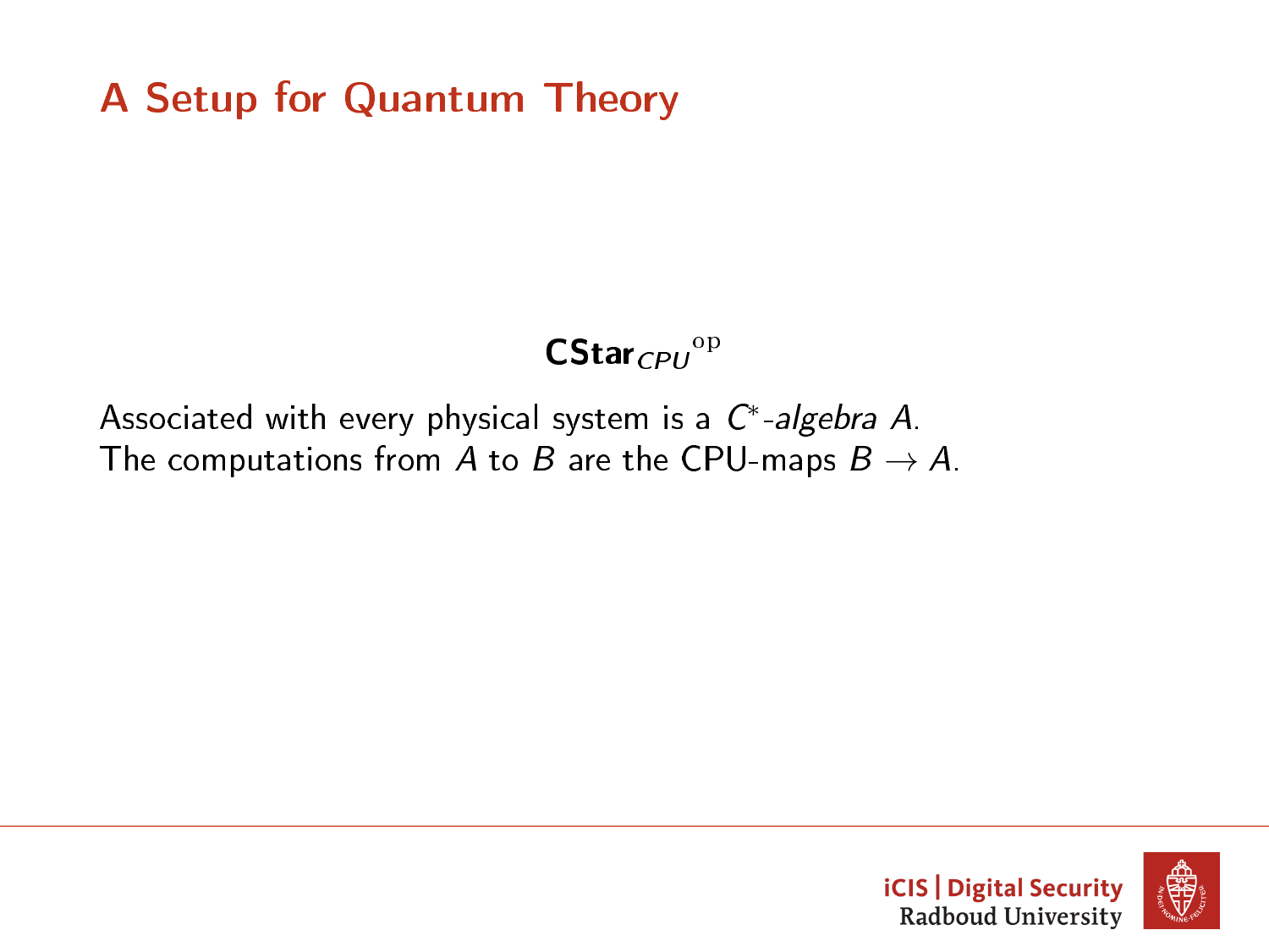# A Setup for Quantum Theory

$$\mathbf{CStar}_{CPU}{}^{\mathrm{op}}$$

Associated with every physical system is a $C^*$-*algebra* $A$.
The computations from $A$ to $B$ are the CPU-maps $B \to A$.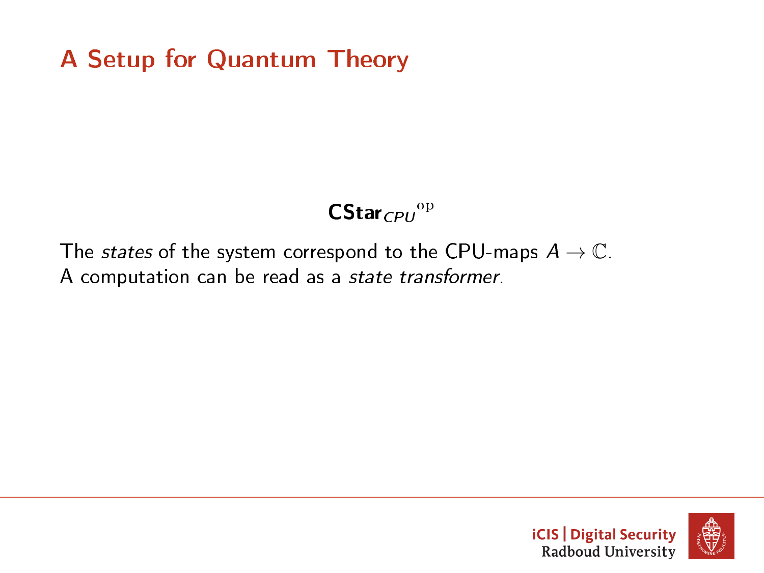# A Setup for Quantum Theory

$$\mathbf{CStar}_{CPU}{}^{\mathrm{op}}$$

The *states* of the system correspond to the CPU-maps $A \to \mathbb{C}$.
A computation can be read as a *state transformer*.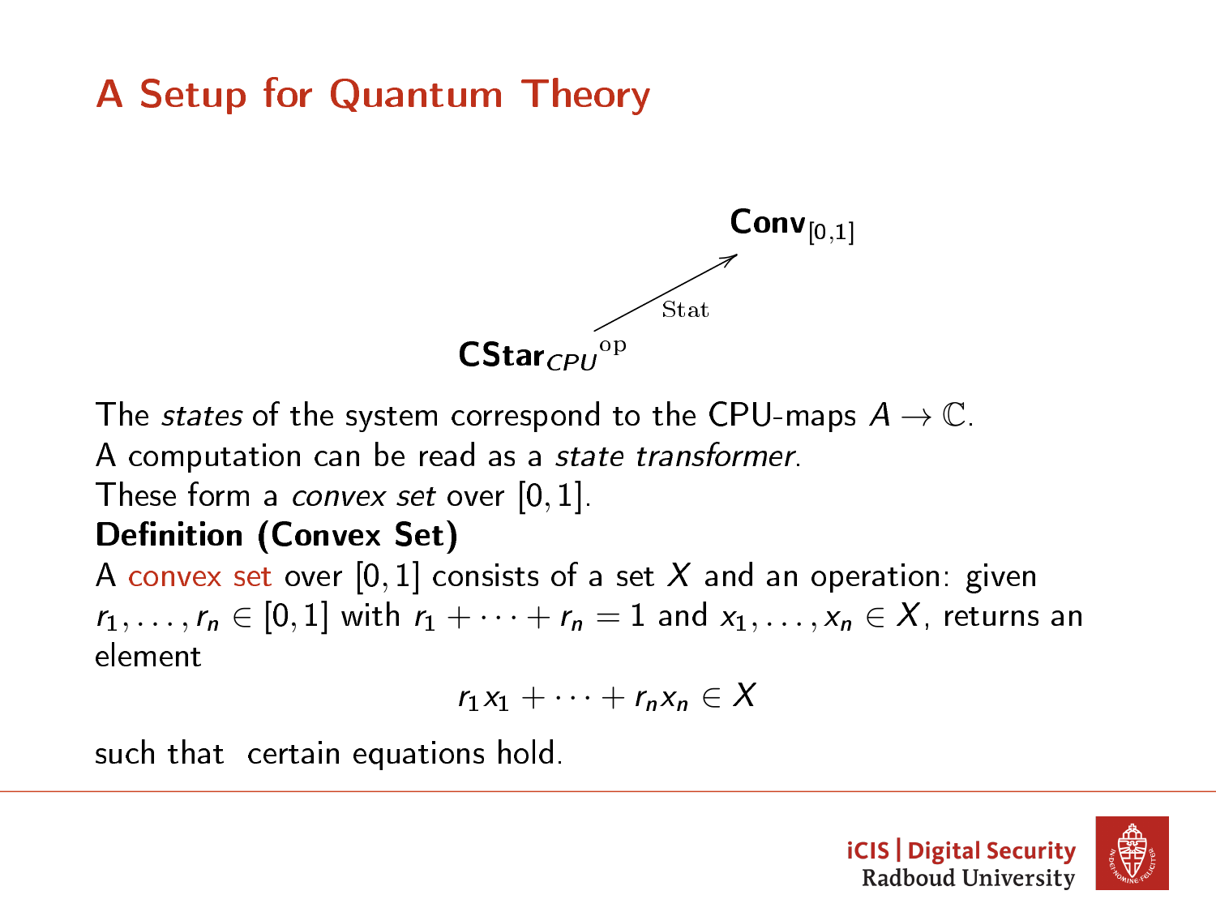# A Setup for Quantum Theory

$$\mathbf{CStar}_{CPU}{}^{\mathrm{op}} \xrightarrow{\mathrm{Stat}} \mathbf{Conv}_{[0,1]}$$

The *states* of the system correspond to the CPU-maps $A \to \mathbb{C}$.
A computation can be read as a *state transformer*.
These form a *convex set* over $[0, 1]$.

**Definition (Convex Set)**

A convex set over $[0, 1]$ consists of a set $X$ and an operation: given $r_1, \ldots, r_n \in [0, 1]$ with $r_1 + \cdots + r_n = 1$ and $x_1, \ldots, x_n \in X$, returns an element

$$r_1 x_1 + \cdots + r_n x_n \in X$$

such that certain equations hold.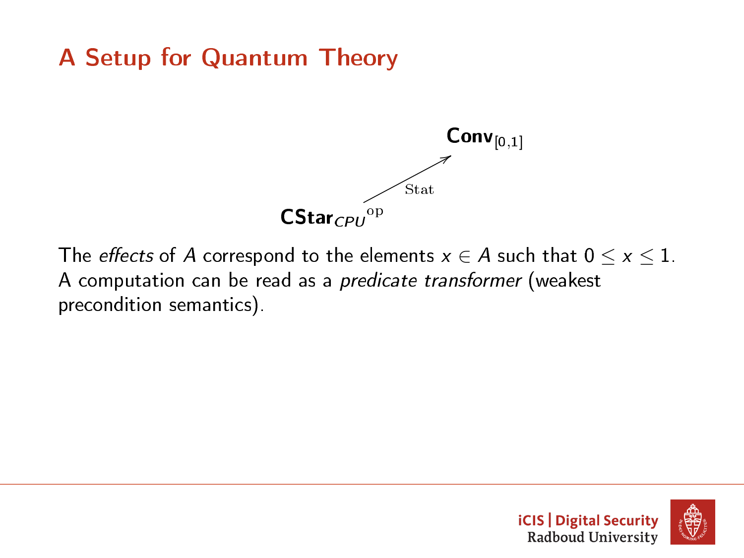# A Setup for Quantum Theory

$$\mathbf{CStar}_{CPU}{}^{\mathrm{op}} \xrightarrow{\mathrm{Stat}} \mathbf{Conv}_{[0,1]}$$

The *effects* of $A$ correspond to the elements $x \in A$ such that $0 \leq x \leq 1$. A computation can be read as a *predicate transformer* (weakest precondition semantics).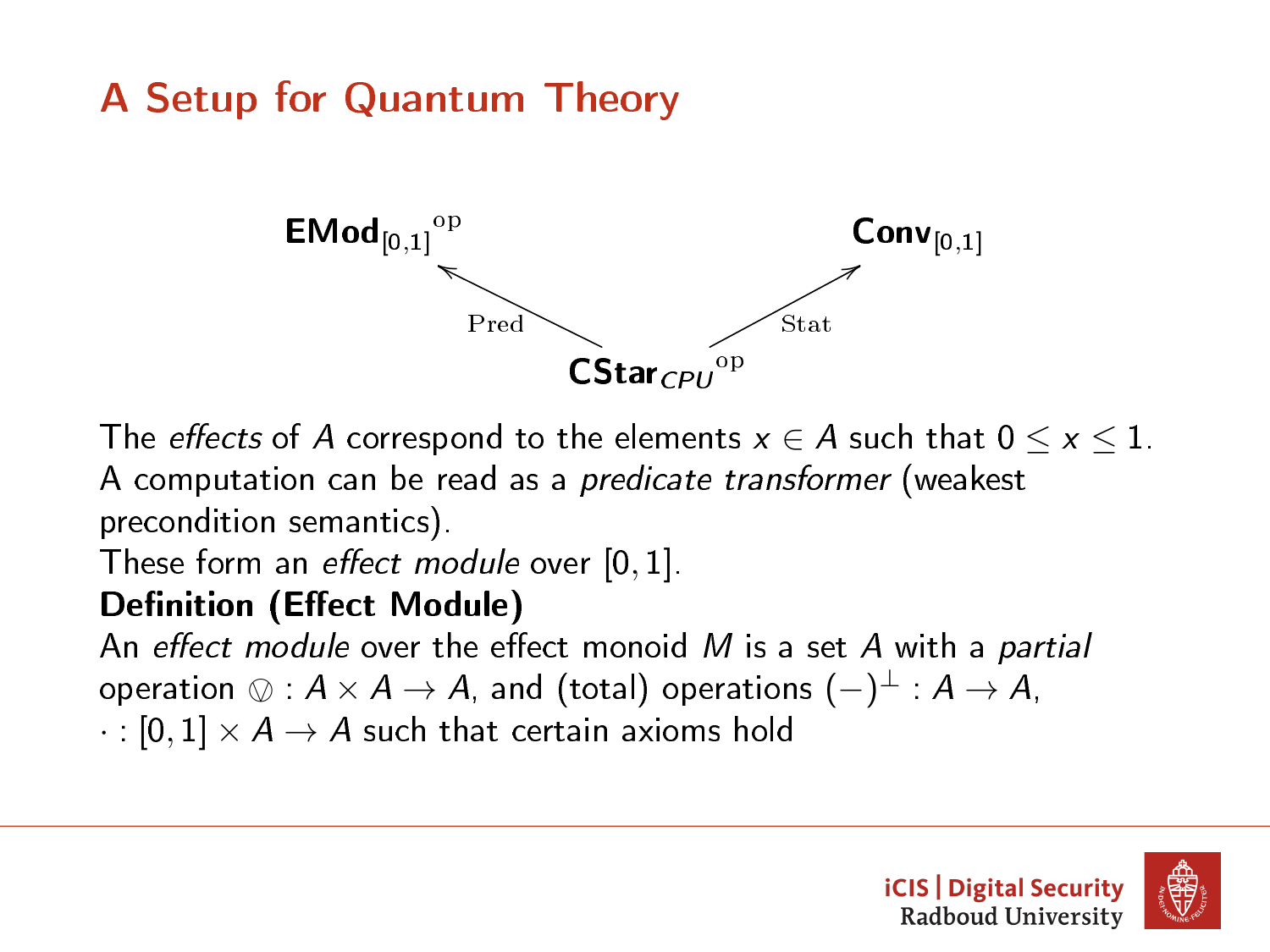# A Setup for Quantum Theory

$$\mathbf{EMod}_{[0,1]}{}^{\mathrm{op}} \xleftarrow{\mathrm{Pred}} \mathbf{CStar}_{CPU}{}^{\mathrm{op}} \xrightarrow{\mathrm{Stat}} \mathbf{Conv}_{[0,1]}$$

The *effects* of $A$ correspond to the elements $x \in A$ such that $0 \leq x \leq 1$.
A computation can be read as a *predicate transformer* (weakest precondition semantics).
These form an *effect module* over $[0,1]$.

**Definition (Effect Module)**

An *effect module* over the effect monoid $M$ is a set $A$ with a *partial* operation $\varovee : A \times A \to A$, and (total) operations $(-)^{\perp} : A \to A$, $\cdot : [0,1] \times A \to A$ such that certain axioms hold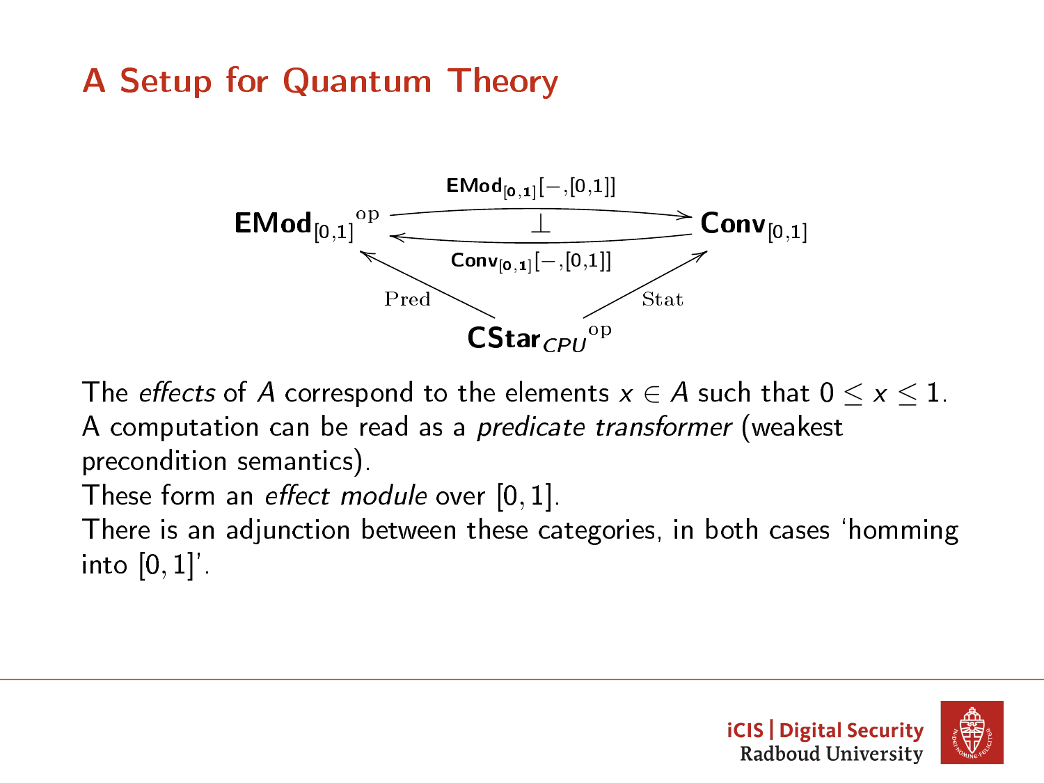# A Setup for Quantum Theory

$$
\begin{array}{ccc}
\mathbf{EMod}_{[0,1]}{}^{\mathrm{op}} & \underset{\mathbf{Conv}_{[0,1]}[-,[0,1]]}{\overset{\mathbf{EMod}_{[0,1]}[-,[0,1]]}{\rightleftarrows}} \;(\bot) & \mathbf{Conv}_{[0,1]} \\
& \nwarrow^{\mathrm{Pred}} \quad \nearrow^{\mathrm{Stat}} & \\
& \mathbf{CStar}_{CPU}{}^{\mathrm{op}} &
\end{array}
$$

The *effects* of $A$ correspond to the elements $x \in A$ such that $0 \leq x \leq 1$.
A computation can be read as a *predicate transformer* (weakest precondition semantics).
These form an *effect module* over $[0, 1]$.
There is an adjunction between these categories, in both cases 'homming into $[0, 1]$'.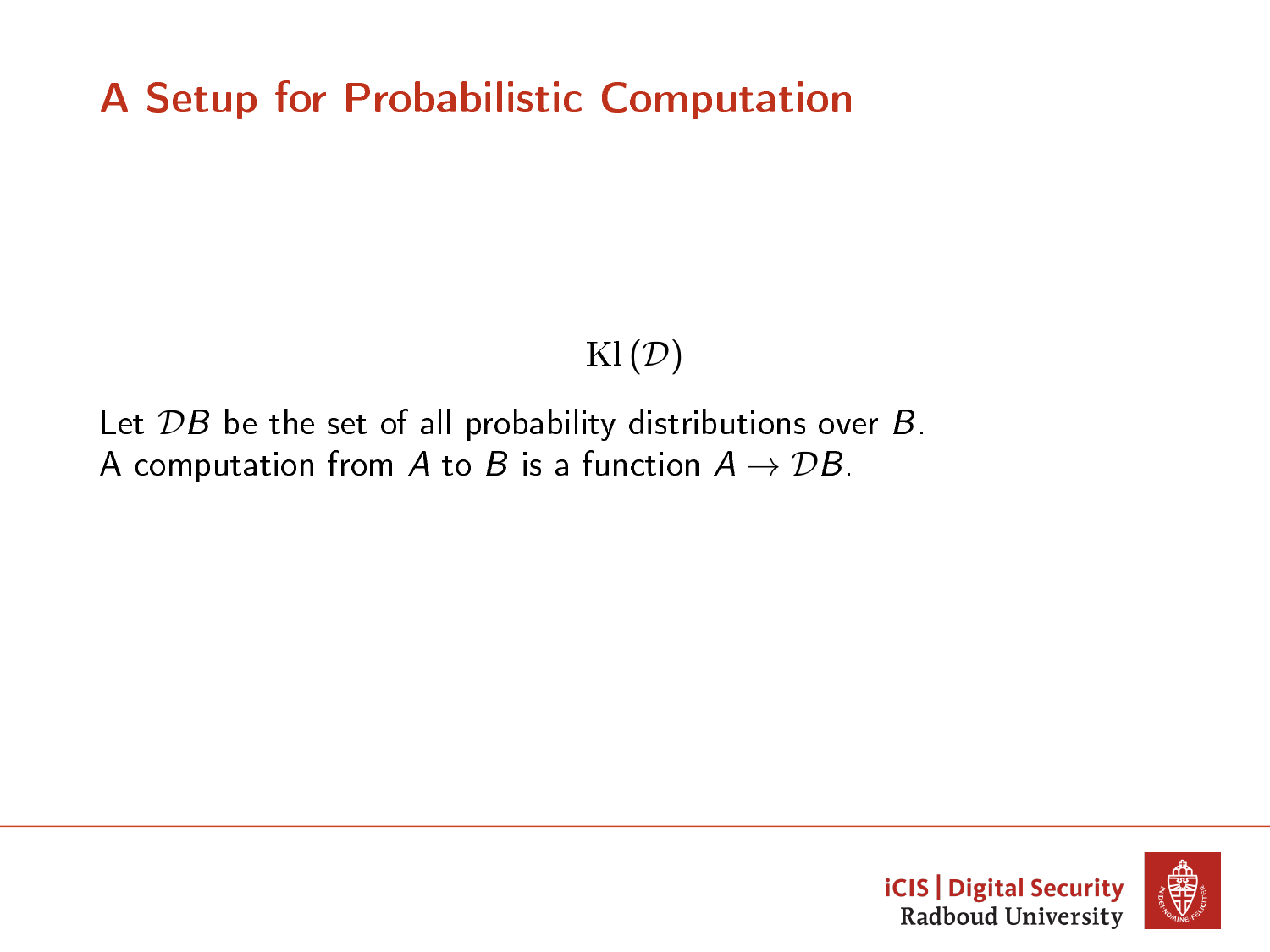# A Setup for Probabilistic Computation

$$\mathrm{Kl}(\mathcal{D})$$

Let $\mathcal{D}B$ be the set of all probability distributions over $B$.
A computation from $A$ to $B$ is a function $A \to \mathcal{D}B$.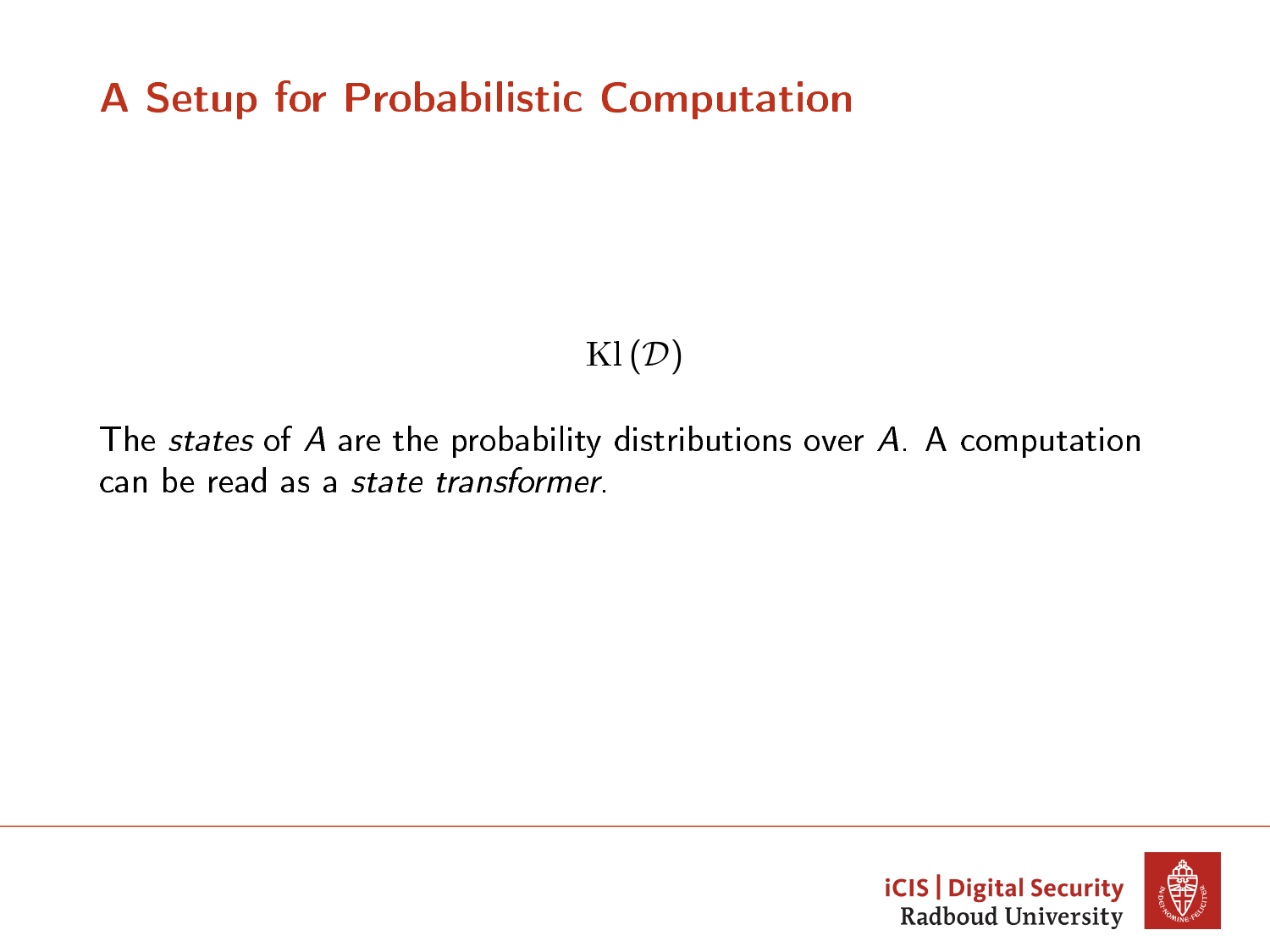# A Setup for Probabilistic Computation

$$\mathrm{Kl}\,(\mathcal{D})$$

The *states* of $A$ are the probability distributions over $A$. A computation can be read as a *state transformer*.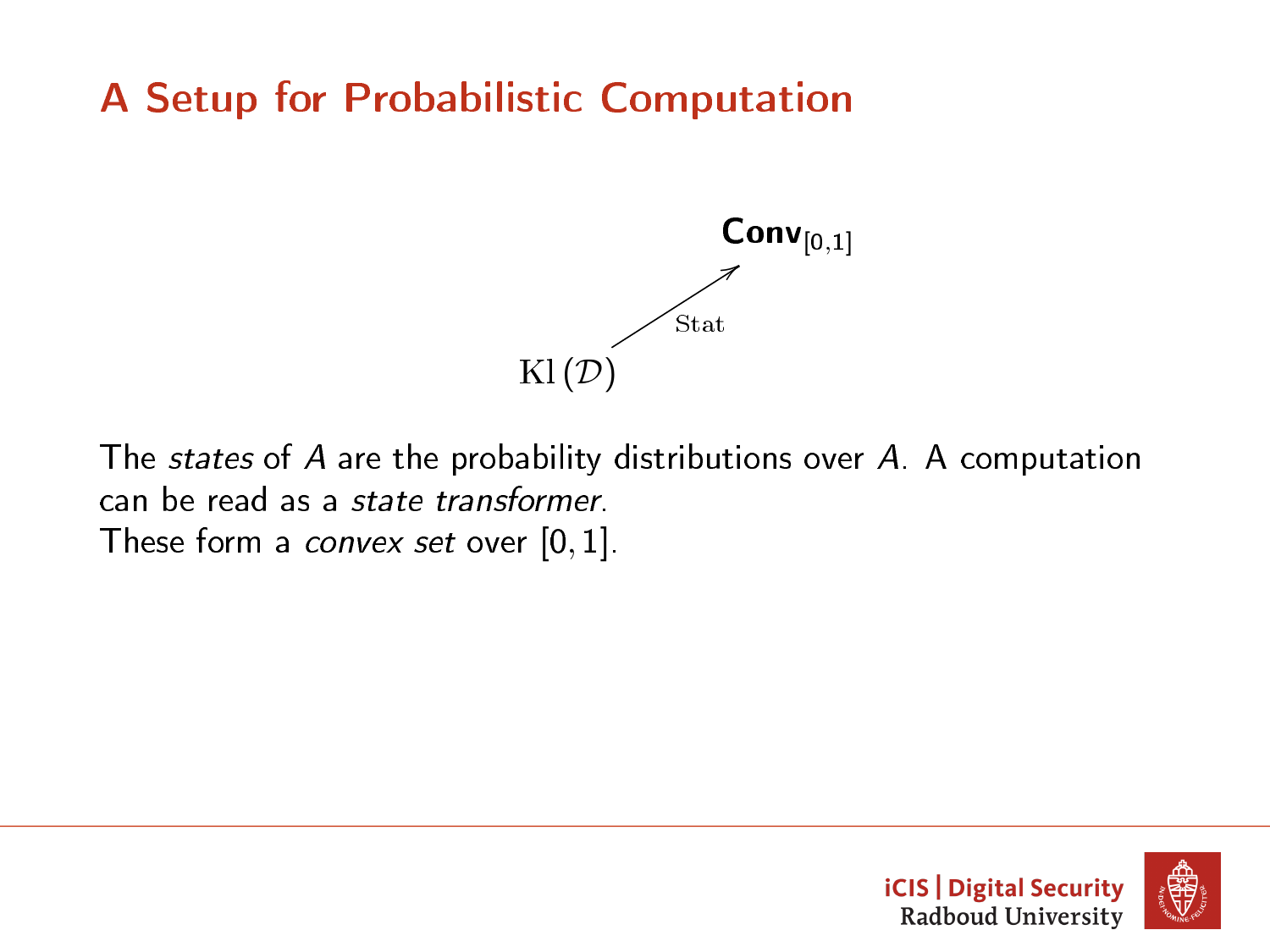# A Setup for Probabilistic Computation

$$\mathrm{Kl}(\mathcal{D}) \xrightarrow{\mathrm{Stat}} \mathbf{Conv}_{[0,1]}$$

The *states* of $A$ are the probability distributions over $A$. A computation can be read as a *state transformer*.
These form a *convex set* over $[0, 1]$.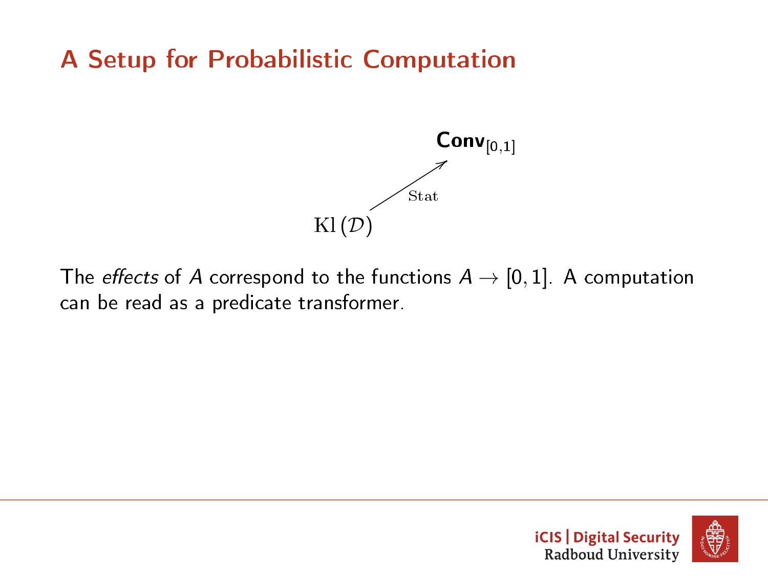# A Setup for Probabilistic Computation

$$\mathrm{Kl}(\mathcal{D}) \xrightarrow{\mathrm{Stat}} \mathbf{Conv}_{[0,1]}$$

The *effects* of $A$ correspond to the functions $A \to [0,1]$. A computation can be read as a predicate transformer.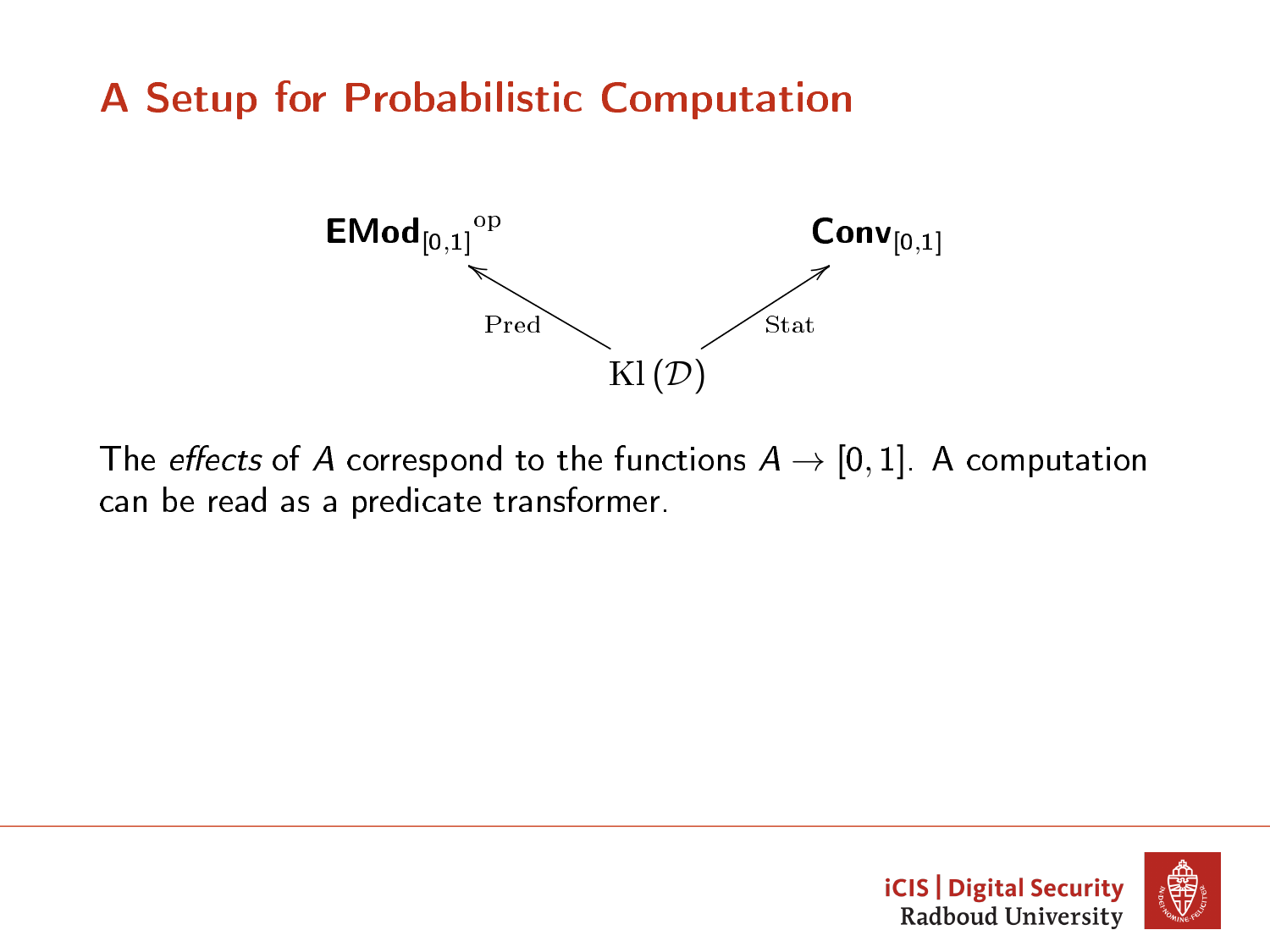# A Setup for Probabilistic Computation

$$
\mathbf{EMod}_{[0,1]}{}^{\mathrm{op}} \xleftarrow{\;\mathrm{Pred}\;} \mathrm{Kl}\,(\mathcal{D}) \xrightarrow{\;\mathrm{Stat}\;} \mathbf{Conv}_{[0,1]}
$$

The *effects* of $A$ correspond to the functions $A \to [0,1]$. A computation can be read as a predicate transformer.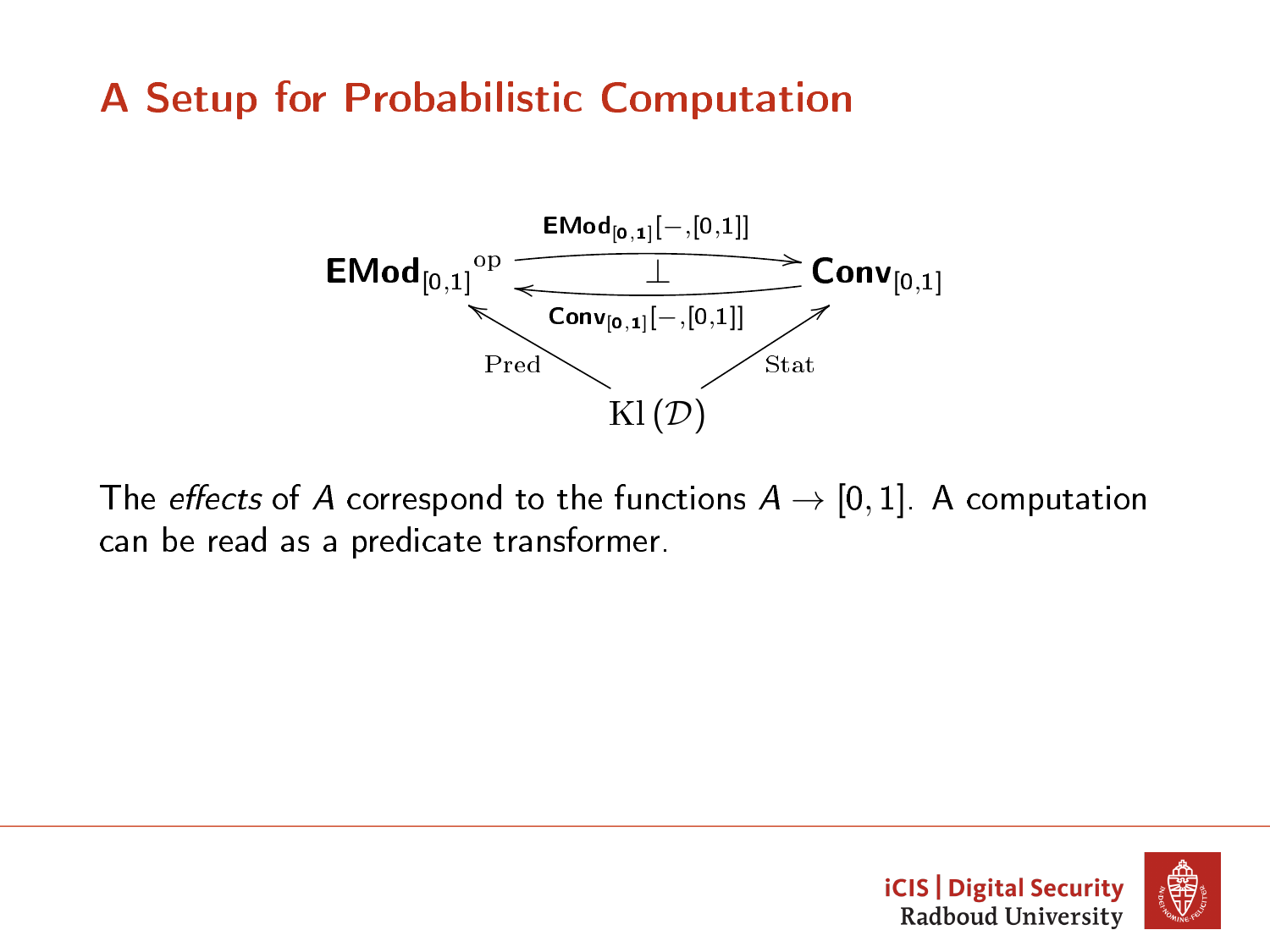# A Setup for Probabilistic Computation

$$
\begin{array}{ccc}
{\mathbf{EMod}_{[0,1]}}^{\mathrm{op}} & \underset{\mathbf{Conv}_{[0,1]}[-,[0,1]]}{\overset{\mathbf{EMod}_{[0,1]}[-,[0,1]]}{\rightleftarrows}} \; \bot & \mathbf{Conv}_{[0,1]} \\
& \nwarrow^{\mathrm{Pred}} \qquad \nearrow_{\mathrm{Stat}} & \\
& \mathrm{Kl}(\mathcal{D}) &
\end{array}
$$

The *effects* of $A$ correspond to the functions $A \to [0, 1]$. A computation can be read as a predicate transformer.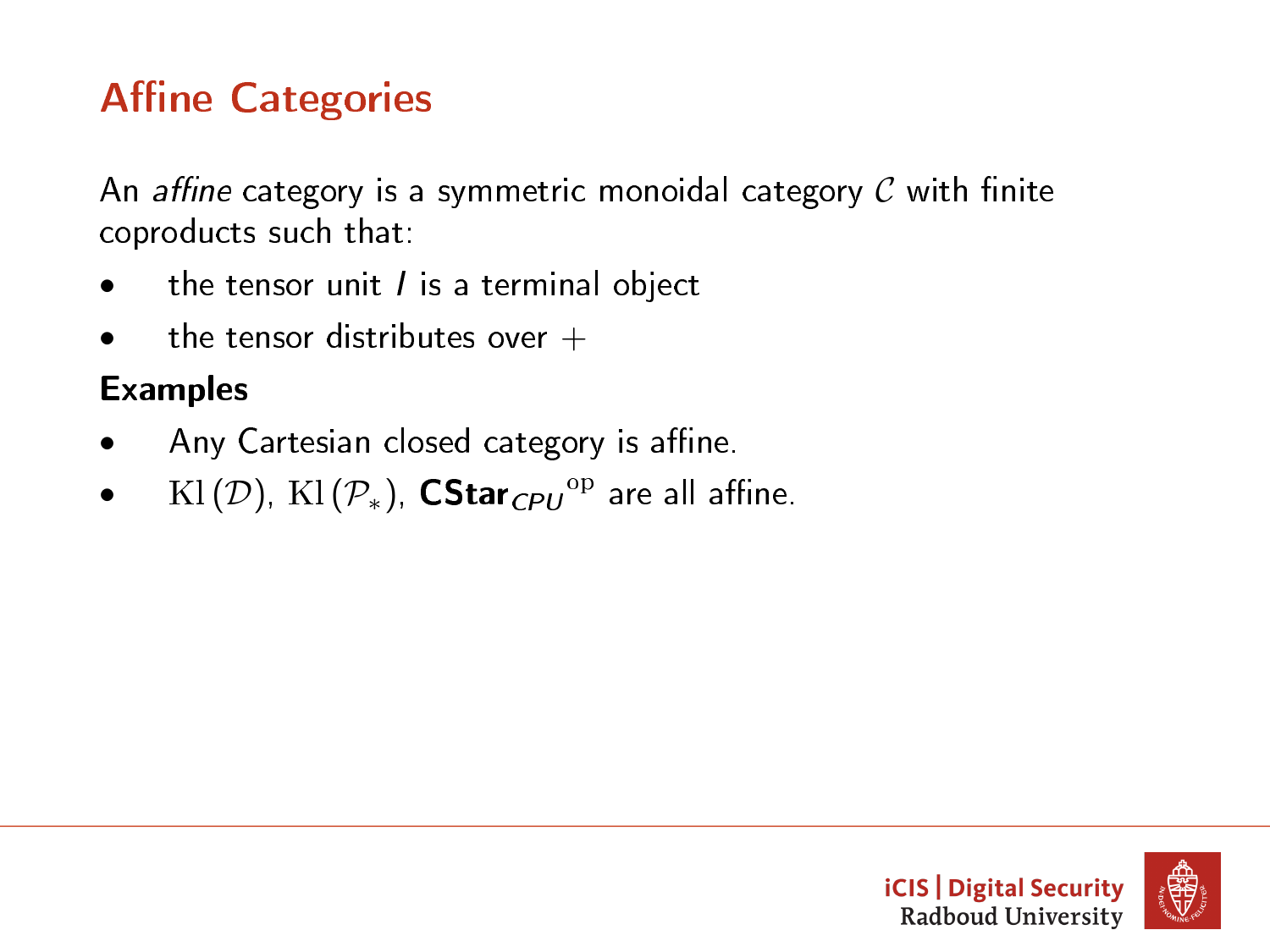# Affine Categories

An *affine* category is a symmetric monoidal category $\mathcal{C}$ with finite coproducts such that:

- the tensor unit $I$ is a terminal object
- the tensor distributes over $+$

**Examples**

- Any Cartesian closed category is affine.
- $\mathrm{Kl}(\mathcal{D})$, $\mathrm{Kl}(\mathcal{P}_*)$, $\mathbf{CStar}_{CPU}{}^{\mathrm{op}}$ are all affine.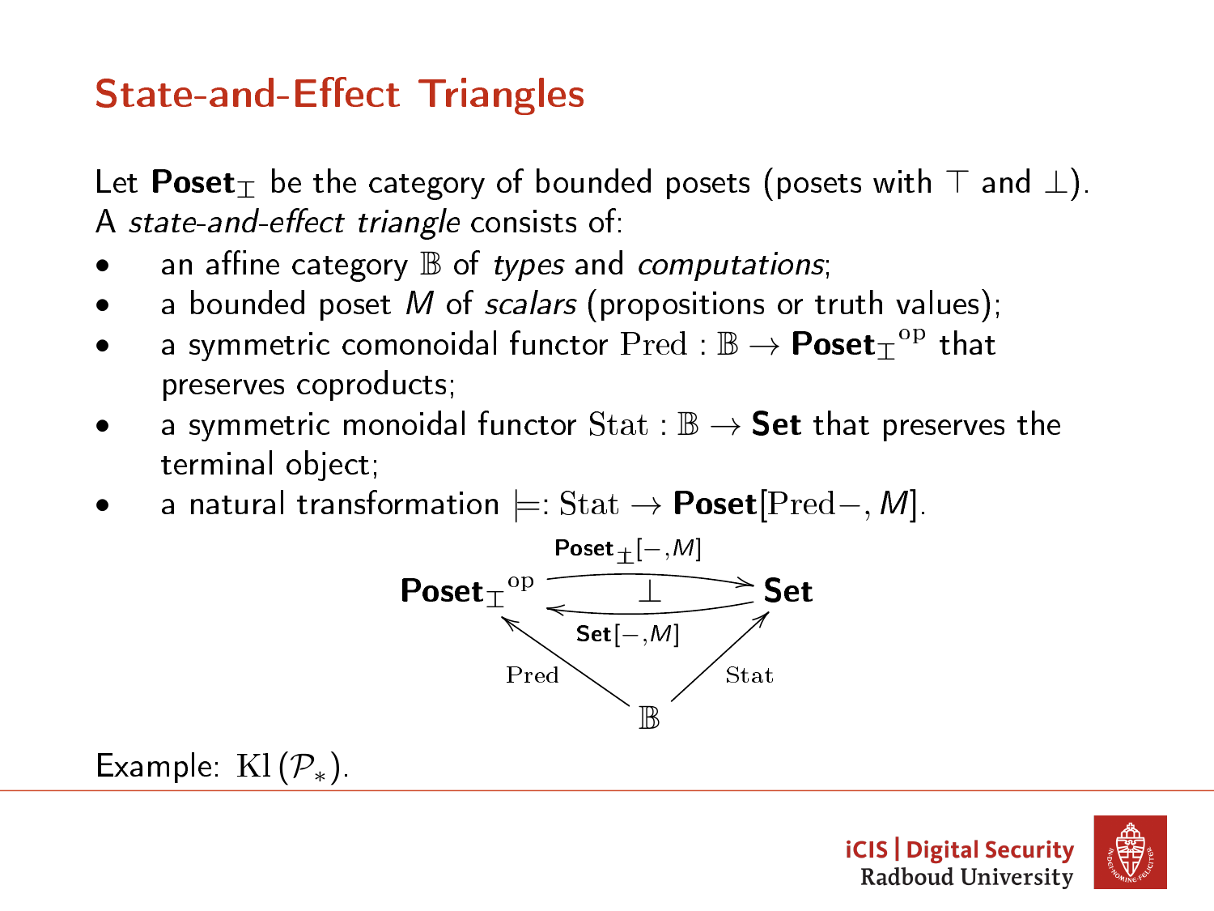# State-and-Effect Triangles

Let $\mathbf{Poset}_{\top\!\!\bot}$ be the category of bounded posets (posets with $\top$ and $\bot$). A *state-and-effect triangle* consists of:

- an affine category $\mathbb{B}$ of *types* and *computations*;
- a bounded poset $M$ of *scalars* (propositions or truth values);
- a symmetric comonoidal functor $\mathrm{Pred} : \mathbb{B} \to {\mathbf{Poset}_{\top\!\!\bot}}^{\mathrm{op}}$ that preserves coproducts;
- a symmetric monoidal functor $\mathrm{Stat} : \mathbb{B} \to \mathbf{Set}$ that preserves the terminal object;
- a natural transformation $\models : \mathrm{Stat} \to \mathbf{Poset}[\mathrm{Pred}-, M]$.

$$
\begin{array}{ccc}
{\mathbf{Poset}_{\top\!\!\bot}}^{\mathrm{op}} & \underset{\mathbf{Set}[-,M]}{\overset{\mathbf{Poset}_{\top\!\!\bot}[-,M]}{\rightleftarrows}} \ \bot & \mathbf{Set} \\
& {}_{\mathrm{Pred}}\nwarrow \quad \nearrow_{\mathrm{Stat}} & \\
& \mathbb{B} &
\end{array}
$$

Example: $\mathrm{Kl}(\mathcal{P}_*)$.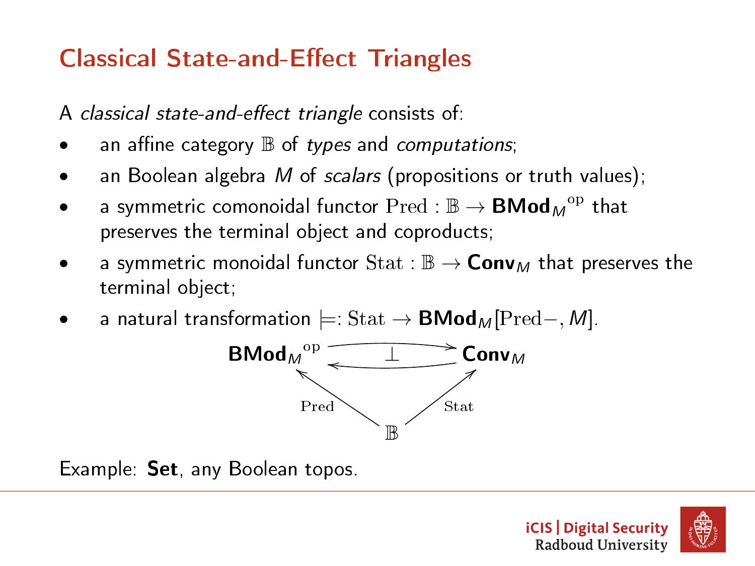# Classical State-and-Effect Triangles

A *classical state-and-effect triangle* consists of:

- an affine category $\mathbb{B}$ of *types* and *computations*;
- an Boolean algebra $M$ of *scalars* (propositions or truth values);
- a symmetric comonoidal functor $\mathrm{Pred} : \mathbb{B} \to \mathbf{BMod}_M{}^{\mathrm{op}}$ that preserves the terminal object and coproducts;
- a symmetric monoidal functor $\mathrm{Stat} : \mathbb{B} \to \mathbf{Conv}_M$ that preserves the terminal object;
- a natural transformation $\models : \mathrm{Stat} \to \mathbf{BMod}_M[\mathrm{Pred}-, M]$.

$$
\begin{array}{ccc}
\mathbf{BMod}_M{}^{\mathrm{op}} & \underset{\longleftarrow}{\overset{\longrightarrow}{\perp}} & \mathbf{Conv}_M \\
& {\scriptstyle \mathrm{Pred}} \nwarrow \quad \nearrow {\scriptstyle \mathrm{Stat}} & \\
& \mathbb{B} &
\end{array}
$$

Example: **Set**, any Boolean topos.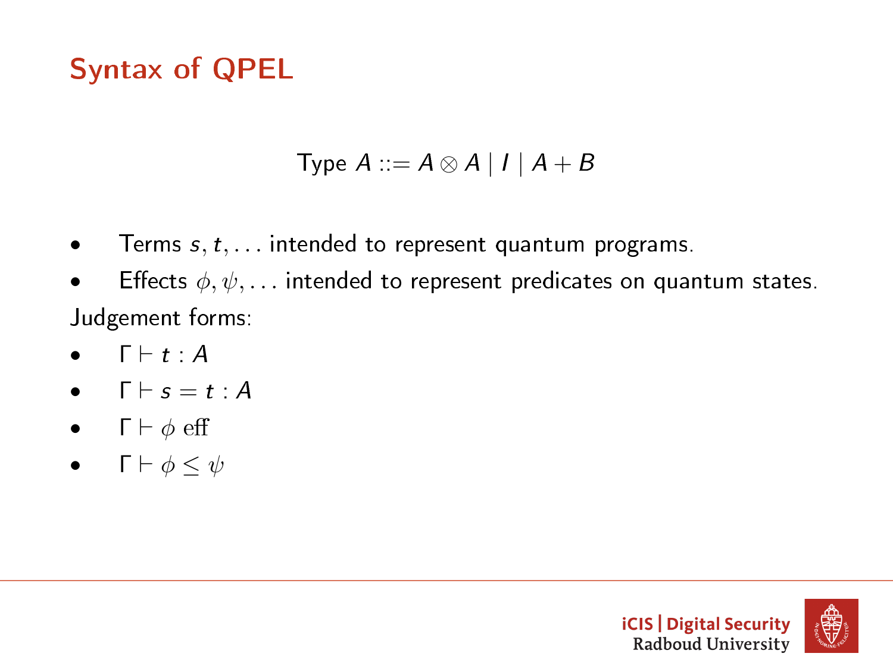# Syntax of QPEL

$$\text{Type } A ::= A \otimes A \mid I \mid A + B$$

- Terms $s, t, \ldots$ intended to represent quantum programs.
- Effects $\phi, \psi, \ldots$ intended to represent predicates on quantum states.

Judgement forms:

- $\Gamma \vdash t : A$
- $\Gamma \vdash s = t : A$
- $\Gamma \vdash \phi \text{ eff}$
- $\Gamma \vdash \phi \leq \psi$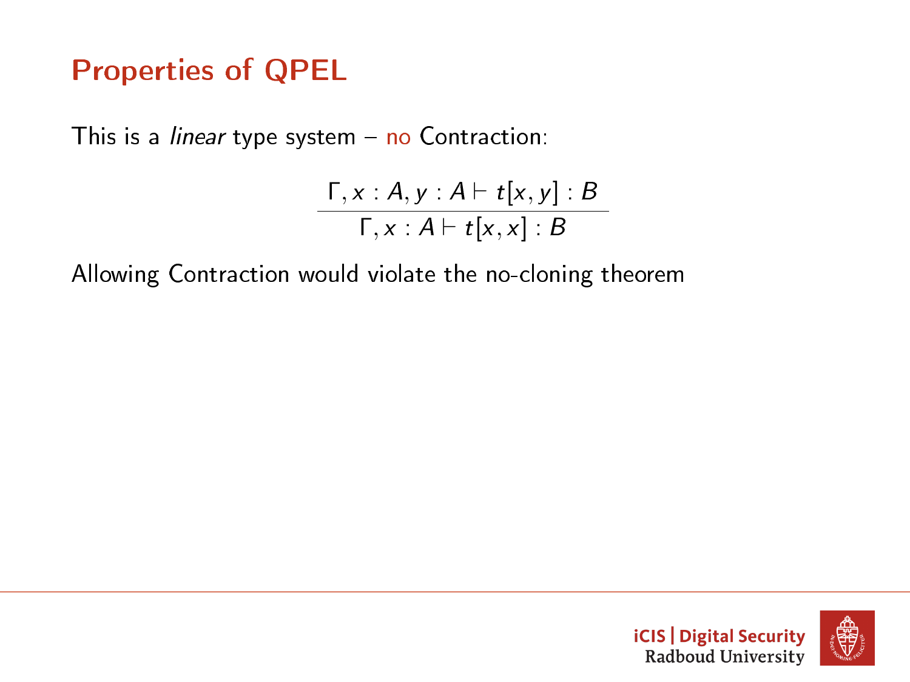# Properties of QPEL

This is a *linear* type system – no Contraction:

$$\frac{\Gamma, x : A, y : A \vdash t[x, y] : B}{\Gamma, x : A \vdash t[x, x] : B}$$

Allowing Contraction would violate the no-cloning theorem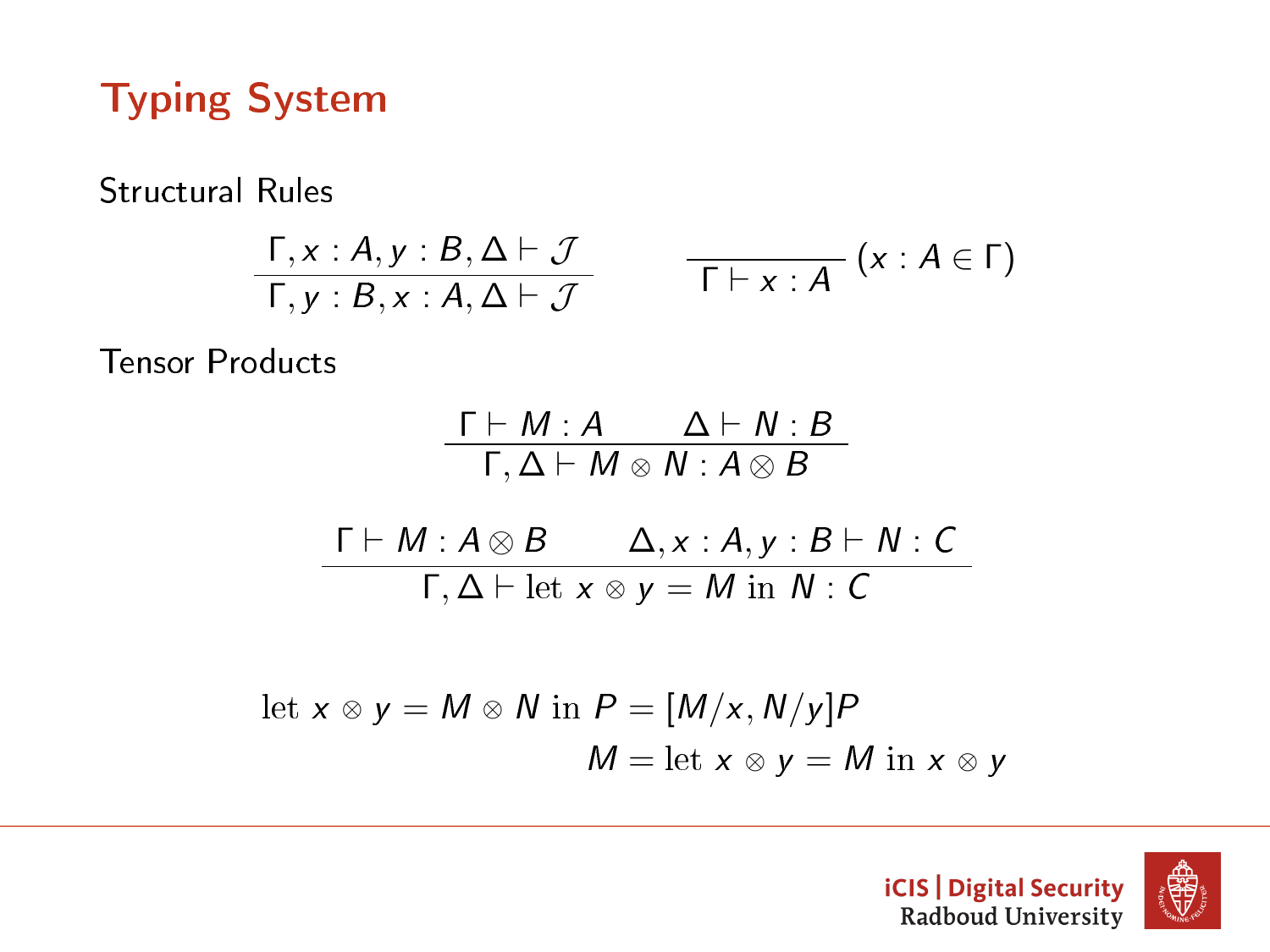# Typing System

Structural Rules

$$\frac{\Gamma, x : A, y : B, \Delta \vdash \mathcal{J}}{\Gamma, y : B, x : A, \Delta \vdash \mathcal{J}} \qquad \frac{}{\Gamma \vdash x : A}\ (x : A \in \Gamma)$$

Tensor Products

$$\frac{\Gamma \vdash M : A \qquad \Delta \vdash N : B}{\Gamma, \Delta \vdash M \otimes N : A \otimes B}$$

$$\frac{\Gamma \vdash M : A \otimes B \qquad \Delta, x : A, y : B \vdash N : C}{\Gamma, \Delta \vdash \mathrm{let}\ x \otimes y = M\ \mathrm{in}\ N : C}$$

$$\mathrm{let}\ x \otimes y = M \otimes N\ \mathrm{in}\ P = [M/x, N/y]P$$

$$M = \mathrm{let}\ x \otimes y = M\ \mathrm{in}\ x \otimes y$$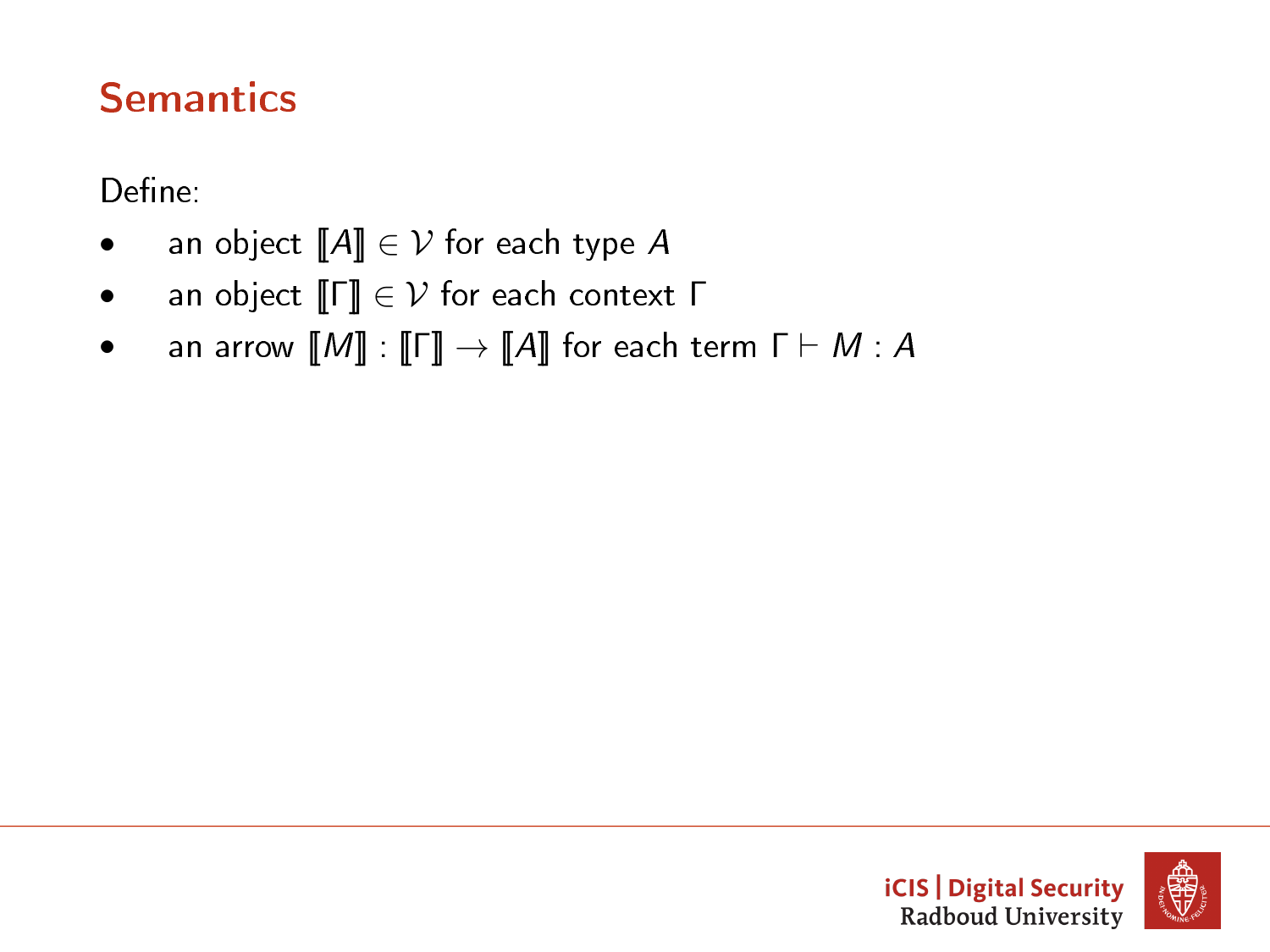# Semantics

Define:

- an object $[\![A]\!] \in \mathcal{V}$ for each type $A$
- an object $[\![\Gamma]\!] \in \mathcal{V}$ for each context $\Gamma$
- an arrow $[\![M]\!] : [\![\Gamma]\!] \to [\![A]\!]$ for each term $\Gamma \vdash M : A$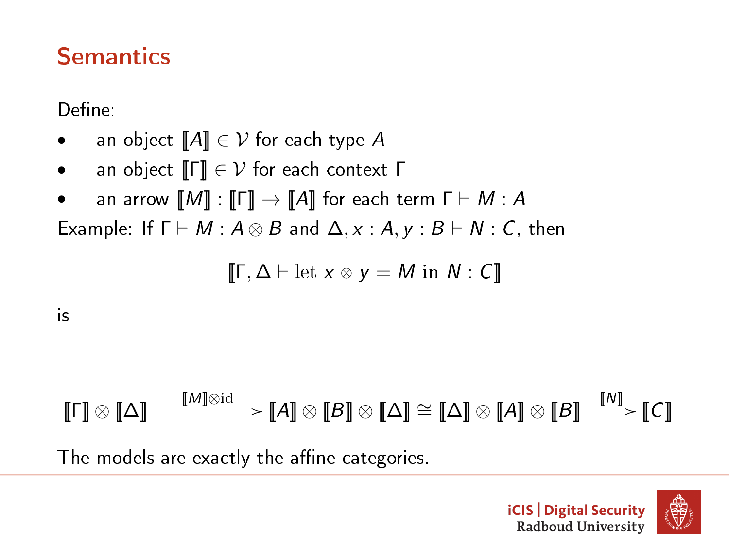## Semantics

Define:

- an object $[\![A]\!] \in \mathcal{V}$ for each type $A$
- an object $[\![\Gamma]\!] \in \mathcal{V}$ for each context $\Gamma$
- an arrow $[\![M]\!] : [\![\Gamma]\!] \to [\![A]\!]$ for each term $\Gamma \vdash M : A$

Example: If $\Gamma \vdash M : A \otimes B$ and $\Delta, x : A, y : B \vdash N : C$, then

$$[\![\Gamma, \Delta \vdash \text{let } x \otimes y = M \text{ in } N : C]\!]$$

is

$$[\![\Gamma]\!] \otimes [\![\Delta]\!] \xrightarrow{[\![M]\!] \otimes \mathrm{id}} [\![A]\!] \otimes [\![B]\!] \otimes [\![\Delta]\!] \cong [\![\Delta]\!] \otimes [\![A]\!] \otimes [\![B]\!] \xrightarrow{[\![N]\!]} [\![C]\!]$$

The models are exactly the affine categories.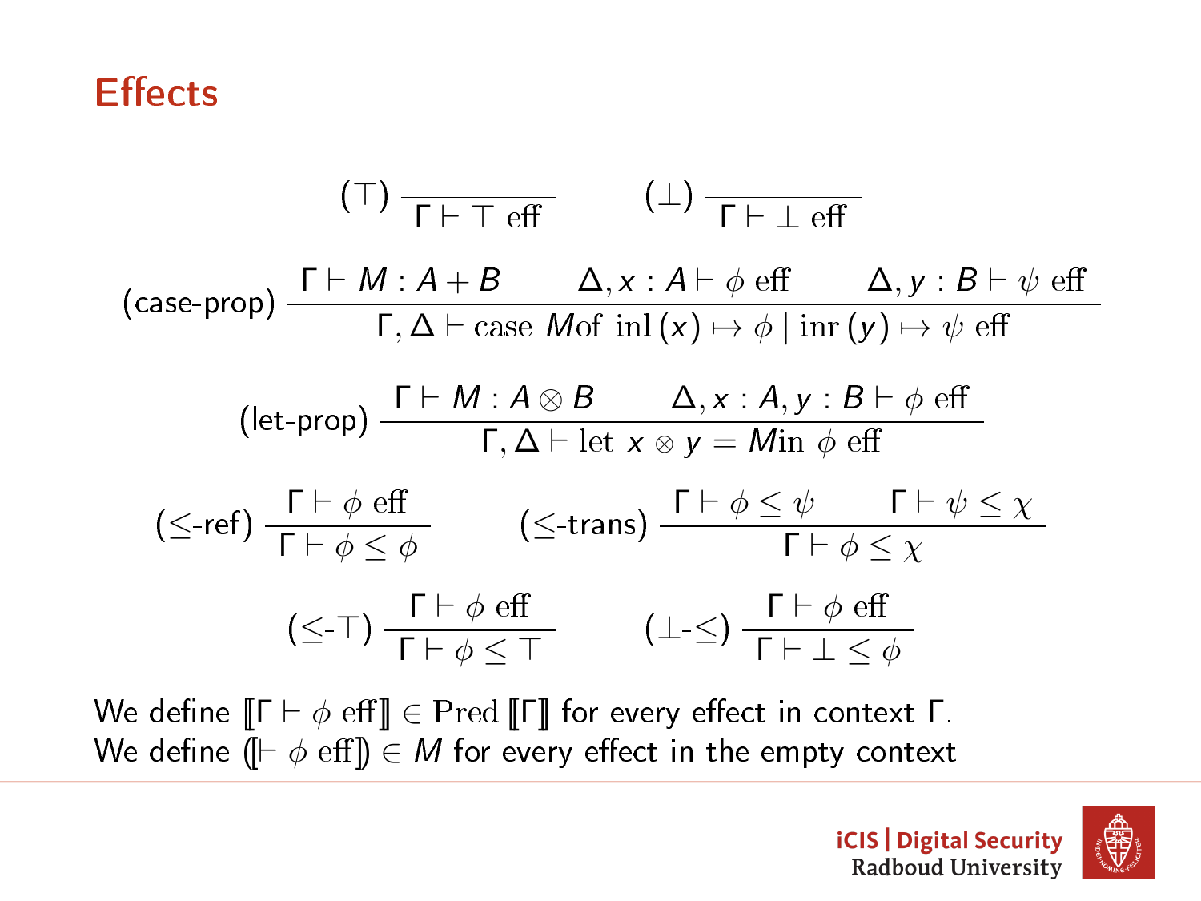# Effects

$$(\top)\ \frac{}{\Gamma \vdash \top\ \mathrm{eff}} \qquad (\bot)\ \frac{}{\Gamma \vdash \bot\ \mathrm{eff}}$$

$$(\text{case-prop})\ \frac{\Gamma \vdash M : A + B \qquad \Delta, x : A \vdash \phi\ \mathrm{eff} \qquad \Delta, y : B \vdash \psi\ \mathrm{eff}}{\Gamma, \Delta \vdash \mathrm{case}\ M \mathrm{of}\ \mathrm{inl}\,(x) \mapsto \phi \mid \mathrm{inr}\,(y) \mapsto \psi\ \mathrm{eff}}$$

$$(\text{let-prop})\ \frac{\Gamma \vdash M : A \otimes B \qquad \Delta, x : A, y : B \vdash \phi\ \mathrm{eff}}{\Gamma, \Delta \vdash \mathrm{let}\ x \otimes y = M \mathrm{in}\ \phi\ \mathrm{eff}}$$

$$(\leq\text{-ref})\ \frac{\Gamma \vdash \phi\ \mathrm{eff}}{\Gamma \vdash \phi \leq \phi} \qquad (\leq\text{-trans})\ \frac{\Gamma \vdash \phi \leq \psi \qquad \Gamma \vdash \psi \leq \chi}{\Gamma \vdash \phi \leq \chi}$$

$$(\leq\text{-}\top)\ \frac{\Gamma \vdash \phi\ \mathrm{eff}}{\Gamma \vdash \phi \leq \top} \qquad (\bot\text{-}\leq)\ \frac{\Gamma \vdash \phi\ \mathrm{eff}}{\Gamma \vdash \bot \leq \phi}$$

We define $[\![\Gamma \vdash \phi\ \mathrm{eff}]\!] \in \mathrm{Pred}\,[\![\Gamma]\!]$ for every effect in context $\Gamma$.
We define $(\![\vdash \phi\ \mathrm{eff}]\!) \in M$ for every effect in the empty context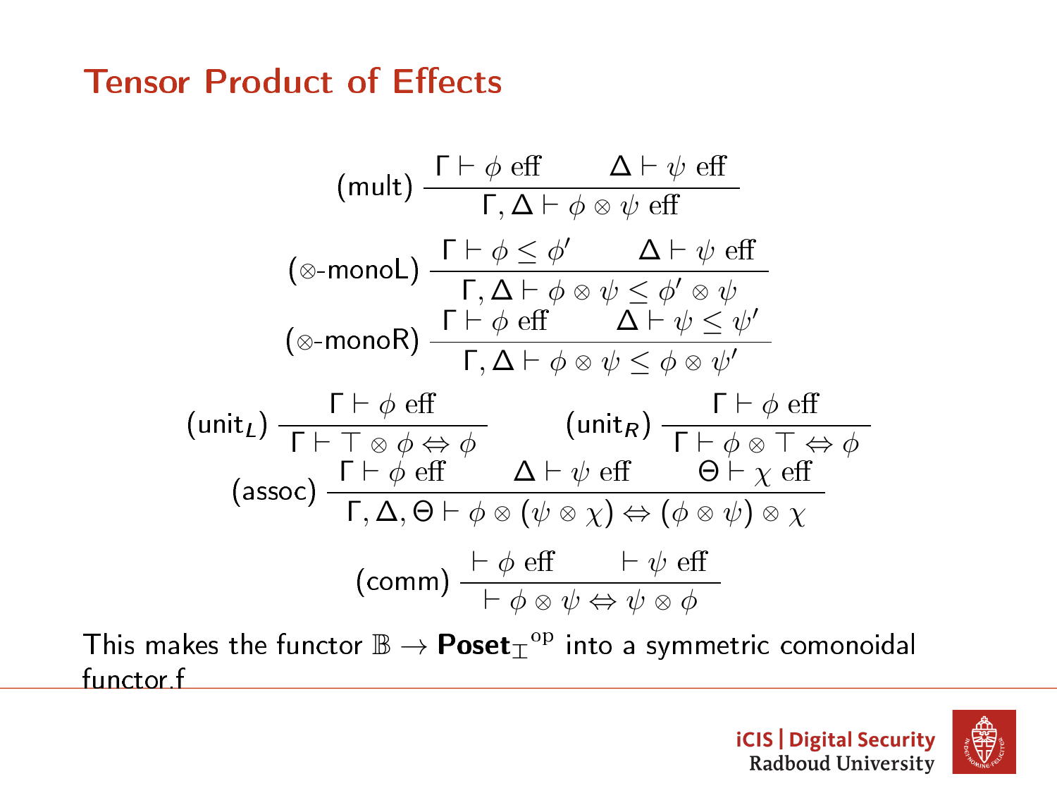# Tensor Product of Effects

$$(\text{mult})\ \frac{\Gamma \vdash \phi \text{ eff} \qquad \Delta \vdash \psi \text{ eff}}{\Gamma, \Delta \vdash \phi \otimes \psi \text{ eff}}$$

$$(\otimes\text{-monoL})\ \frac{\Gamma \vdash \phi \leq \phi' \qquad \Delta \vdash \psi \text{ eff}}{\Gamma, \Delta \vdash \phi \otimes \psi \leq \phi' \otimes \psi}$$

$$(\otimes\text{-monoR})\ \frac{\Gamma \vdash \phi \text{ eff} \qquad \Delta \vdash \psi \leq \psi'}{\Gamma, \Delta \vdash \phi \otimes \psi \leq \phi \otimes \psi'}$$

$$(\text{unit}_L)\ \frac{\Gamma \vdash \phi \text{ eff}}{\Gamma \vdash \top \otimes \phi \Leftrightarrow \phi} \qquad (\text{unit}_R)\ \frac{\Gamma \vdash \phi \text{ eff}}{\Gamma \vdash \phi \otimes \top \Leftrightarrow \phi}$$

$$(\text{assoc})\ \frac{\Gamma \vdash \phi \text{ eff} \qquad \Delta \vdash \psi \text{ eff} \qquad \Theta \vdash \chi \text{ eff}}{\Gamma, \Delta, \Theta \vdash \phi \otimes (\psi \otimes \chi) \Leftrightarrow (\phi \otimes \psi) \otimes \chi}$$

$$(\text{comm})\ \frac{\vdash \phi \text{ eff} \qquad \vdash \psi \text{ eff}}{\vdash \phi \otimes \psi \Leftrightarrow \psi \otimes \phi}$$

This makes the functor $\mathbb{B} \to \mathbf{Poset}_{\top}{}^{\text{op}}$ into a symmetric comonoidal functor.f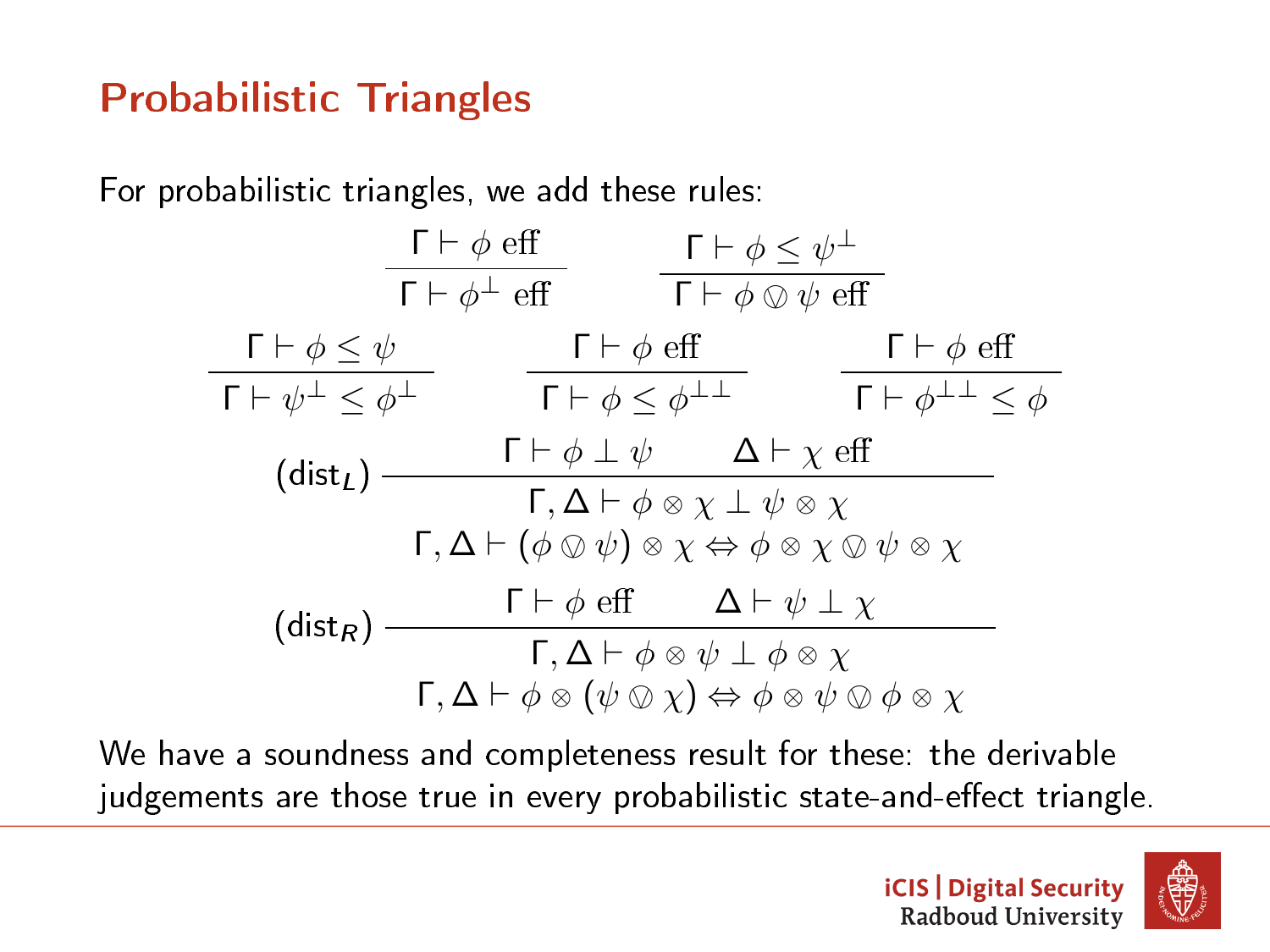# Probabilistic Triangles

For probabilistic triangles, we add these rules:

$$\frac{\Gamma \vdash \phi \text{ eff}}{\Gamma \vdash \phi^\perp \text{ eff}} \qquad \frac{\Gamma \vdash \phi \leq \psi^\perp}{\Gamma \vdash \phi \ovee \psi \text{ eff}}$$

$$\frac{\Gamma \vdash \phi \leq \psi}{\Gamma \vdash \psi^\perp \leq \phi^\perp} \qquad \frac{\Gamma \vdash \phi \text{ eff}}{\Gamma \vdash \phi \leq \phi^{\perp\perp}} \qquad \frac{\Gamma \vdash \phi \text{ eff}}{\Gamma \vdash \phi^{\perp\perp} \leq \phi}$$

$$(\text{dist}_L) \ \frac{\Gamma \vdash \phi \perp \psi \qquad \Delta \vdash \chi \text{ eff}}{\begin{array}{c}\Gamma, \Delta \vdash \phi \otimes \chi \perp \psi \otimes \chi \\ \Gamma, \Delta \vdash (\phi \ovee \psi) \otimes \chi \Leftrightarrow \phi \otimes \chi \ovee \psi \otimes \chi\end{array}}$$

$$(\text{dist}_R) \ \frac{\Gamma \vdash \phi \text{ eff} \qquad \Delta \vdash \psi \perp \chi}{\begin{array}{c}\Gamma, \Delta \vdash \phi \otimes \psi \perp \phi \otimes \chi \\ \Gamma, \Delta \vdash \phi \otimes (\psi \ovee \chi) \Leftrightarrow \phi \otimes \psi \ovee \phi \otimes \chi\end{array}}$$

We have a soundness and completeness result for these: the derivable judgements are those true in every probabilistic state-and-effect triangle.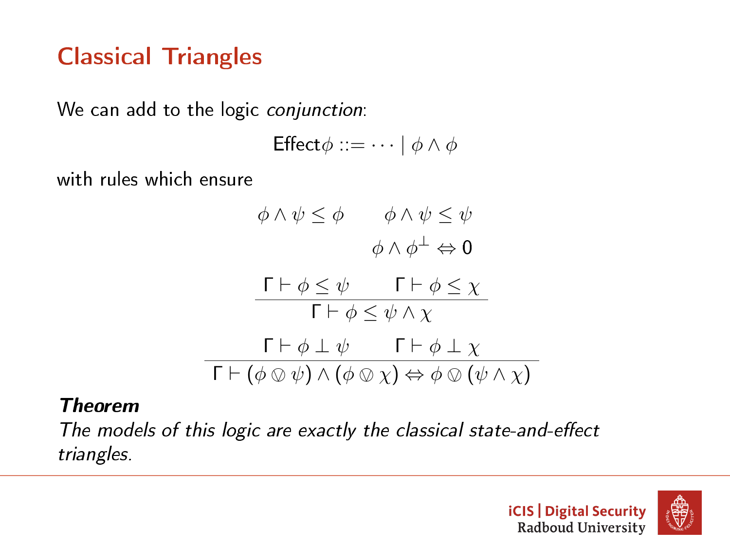## Classical Triangles

We can add to the logic *conjunction*:

$$\mathsf{Effect}\phi ::= \cdots \mid \phi \wedge \phi$$

with rules which ensure

$$\phi \wedge \psi \leq \phi \qquad \phi \wedge \psi \leq \psi$$

$$\phi \wedge \phi^{\perp} \Leftrightarrow 0$$

$$\frac{\Gamma \vdash \phi \leq \psi \qquad \Gamma \vdash \phi \leq \chi}{\Gamma \vdash \phi \leq \psi \wedge \chi}$$

$$\frac{\Gamma \vdash \phi \perp \psi \qquad \Gamma \vdash \phi \perp \chi}{\Gamma \vdash (\phi \ovee \psi) \wedge (\phi \ovee \chi) \Leftrightarrow \phi \ovee (\psi \wedge \chi)}$$

***Theorem***
*The models of this logic are exactly the classical state-and-effect triangles.*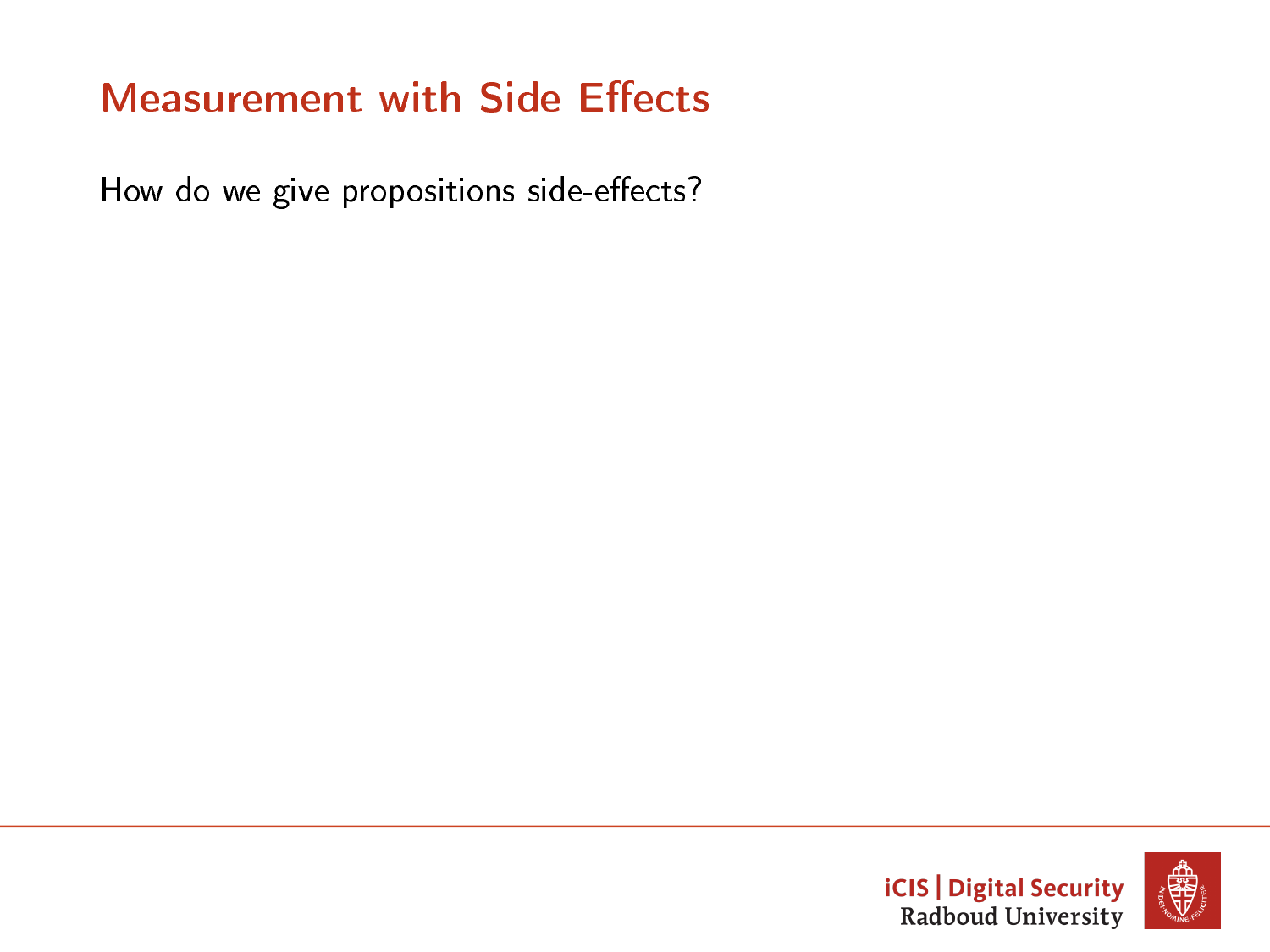# Measurement with Side Effects

How do we give propositions side-effects?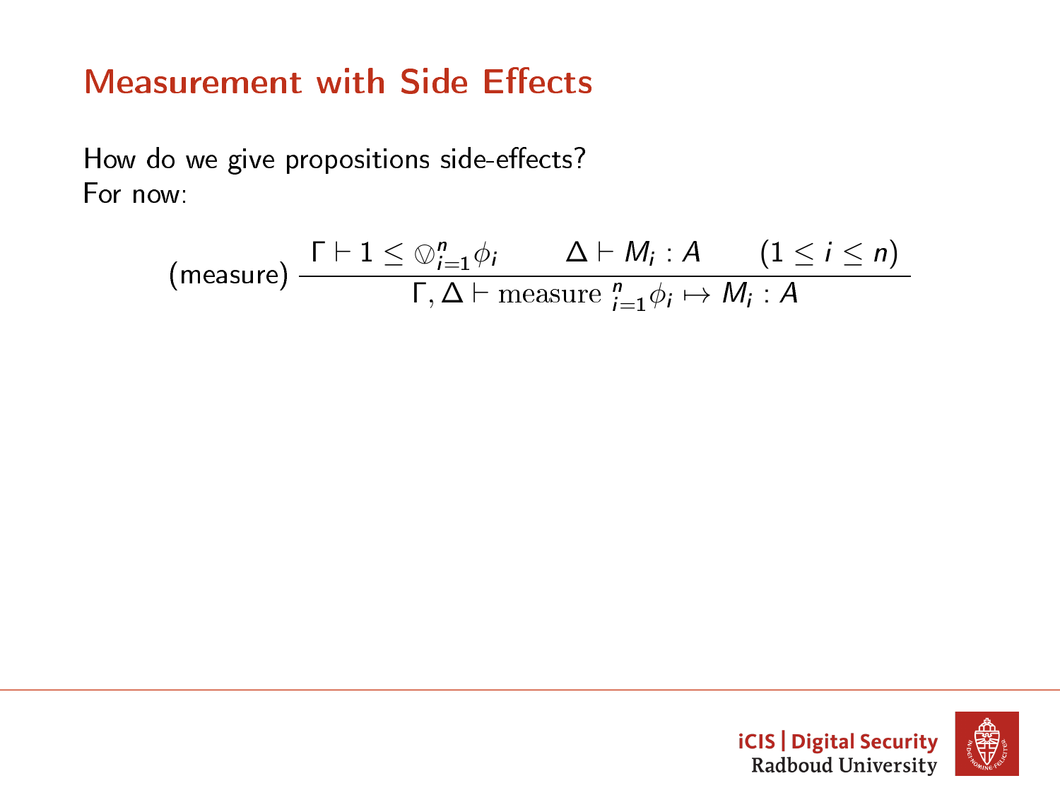# Measurement with Side Effects

How do we give propositions side-effects?
For now:

$$\text{(measure)}\ \frac{\Gamma \vdash 1 \leq \varovee_{i=1}^{n} \phi_i \qquad \Delta \vdash M_i : A \qquad (1 \leq i \leq n)}{\Gamma, \Delta \vdash \mathrm{measure}\ {}_{i=1}^{n} \phi_i \mapsto M_i : A}$$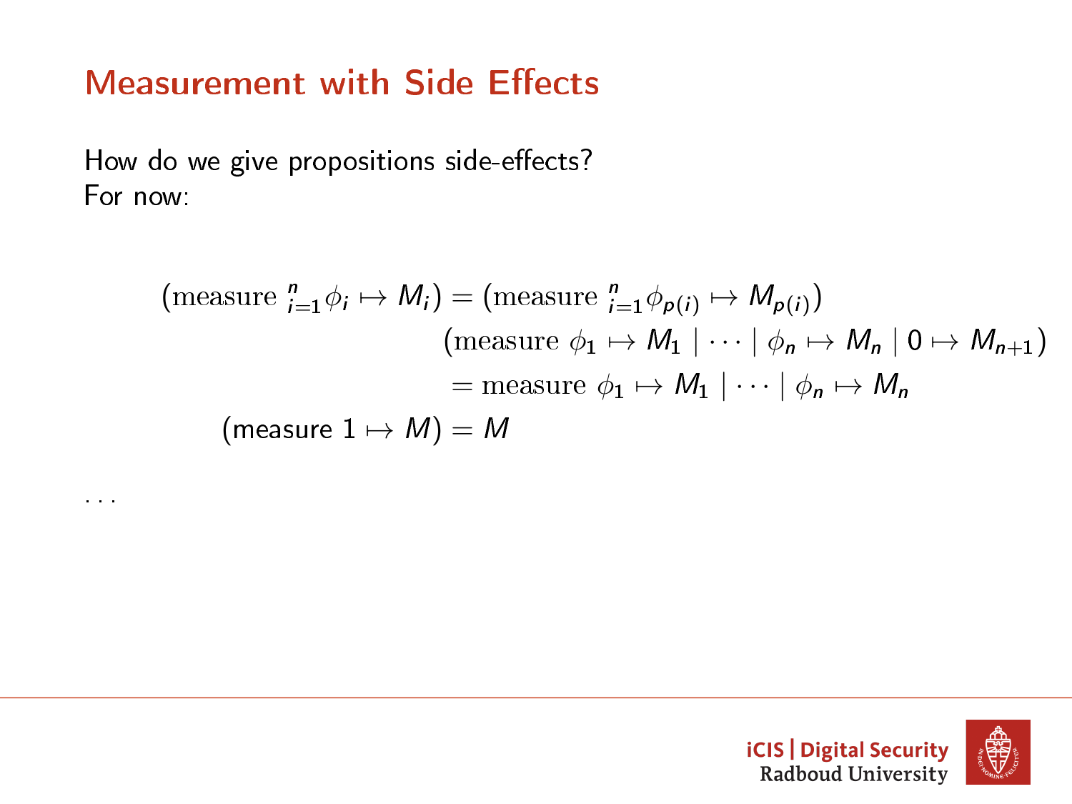## Measurement with Side Effects

How do we give propositions side-effects?
For now:

$$
\begin{aligned}
(\text{measure } {}_{i=1}^{n} \phi_i \mapsto M_i) &= (\text{measure } {}_{i=1}^{n} \phi_{p(i)} \mapsto M_{p(i)}) \\
&\quad (\text{measure } \phi_1 \mapsto M_1 \mid \cdots \mid \phi_n \mapsto M_n \mid 0 \mapsto M_{n+1}) \\
&\quad = \text{measure } \phi_1 \mapsto M_1 \mid \cdots \mid \phi_n \mapsto M_n \\
(\text{measure } 1 \mapsto M) &= M
\end{aligned}
$$

...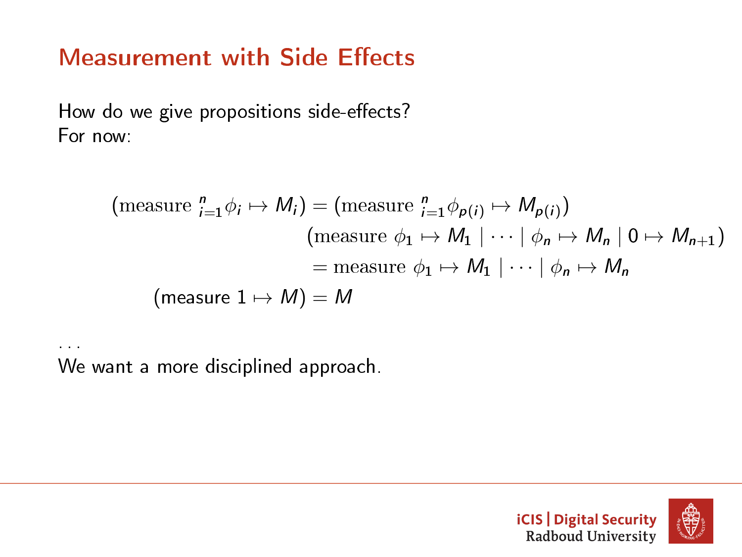# Measurement with Side Effects

How do we give propositions side-effects?
For now:

$$
\begin{aligned}
(\text{measure } {}_{i=1}^{n}\phi_i \mapsto M_i) &= (\text{measure } {}_{i=1}^{n}\phi_{p(i)} \mapsto M_{p(i)}) \\
&\quad (\text{measure } \phi_1 \mapsto M_1 \mid \cdots \mid \phi_n \mapsto M_n \mid 0 \mapsto M_{n+1}) \\
&\quad = \text{measure } \phi_1 \mapsto M_1 \mid \cdots \mid \phi_n \mapsto M_n \\
(\text{measure } 1 \mapsto M) &= M
\end{aligned}
$$

...
We want a more disciplined approach.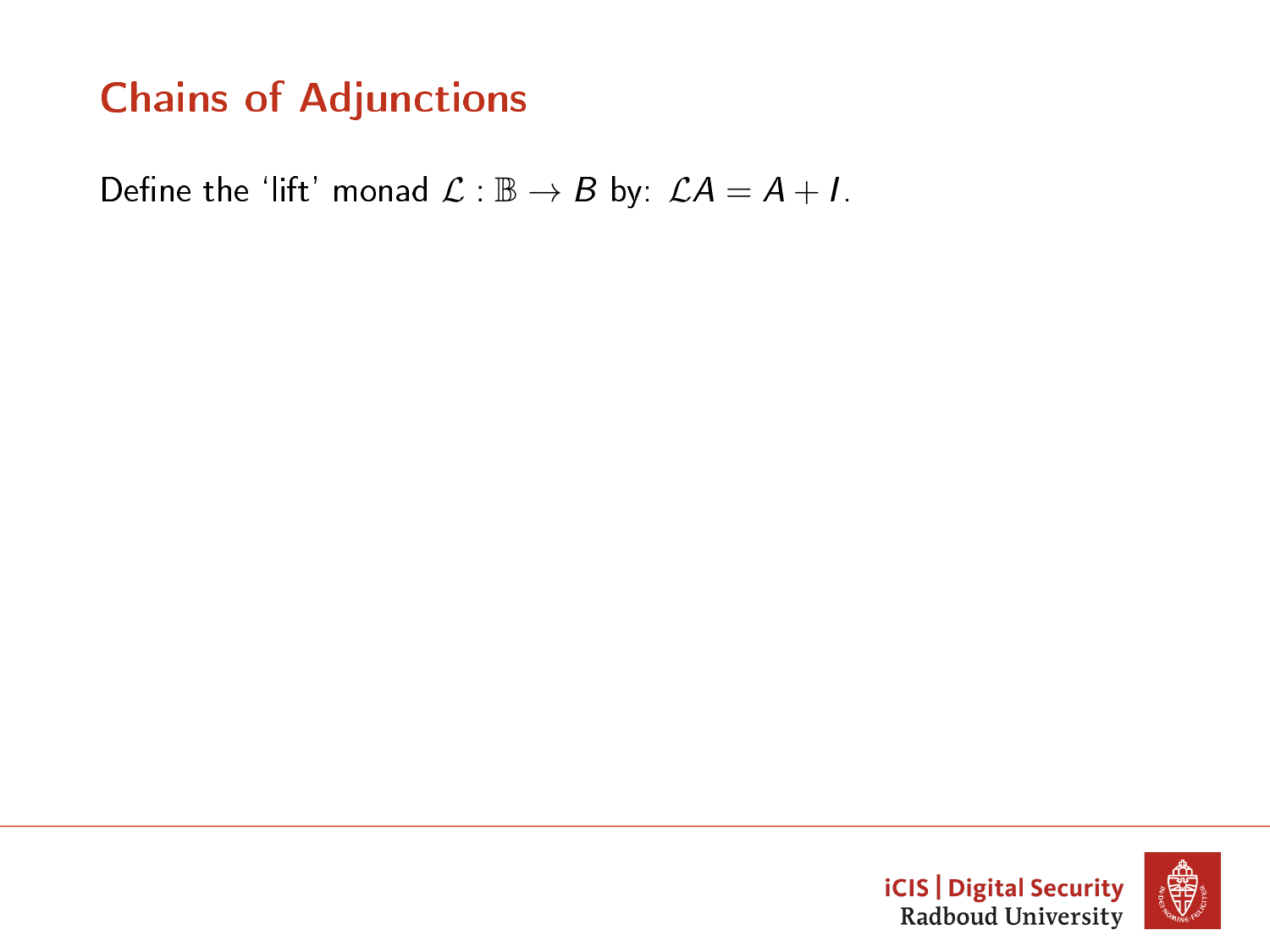# Chains of Adjunctions

Define the 'lift' monad $\mathcal{L} : \mathbb{B} \to B$ by: $\mathcal{L}A = A + I$.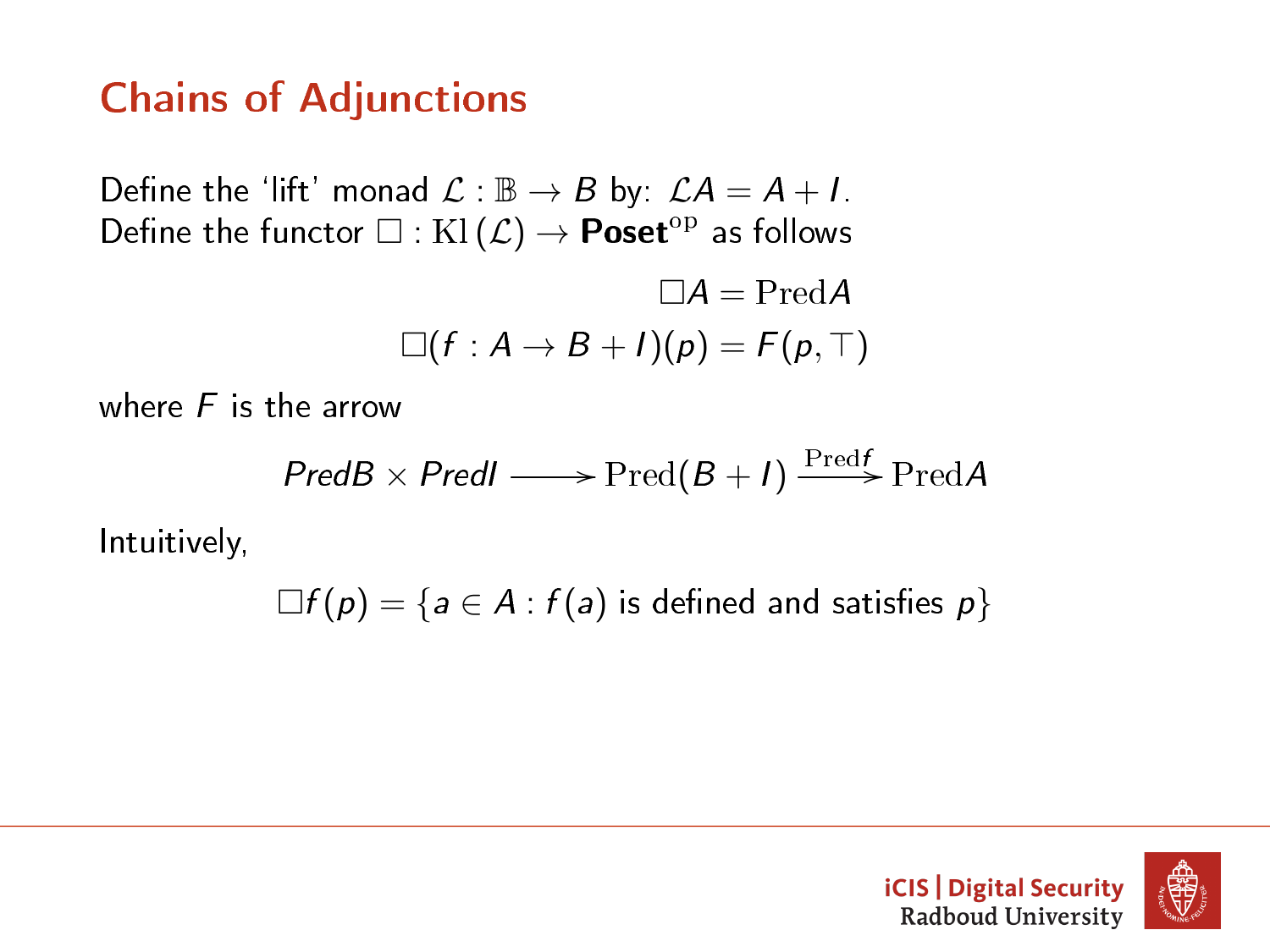## Chains of Adjunctions

Define the 'lift' monad $\mathcal{L} : \mathbb{B} \to B$ by: $\mathcal{L}A = A + I$.
Define the functor $\Box : \mathrm{Kl}\,(\mathcal{L}) \to \mathbf{Poset}^{\mathrm{op}}$ as follows

$$\Box A = \mathrm{Pred} A$$

$$\Box(f : A \to B + I)(p) = F(p, \top)$$

where $F$ is the arrow

$$PredB \times PredI \longrightarrow \mathrm{Pred}(B + I) \xrightarrow{\mathrm{Pred}f} \mathrm{Pred}A$$

Intuitively,

$$\Box f(p) = \{a \in A : f(a) \text{ is defined and satisfies } p\}$$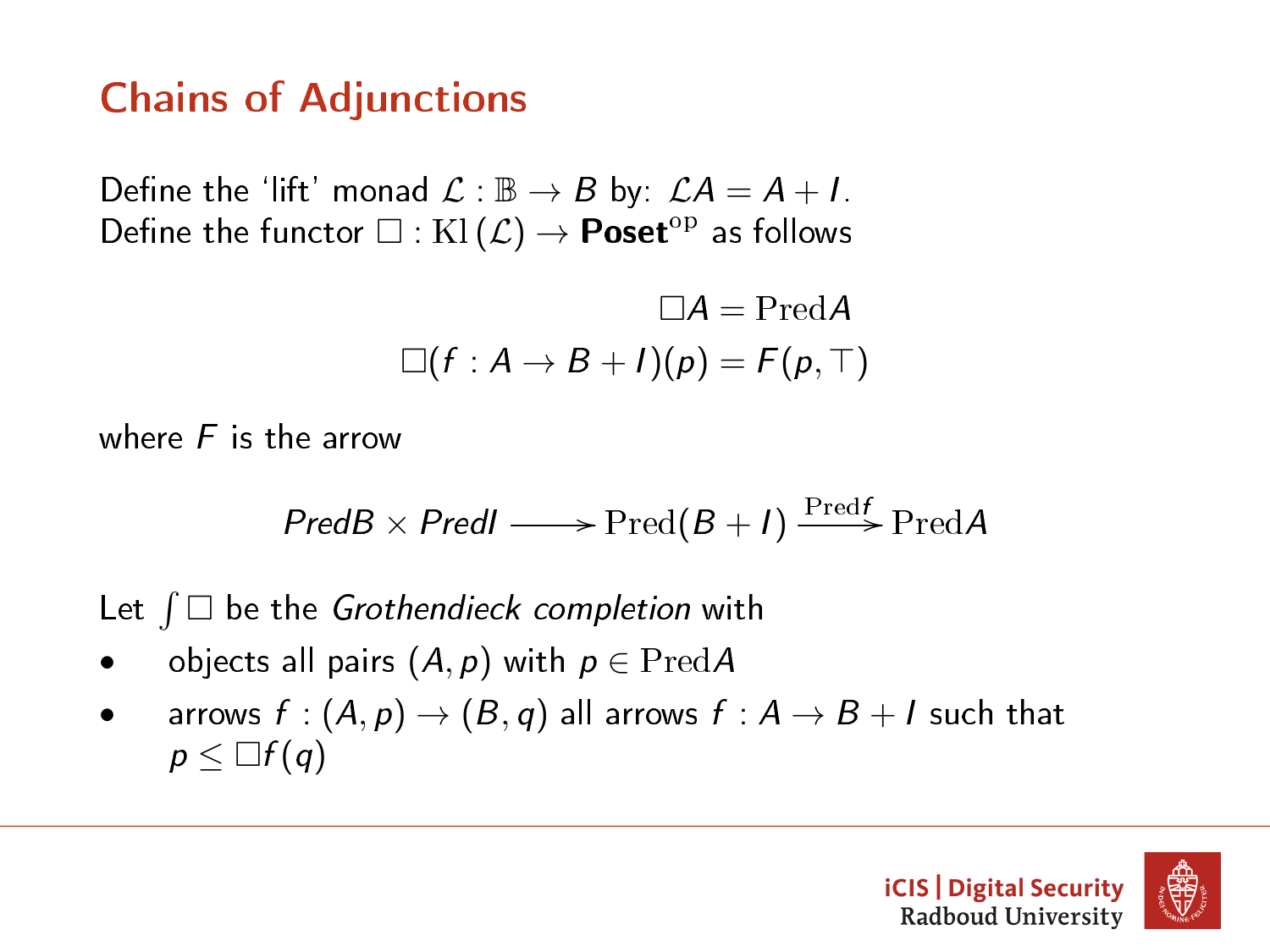## Chains of Adjunctions

Define the 'lift' monad $\mathcal{L} : \mathbb{B} \to B$ by: $\mathcal{L}A = A + I$.
Define the functor $\Box : \mathrm{Kl}\,(\mathcal{L}) \to \mathbf{Poset}^{\mathrm{op}}$ as follows

$$\Box A = \mathrm{Pred} A$$
$$\Box(f : A \to B + I)(p) = F(p, \top)$$

where $F$ is the arrow

$$PredB \times PredI \longrightarrow \mathrm{Pred}(B + I) \xrightarrow{\mathrm{Pred} f} \mathrm{Pred} A$$

Let $\int \Box$ be the *Grothendieck completion* with

- objects all pairs $(A, p)$ with $p \in \mathrm{Pred} A$
- arrows $f : (A, p) \to (B, q)$ all arrows $f : A \to B + I$ such that $p \leq \Box f(q)$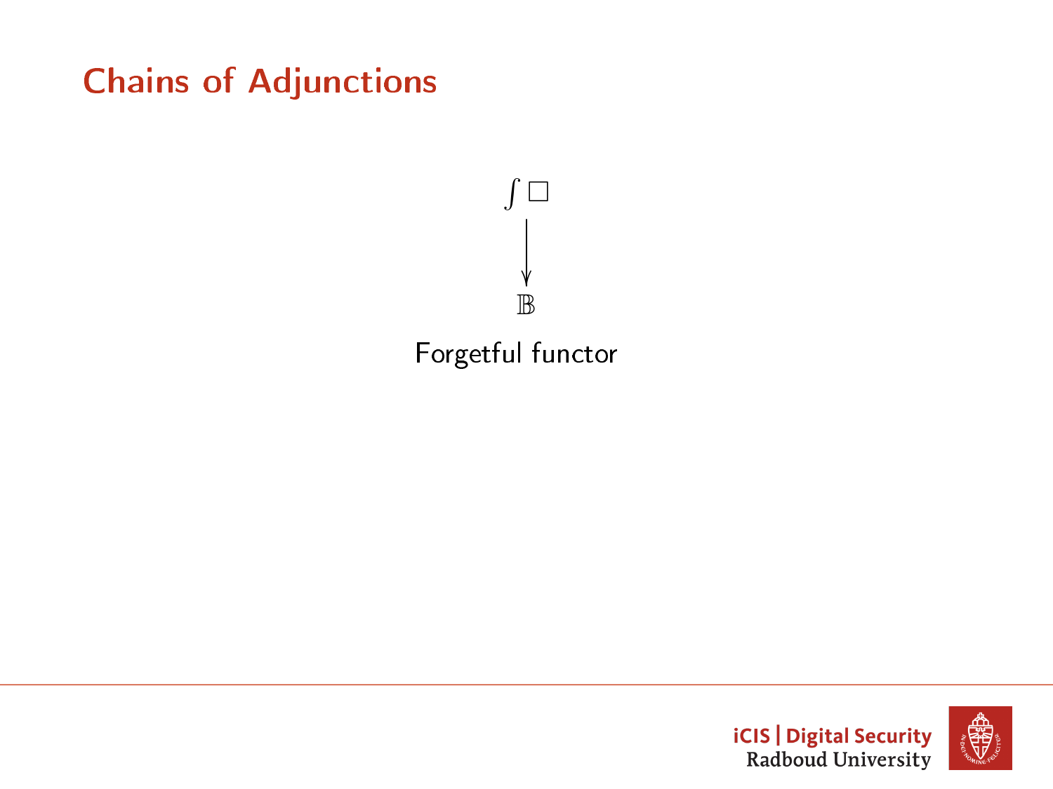# Chains of Adjunctions

$$\begin{array}{c} \int \square \\ \Big\downarrow \\ \mathbb{B} \end{array}$$

Forgetful functor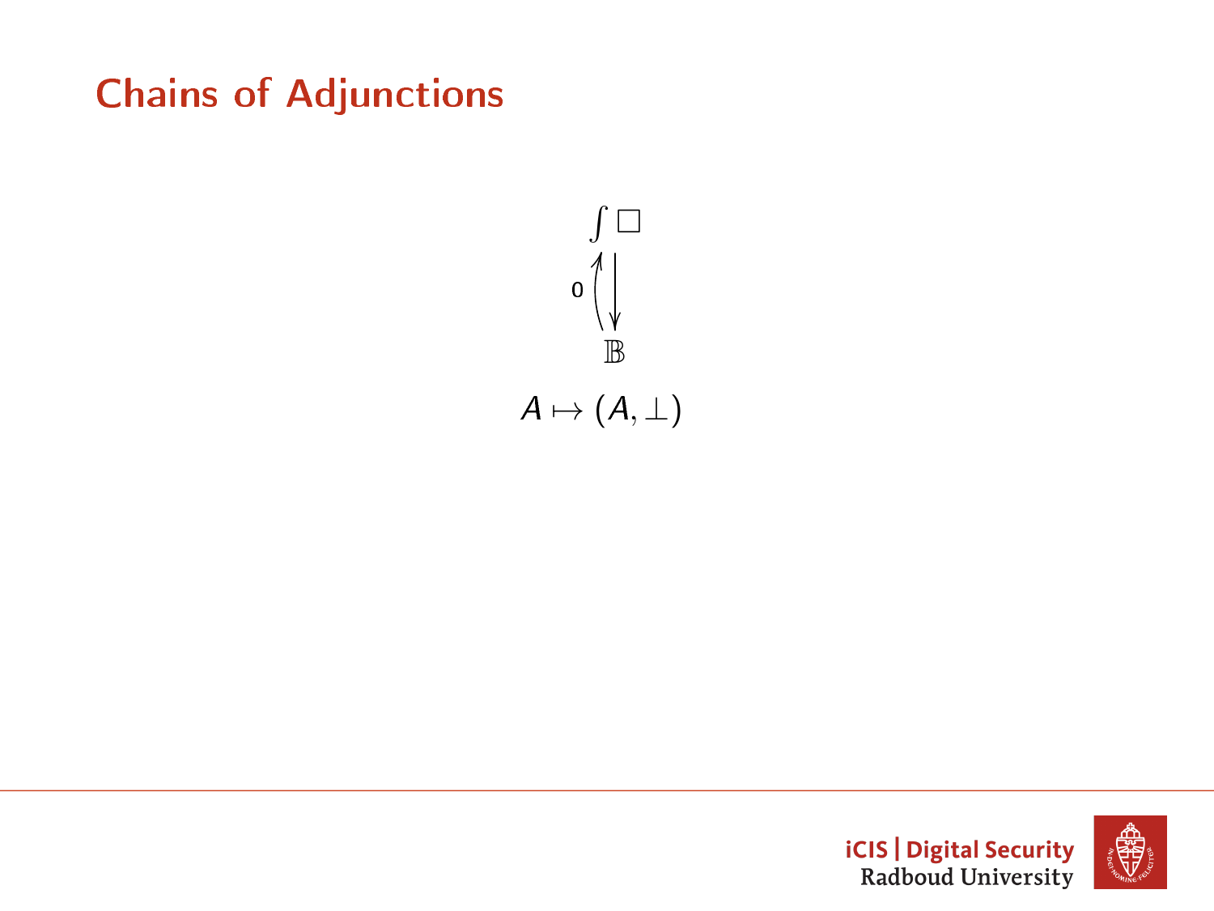# Chains of Adjunctions

$$\begin{array}{c} \int \square \\ {\scriptstyle 0} \big\uparrow \big\downarrow \\ \mathbb{B} \end{array}$$

$$A \mapsto (A, \bot)$$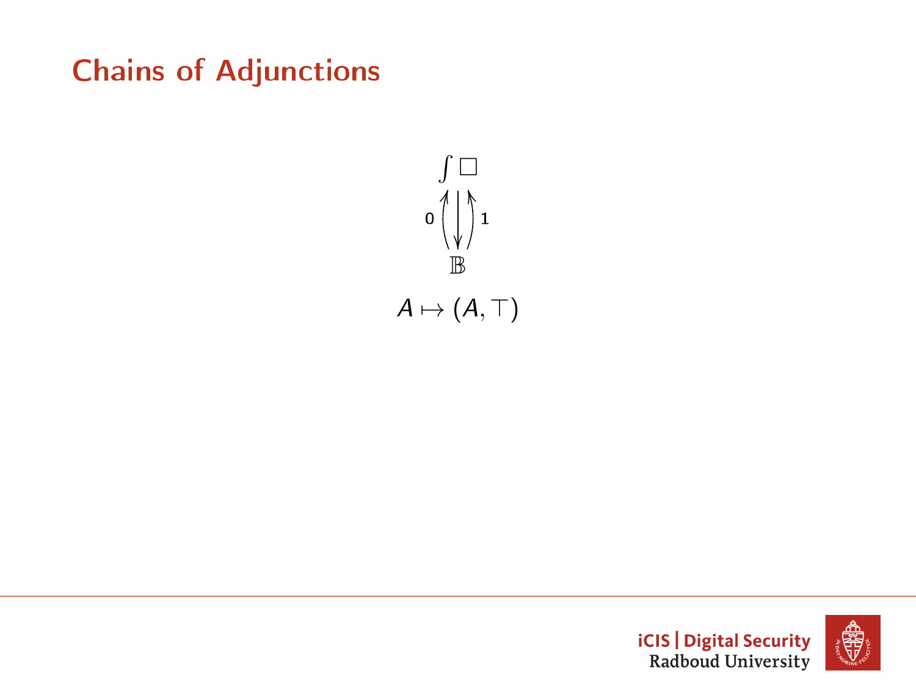# Chains of Adjunctions

$$\begin{array}{c} \int \square \\ {\scriptstyle 0}\left\uparrow\right. \left\downarrow\right. \left\uparrow\right.{\scriptstyle 1} \\ \mathbb{B} \end{array}$$

$$A \mapsto (A, \top)$$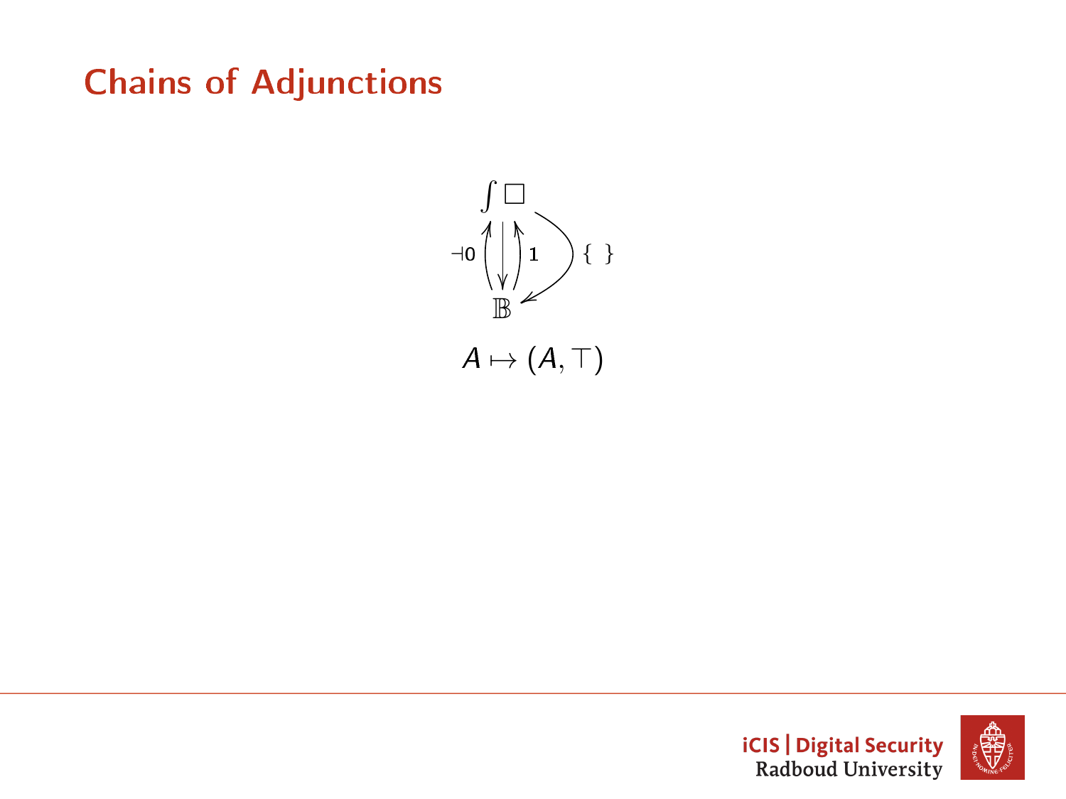# Chains of Adjunctions

$$\begin{array}{c} \int \square \\ \dashv 0 \uparrow \ \downarrow \ \uparrow 1 \quad \{\ \} \\ \mathbb{B} \end{array}$$

$$A \mapsto (A, \top)$$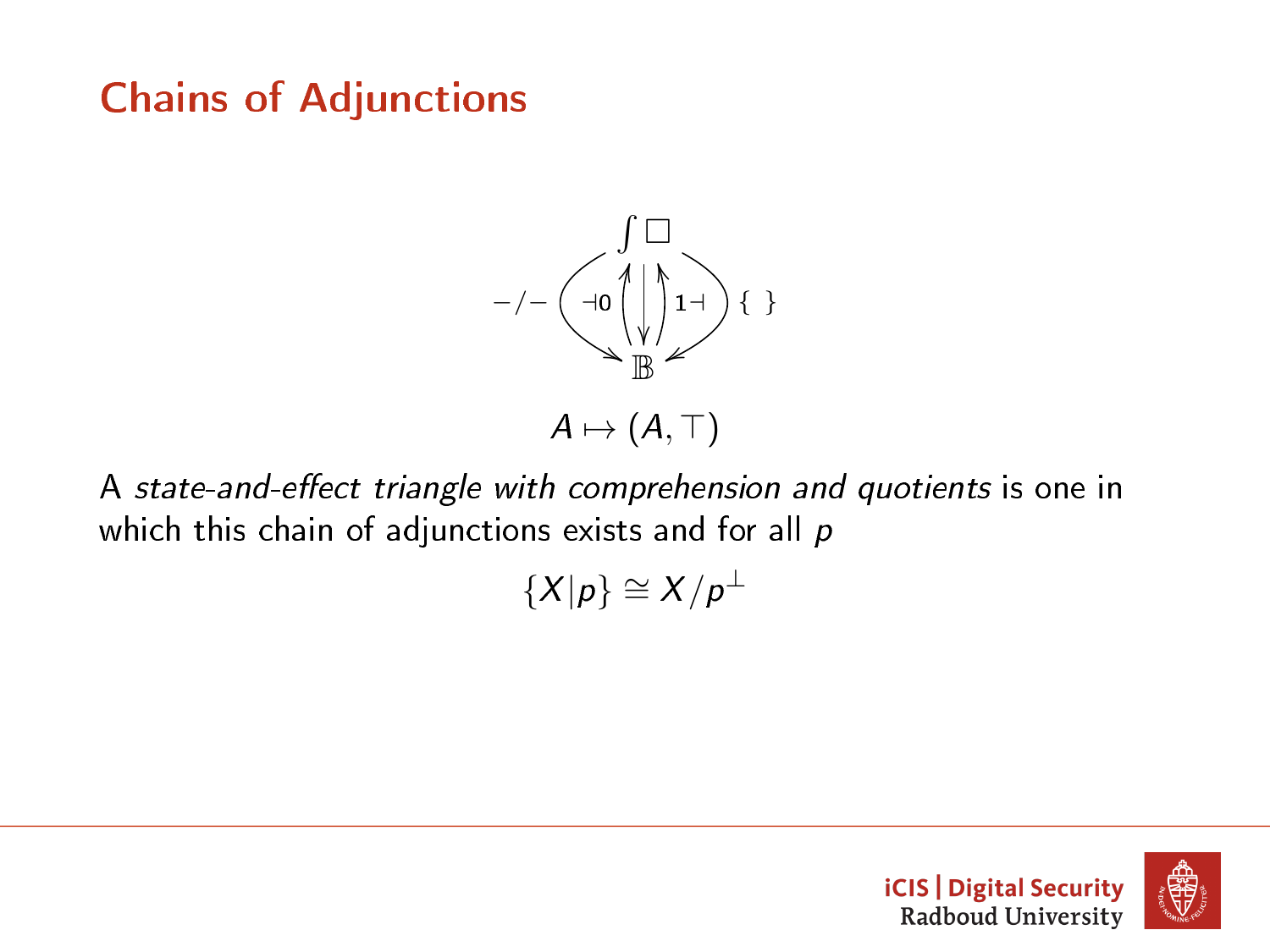# Chains of Adjunctions

$$
\begin{array}{c}
\int \square \\
-/- \quad \dashv 0 \quad \updownarrow \quad 1 \dashv \quad \{\ \} \\
\mathbb{B}
\end{array}
$$

$$A \mapsto (A, \top)$$

A *state-and-effect triangle with comprehension and quotients* is one in which this chain of adjunctions exists and for all $p$

$$\{X|p\} \cong X/p^{\perp}$$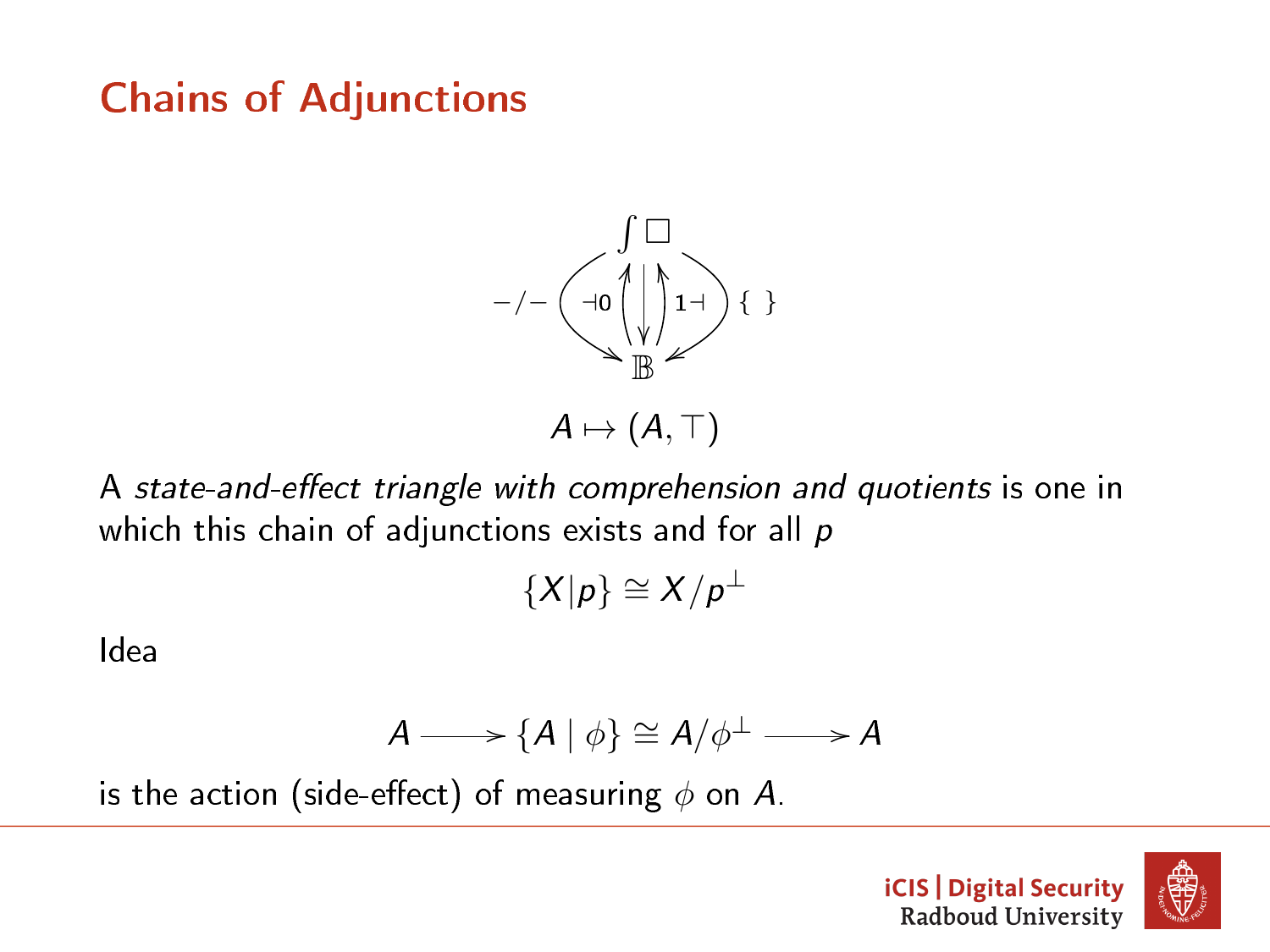## Chains of Adjunctions

$$\begin{array}{c} \int \square \\ -/- \quad \dashv 0 \quad \uparrow\downarrow\uparrow \quad 1 \dashv \quad \{\ \} \\ \mathbb{B} \end{array}$$

$$A \mapsto (A, \top)$$

A *state-and-effect triangle with comprehension and quotients* is one in which this chain of adjunctions exists and for all $p$

$$\{X|p\} \cong X/p^{\perp}$$

Idea

$$A \longrightarrow \{A \mid \phi\} \cong A/\phi^{\perp} \longrightarrow A$$

is the action (side-effect) of measuring $\phi$ on $A$.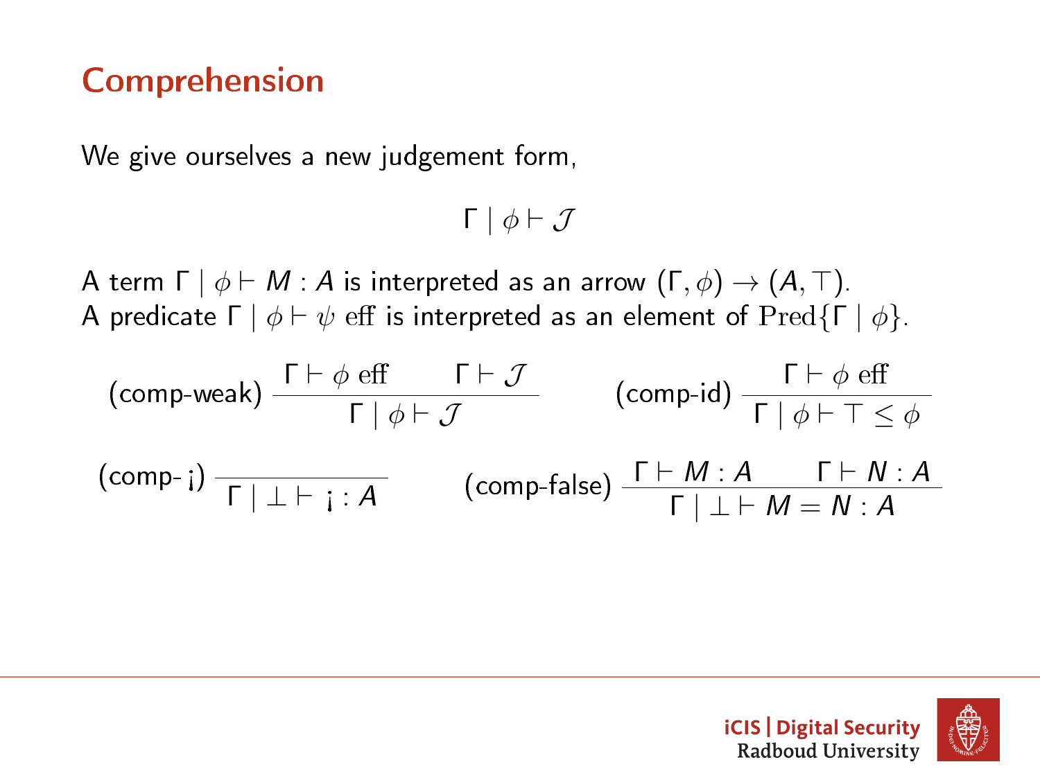# Comprehension

We give ourselves a new judgement form,

$$\Gamma \mid \phi \vdash \mathcal{J}$$

A term $\Gamma \mid \phi \vdash M : A$ is interpreted as an arrow $(\Gamma, \phi) \to (A, \top)$.
A predicate $\Gamma \mid \phi \vdash \psi \ \mathrm{eff}$ is interpreted as an element of $\mathrm{Pred}\{\Gamma \mid \phi\}$.

$$(\text{comp-weak})\ \frac{\Gamma \vdash \phi \ \mathrm{eff} \qquad \Gamma \vdash \mathcal{J}}{\Gamma \mid \phi \vdash \mathcal{J}} \qquad (\text{comp-id})\ \frac{\Gamma \vdash \phi \ \mathrm{eff}}{\Gamma \mid \phi \vdash \top \leq \phi}$$

$$(\text{comp-¡})\ \frac{}{\Gamma \mid \bot \vdash \text{¡} : A} \qquad (\text{comp-false})\ \frac{\Gamma \vdash M : A \qquad \Gamma \vdash N : A}{\Gamma \mid \bot \vdash M = N : A}$$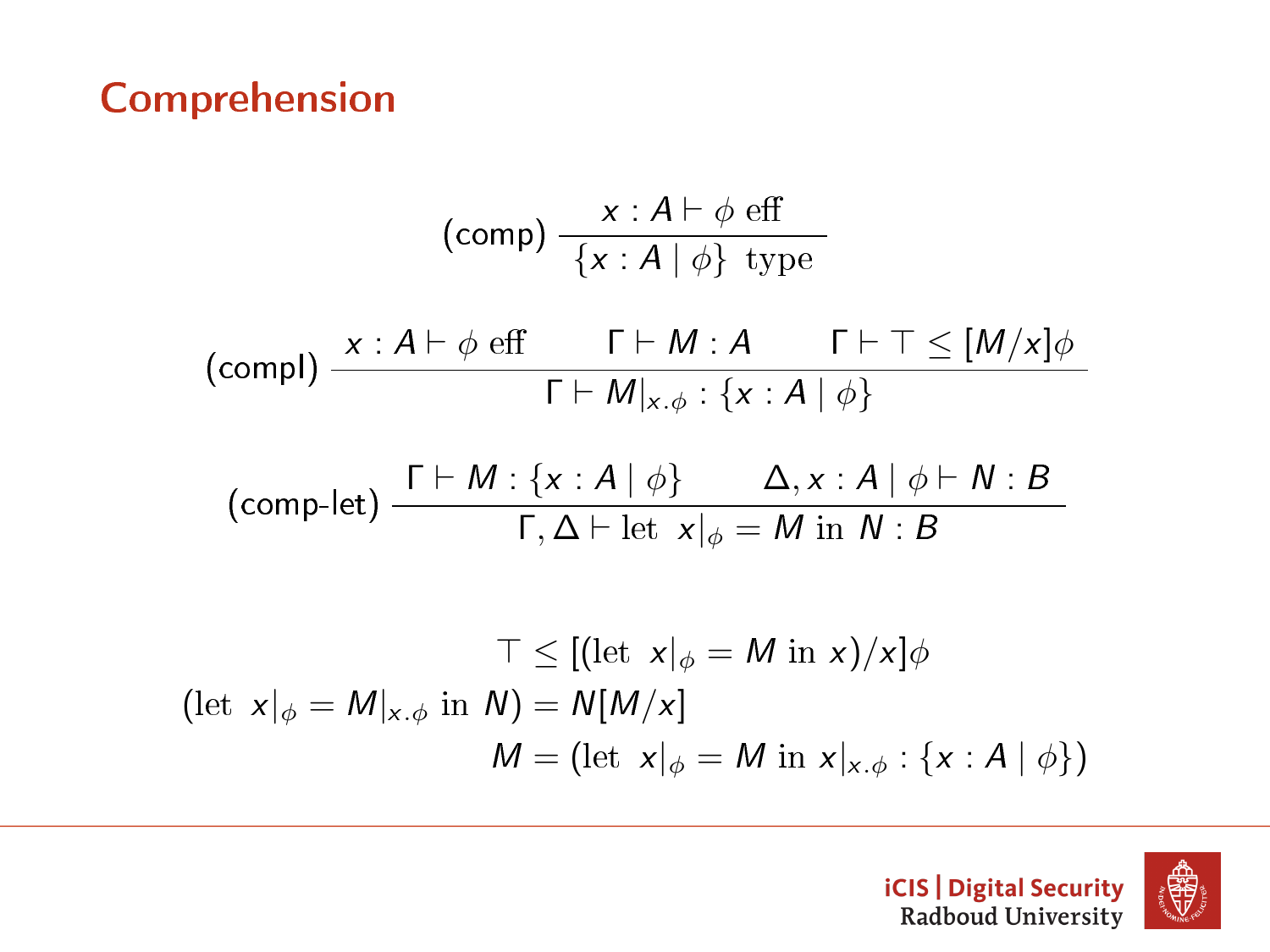# Comprehension

$$
(\text{comp})\ \frac{x : A \vdash \phi \text{ eff}}{\{x : A \mid \phi\} \text{ type}}
$$

$$
(\text{compI})\ \frac{x : A \vdash \phi \text{ eff} \qquad \Gamma \vdash M : A \qquad \Gamma \vdash \top \leq [M/x]\phi}{\Gamma \vdash M|_{x.\phi} : \{x : A \mid \phi\}}
$$

$$
(\text{comp-let})\ \frac{\Gamma \vdash M : \{x : A \mid \phi\} \qquad \Delta, x : A \mid \phi \vdash N : B}{\Gamma, \Delta \vdash \text{let } x|_{\phi} = M \text{ in } N : B}
$$

$$
\begin{aligned}
\top &\leq [(\text{let } x|_{\phi} = M \text{ in } x)/x]\phi \\
(\text{let } x|_{\phi} = M|_{x.\phi} \text{ in } N) &= N[M/x] \\
M &= (\text{let } x|_{\phi} = M \text{ in } x|_{x.\phi} : \{x : A \mid \phi\})
\end{aligned}
$$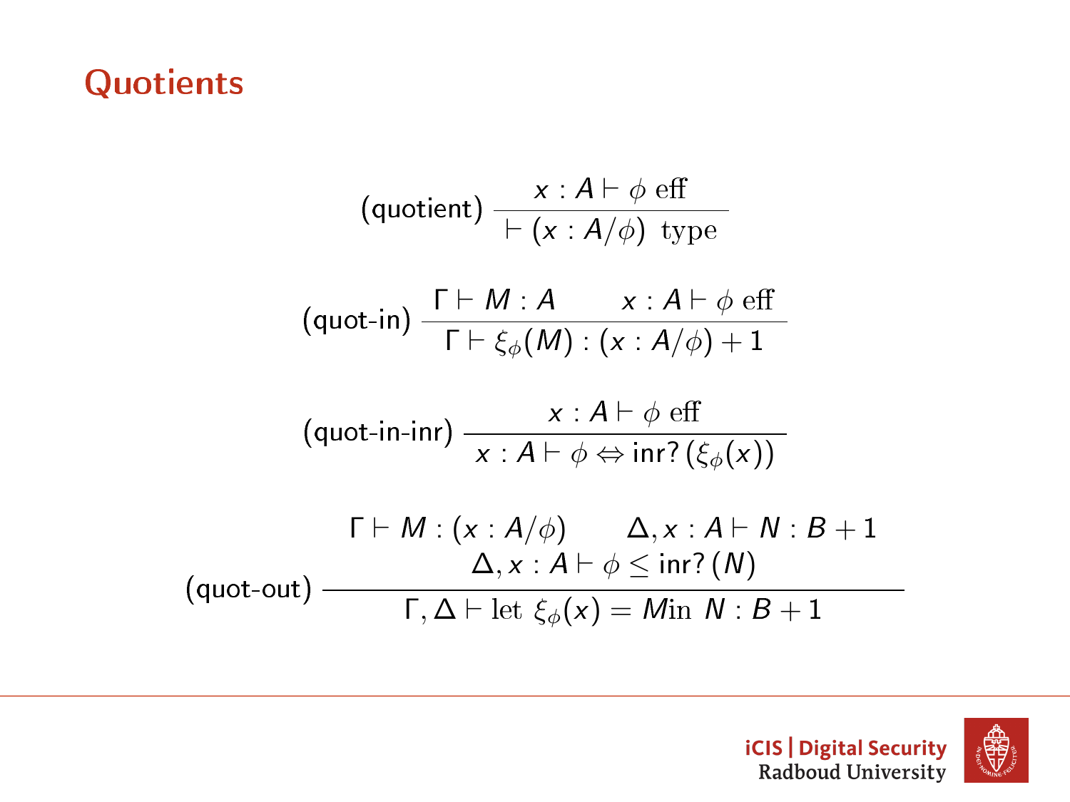# Quotients

$$(\text{quotient})\ \frac{x : A \vdash \phi \ \text{eff}}{\vdash (x : A/\phi)\ \ \text{type}}$$

$$(\text{quot-in})\ \frac{\Gamma \vdash M : A \qquad x : A \vdash \phi \ \text{eff}}{\Gamma \vdash \xi_\phi(M) : (x : A/\phi) + 1}$$

$$(\text{quot-in-inr})\ \frac{x : A \vdash \phi \ \text{eff}}{x : A \vdash \phi \Leftrightarrow \text{inr?}\,(\xi_\phi(x))}$$

$$(\text{quot-out})\ \frac{\begin{array}{c}\Gamma \vdash M : (x : A/\phi) \qquad \Delta, x : A \vdash N : B + 1 \\ \Delta, x : A \vdash \phi \leq \text{inr?}\,(N)\end{array}}{\Gamma, \Delta \vdash \text{let}\ \xi_\phi(x) = M \text{in}\ \ N : B + 1}$$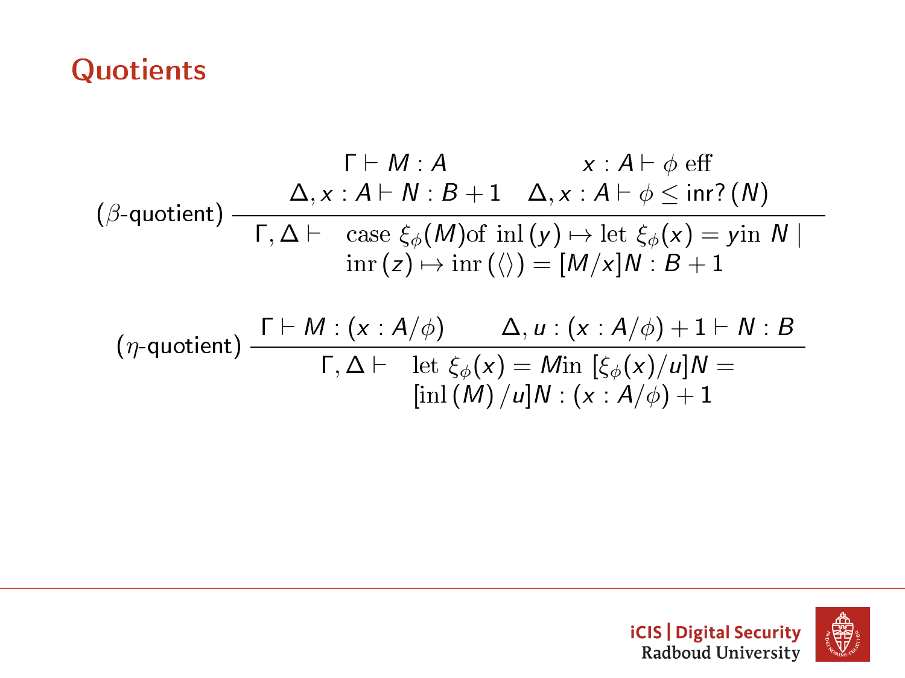# Quotients

$$
(\beta\text{-quotient}) \; \frac{\begin{array}{cc} \Gamma \vdash M : A & x : A \vdash \phi \text{ eff} \\ \Delta, x : A \vdash N : B + 1 & \Delta, x : A \vdash \phi \leq \mathsf{inr?}\,(N) \end{array}}{\begin{array}{l} \Gamma, \Delta \vdash \quad \text{case } \xi_\phi(M) \text{of } \text{inl}\,(y) \mapsto \text{let } \xi_\phi(x) = y \text{in } N \mid \\ \qquad\quad \text{inr}\,(z) \mapsto \text{inr}\,(\langle\rangle) = [M/x]N : B + 1 \end{array}}
$$

$$
(\eta\text{-quotient}) \; \frac{\Gamma \vdash M : (x : A/\phi) \qquad \Delta, u : (x : A/\phi) + 1 \vdash N : B}{\begin{array}{l} \Gamma, \Delta \vdash \quad \text{let } \xi_\phi(x) = M \text{in } [\xi_\phi(x)/u]N = \\ \qquad\quad [\text{inl}\,(M)\,/u]N : (x : A/\phi) + 1 \end{array}}
$$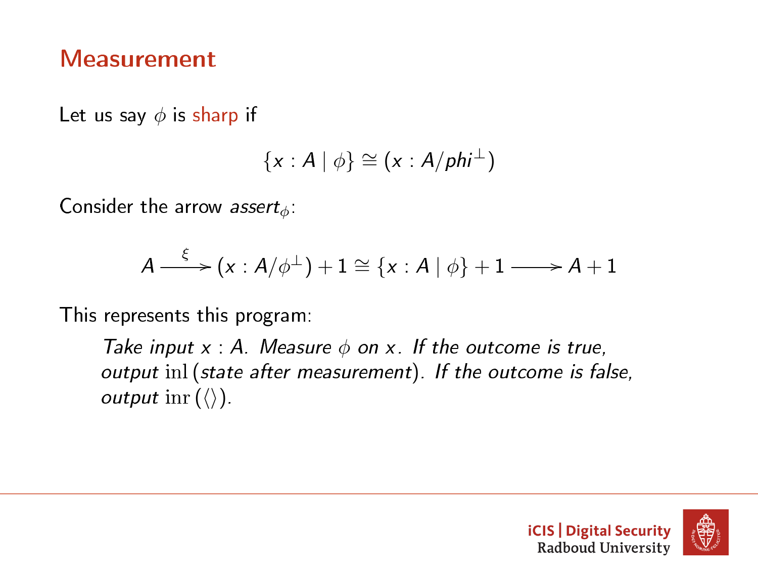# Measurement

Let us say $\phi$ is sharp if

$$\{x : A \mid \phi\} \cong (x : A/phi^{\perp})$$

Consider the arrow $assert_{\phi}$:

$$A \xrightarrow{\xi} (x : A/\phi^{\perp}) + 1 \cong \{x : A \mid \phi\} + 1 \longrightarrow A + 1$$

This represents this program:

> *Take input $x : A$. Measure $\phi$ on $x$. If the outcome is true, output* $\mathrm{inl}$ *(state after measurement). If the outcome is false, output* $\mathrm{inr}\,(\langle\rangle)$.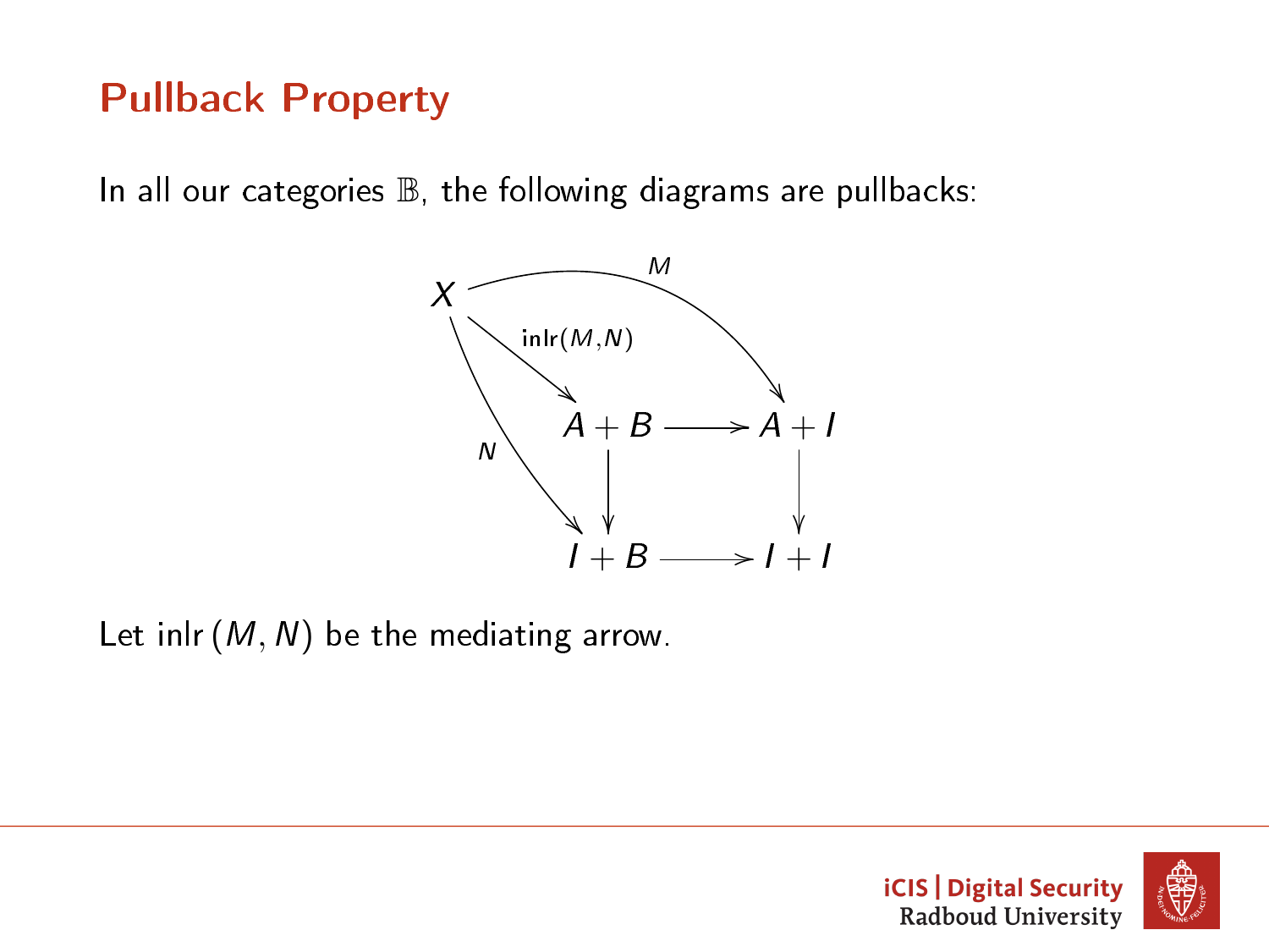# Pullback Property

In all our categories $\mathbb{B}$, the following diagrams are pullbacks:

$$
\begin{array}{ccc}
A + B & \longrightarrow & A + I \\
\big\downarrow & & \big\downarrow \\
I + B & \longrightarrow & I + I
\end{array}
$$

with $M : X \to A + I$, $N : X \to I + B$, and $\mathsf{inlr}(M,N) : X \to A + B$.

Let $\mathsf{inlr}\,(M, N)$ be the mediating arrow.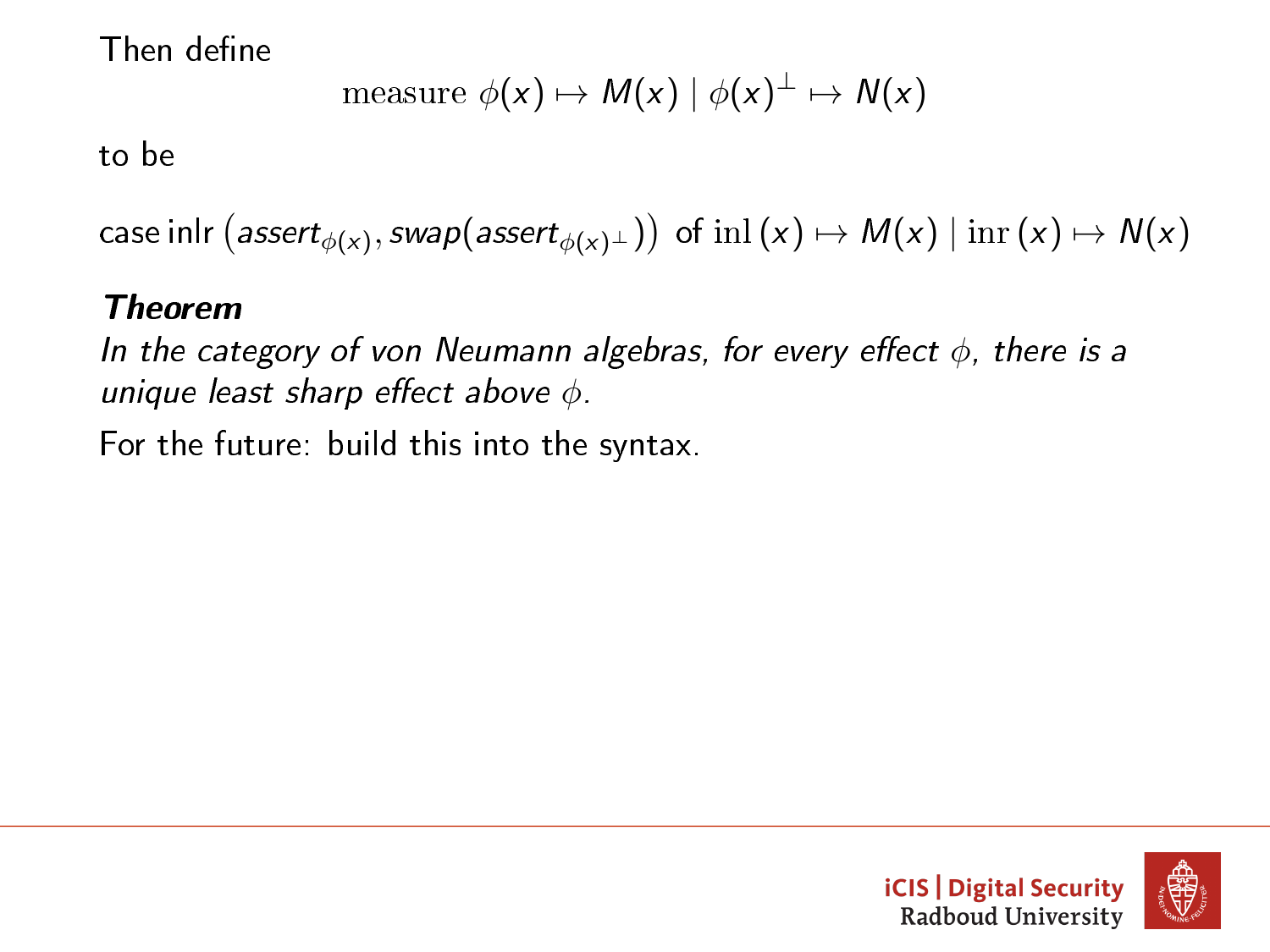Then define

$$\text{measure } \phi(x) \mapsto M(x) \mid \phi(x)^{\perp} \mapsto N(x)$$

to be

$$\text{case inlr}\left(\textit{assert}_{\phi(x)}, \textit{swap}(\textit{assert}_{\phi(x)^{\perp}})\right) \text{ of } \mathrm{inl}\,(x) \mapsto M(x) \mid \mathrm{inr}\,(x) \mapsto N(x)$$

***Theorem***

*In the category of von Neumann algebras, for every effect $\phi$, there is a unique least sharp effect above $\phi$.*

For the future: build this into the syntax.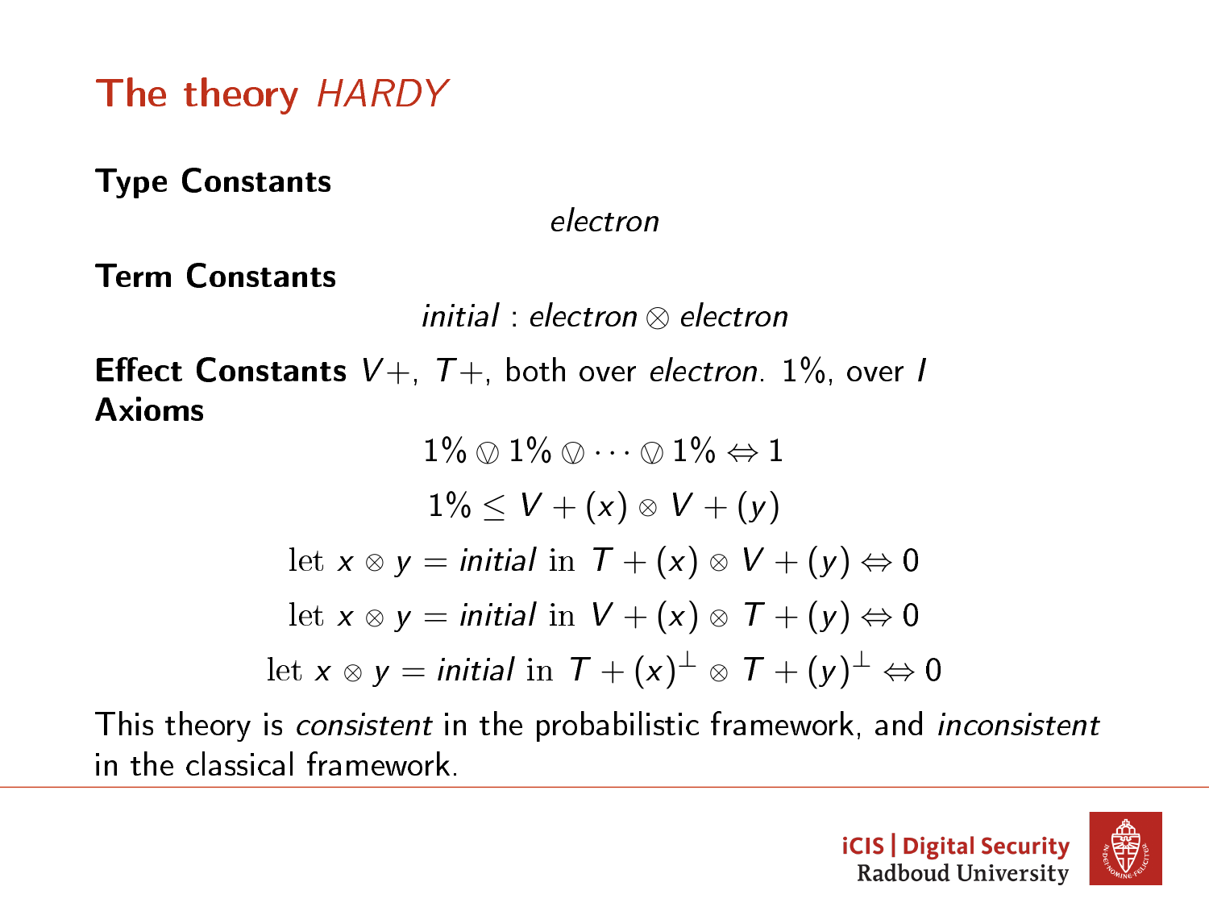# The theory *HARDY*

**Type Constants**

$$\mathit{electron}$$

**Term Constants**

$$\mathit{initial} : \mathit{electron} \otimes \mathit{electron}$$

**Effect Constants** $V+$, $T+$, both over *electron*. $1\%$, over $I$

**Axioms**

$$1\% \ovee 1\% \ovee \cdots \ovee 1\% \Leftrightarrow 1$$

$$1\% \leq V+(x) \otimes V+(y)$$

$$\text{let } x \otimes y = \mathit{initial} \text{ in } T+(x) \otimes V+(y) \Leftrightarrow 0$$

$$\text{let } x \otimes y = \mathit{initial} \text{ in } V+(x) \otimes T+(y) \Leftrightarrow 0$$

$$\text{let } x \otimes y = \mathit{initial} \text{ in } T+(x)^{\perp} \otimes T+(y)^{\perp} \Leftrightarrow 0$$

This theory is *consistent* in the probabilistic framework, and *inconsistent* in the classical framework.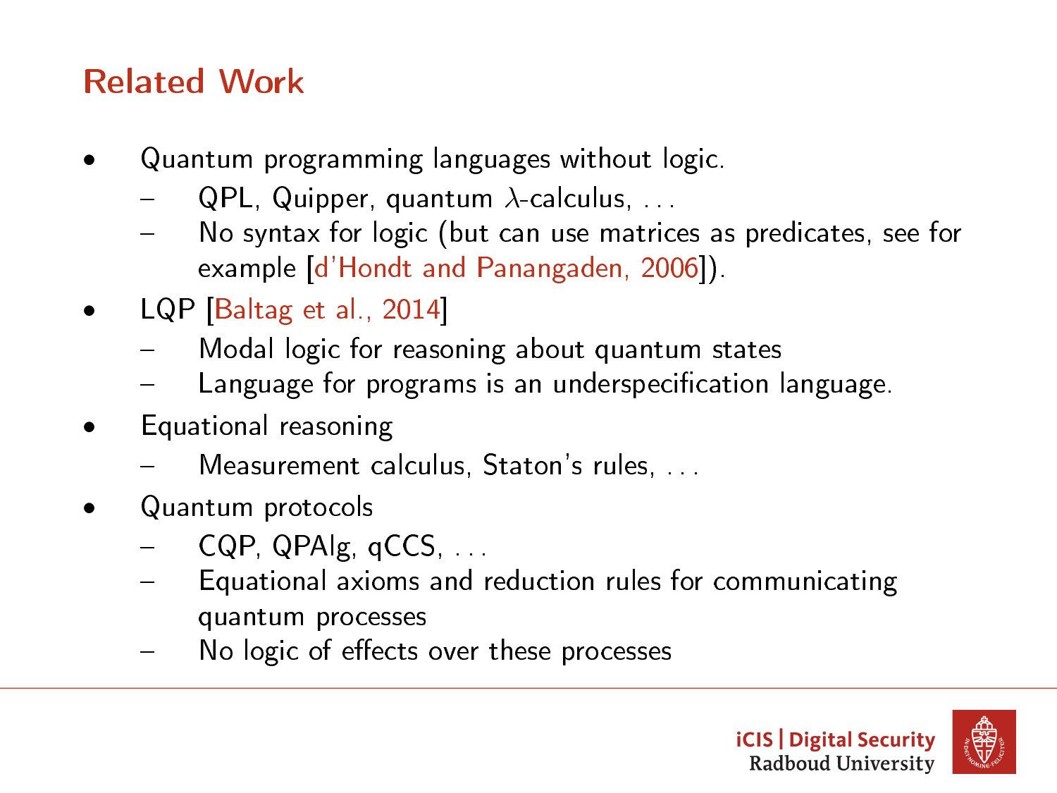# Related Work

- Quantum programming languages without logic.
  - QPL, Quipper, quantum $\lambda$-calculus, ...
  - No syntax for logic (but can use matrices as predicates, see for example [d'Hondt and Panangaden, 2006]).
- LQP [Baltag et al., 2014]
  - Modal logic for reasoning about quantum states
  - Language for programs is an underspecification language.
- Equational reasoning
  - Measurement calculus, Staton's rules, ...
- Quantum protocols
  - CQP, QPAlg, qCCS, ...
  - Equational axioms and reduction rules for communicating quantum processes
  - No logic of effects over these processes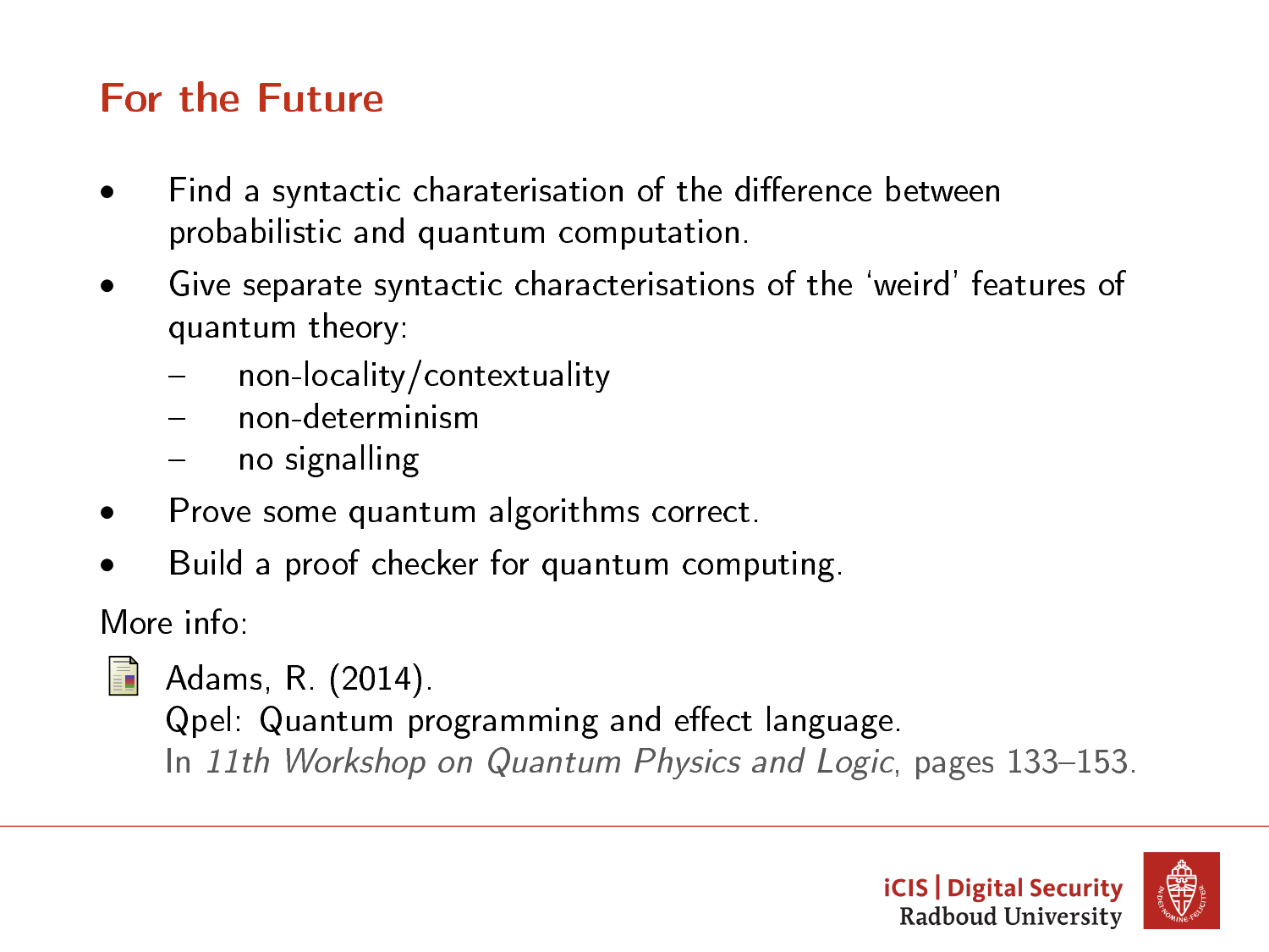## For the Future

- Find a syntactic charaterisation of the difference between probabilistic and quantum computation.
- Give separate syntactic characterisations of the 'weird' features of quantum theory:
  - non-locality/contextuality
  - non-determinism
  - no signalling
- Prove some quantum algorithms correct.
- Build a proof checker for quantum computing.

More info:

Adams, R. (2014).
Qpel: Quantum programming and effect language.
In *11th Workshop on Quantum Physics and Logic*, pages 133–153.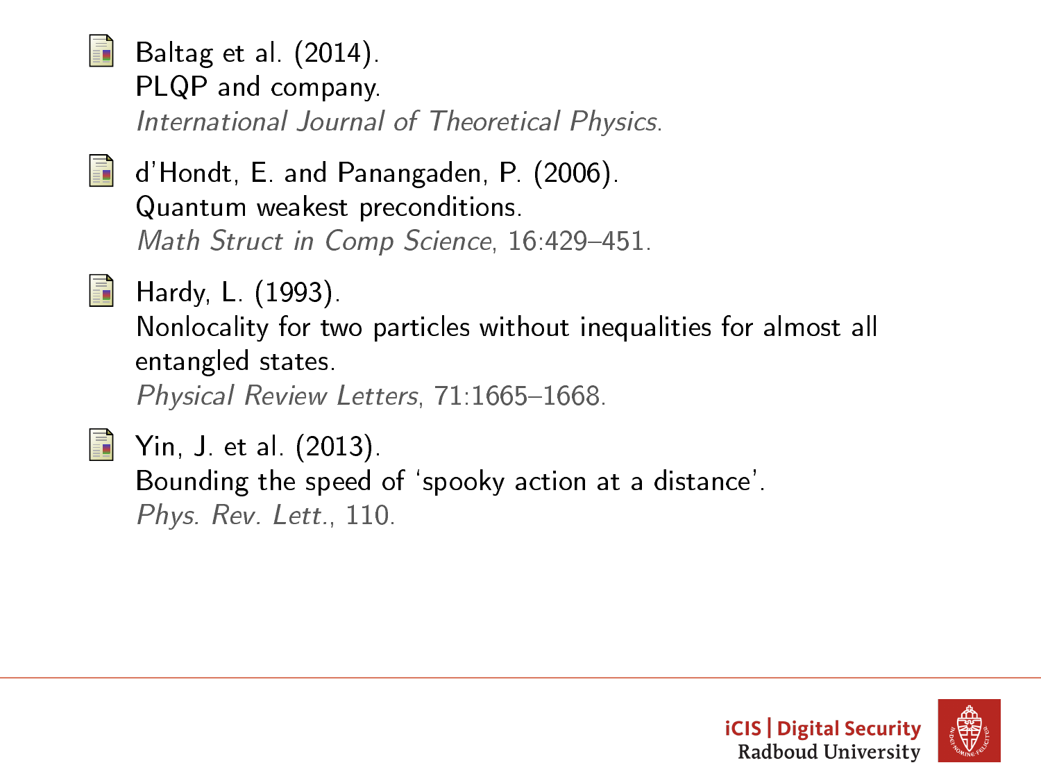- Baltag et al. (2014).
  PLQP and company.
  *International Journal of Theoretical Physics*.

- d'Hondt, E. and Panangaden, P. (2006).
  Quantum weakest preconditions.
  *Math Struct in Comp Science*, 16:429–451.

- Hardy, L. (1993).
  Nonlocality for two particles without inequalities for almost all entangled states.
  *Physical Review Letters*, 71:1665–1668.

- Yin, J. et al. (2013).
  Bounding the speed of 'spooky action at a distance'.
  *Phys. Rev. Lett.*, 110.